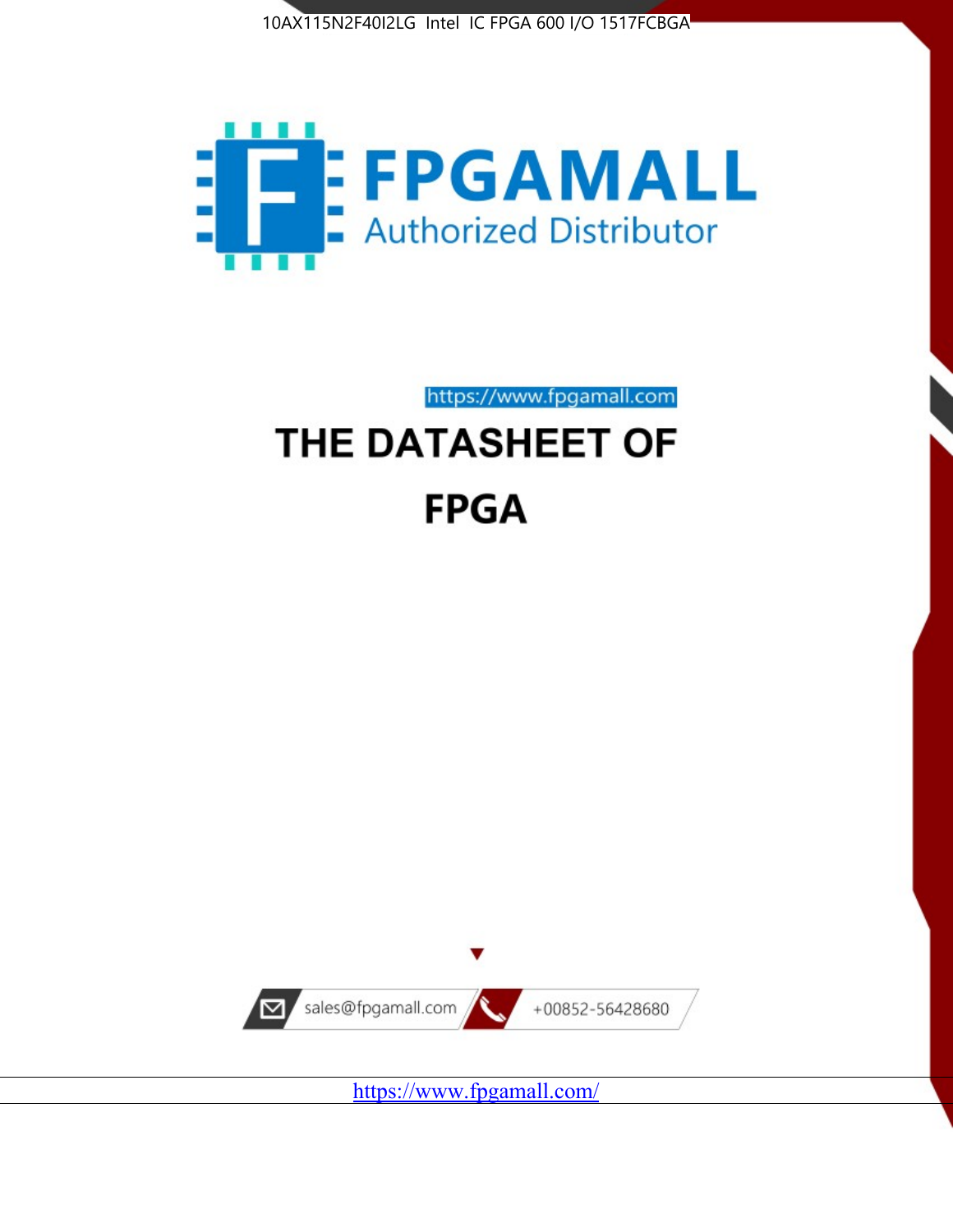10AX115N2F40I2LG Intel IC FPGA 600 I/O 1517FCBGA

FPGAMALL

Authorized Distributor

https://www.fpgamall.com

# THE DATASHEET OF

# FPGA

sales@fpgamall.com

+00852-56428680

https://www.fpgamall.com/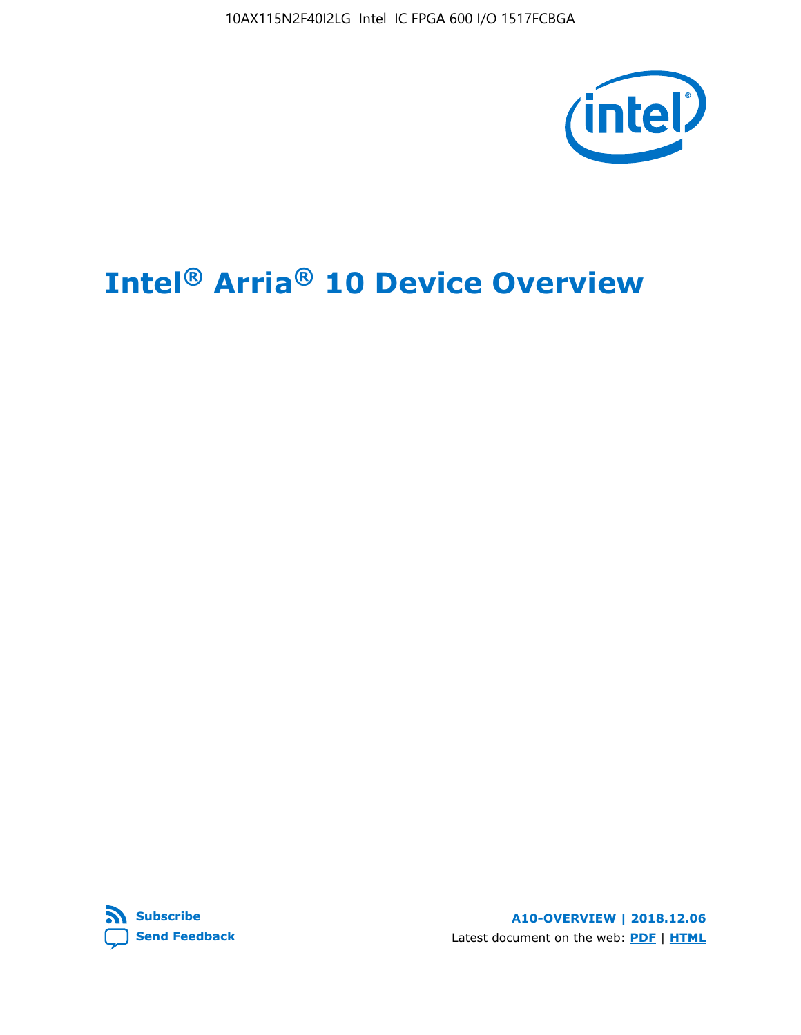# Intel® Arria® 10 Device Overview

**Subscribe**

**Send Feedback**

**A10-OVERVIEW | 2018.12.06**

Latest document on the web: **PDF** | **HTML**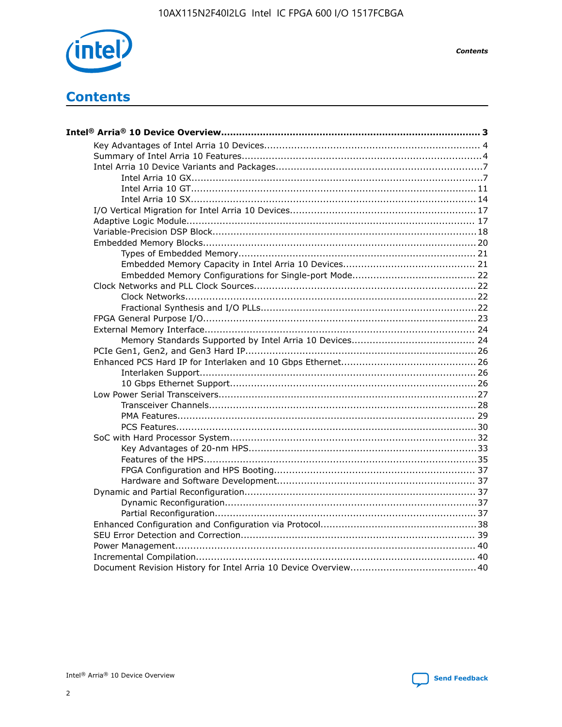# Contents

**Intel® Arria® 10 Device Overview....................................................................................... 3**

- Key Advantages of Intel Arria 10 Devices........................................................................ 4
- Summary of Intel Arria 10 Features................................................................................4
- Intel Arria 10 Device Variants and Packages.....................................................................7
  - Intel Arria 10 GX................................................................................................7
  - Intel Arria 10 GT.............................................................................................. 11
  - Intel Arria 10 SX.............................................................................................. 14
- I/O Vertical Migration for Intel Arria 10 Devices.............................................................. 17
- Adaptive Logic Module................................................................................................ 17
- Variable-Precision DSP Block.........................................................................................18
- Embedded Memory Blocks........................................................................................... 20
  - Types of Embedded Memory............................................................................... 21
  - Embedded Memory Capacity in Intel Arria 10 Devices............................................ 21
  - Embedded Memory Configurations for Single-port Mode......................................... 22
- Clock Networks and PLL Clock Sources.......................................................................... 22
  - Clock Networks................................................................................................. 22
  - Fractional Synthesis and I/O PLLs........................................................................22
- FPGA General Purpose I/O...........................................................................................23
- External Memory Interface.......................................................................................... 24
  - Memory Standards Supported by Intel Arria 10 Devices......................................... 24
- PCIe Gen1, Gen2, and Gen3 Hard IP............................................................................. 26
- Enhanced PCS Hard IP for Interlaken and 10 Gbps Ethernet.............................................26
  - Interlaken Support............................................................................................ 26
  - 10 Gbps Ethernet Support.................................................................................. 26
- Low Power Serial Transceivers......................................................................................27
  - Transceiver Channels......................................................................................... 28
  - PMA Features................................................................................................... 29
  - PCS Features.................................................................................................... 30
- SoC with Hard Processor System.................................................................................. 32
  - Key Advantages of 20-nm HPS............................................................................33
  - Features of the HPS...........................................................................................35
  - FPGA Configuration and HPS Booting................................................................... 37
  - Hardware and Software Development.................................................................. 37
- Dynamic and Partial Reconfiguration............................................................................. 37
  - Dynamic Reconfiguration....................................................................................37
  - Partial Reconfiguration....................................................................................... 37
- Enhanced Configuration and Configuration via Protocol....................................................38
- SEU Error Detection and Correction.............................................................................. 39
- Power Management.................................................................................................... 40
- Incremental Compilation............................................................................................. 40
- Document Revision History for Intel Arria 10 Device Overview.......................................... 40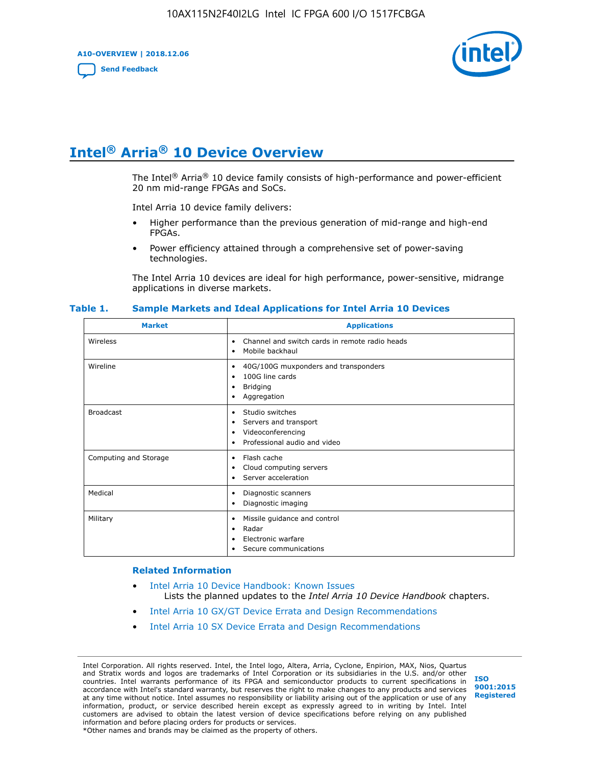# Intel® Arria® 10 Device Overview

The Intel® Arria® 10 device family consists of high-performance and power-efficient 20 nm mid-range FPGAs and SoCs.

Intel Arria 10 device family delivers:

- Higher performance than the previous generation of mid-range and high-end FPGAs.
- Power efficiency attained through a comprehensive set of power-saving technologies.

The Intel Arria 10 devices are ideal for high performance, power-sensitive, midrange applications in diverse markets.

**Table 1. Sample Markets and Ideal Applications for Intel Arria 10 Devices**

| Market | Applications |
| --- | --- |
| Wireless | • Channel and switch cards in remote radio heads<br>• Mobile backhaul |
| Wireline | • 40G/100G muxponders and transponders<br>• 100G line cards<br>• Bridging<br>• Aggregation |
| Broadcast | • Studio switches<br>• Servers and transport<br>• Videoconferencing<br>• Professional audio and video |
| Computing and Storage | • Flash cache<br>• Cloud computing servers<br>• Server acceleration |
| Medical | • Diagnostic scanners<br>• Diagnostic imaging |
| Military | • Missile guidance and control<br>• Radar<br>• Electronic warfare<br>• Secure communications |

## Related Information

- Intel Arria 10 Device Handbook: Known Issues
  Lists the planned updates to the *Intel Arria 10 Device Handbook* chapters.
- Intel Arria 10 GX/GT Device Errata and Design Recommendations
- Intel Arria 10 SX Device Errata and Design Recommendations

Intel Corporation. All rights reserved. Intel, the Intel logo, Altera, Arria, Cyclone, Enpirion, MAX, Nios, Quartus and Stratix words and logos are trademarks of Intel Corporation or its subsidiaries in the U.S. and/or other countries. Intel warrants performance of its FPGA and semiconductor products to current specifications in accordance with Intel's standard warranty, but reserves the right to make changes to any products and services at any time without notice. Intel assumes no responsibility or liability arising out of the application or use of any information, product, or service described herein except as expressly agreed to in writing by Intel. Intel customers are advised to obtain the latest version of device specifications before relying on any published information and before placing orders for products or services.
*Other names and brands may be claimed as the property of others.

ISO 9001:2015 Registered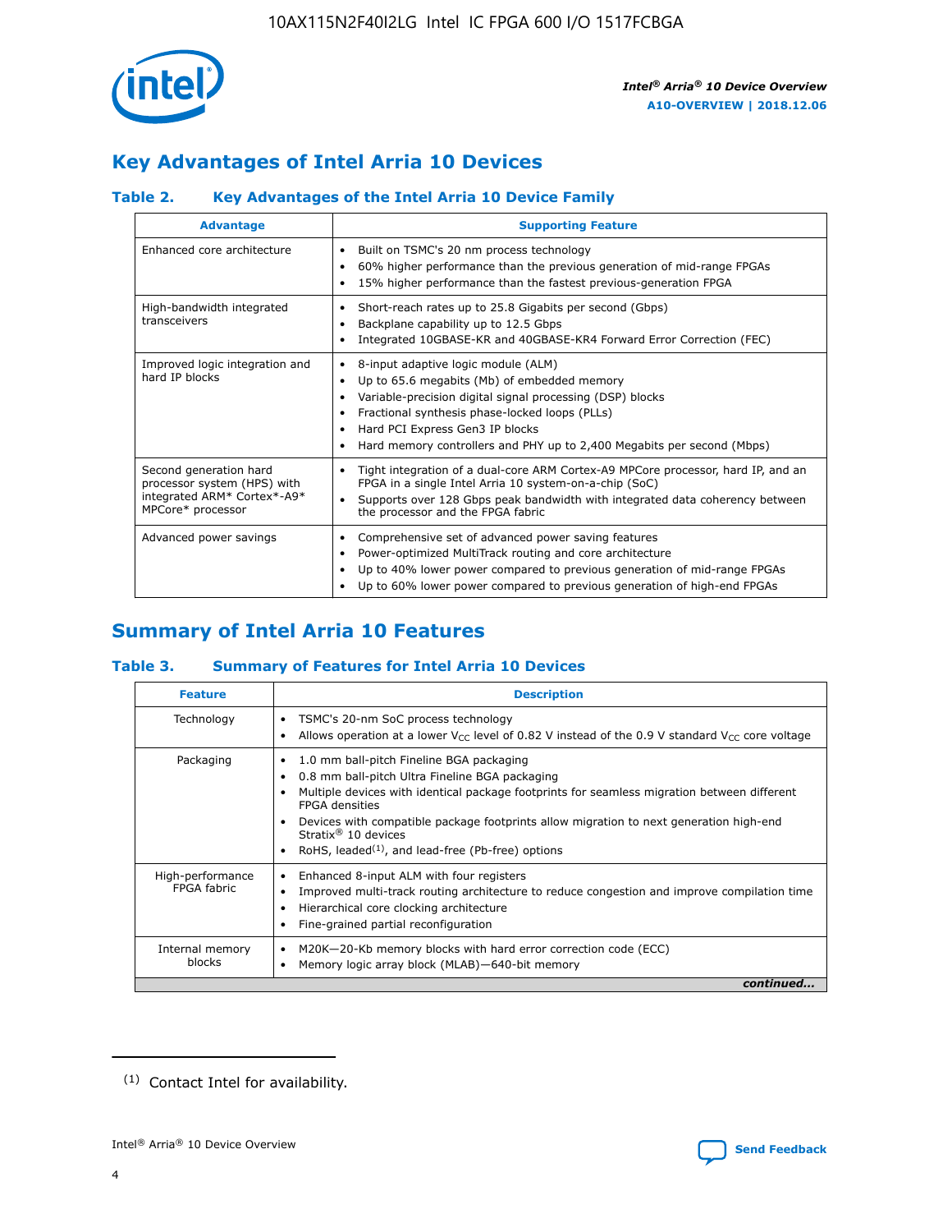## Key Advantages of Intel Arria 10 Devices

### Table 2. Key Advantages of the Intel Arria 10 Device Family

| Advantage | Supporting Feature |
| --- | --- |
| Enhanced core architecture | • Built on TSMC's 20 nm process technology<br>• 60% higher performance than the previous generation of mid-range FPGAs<br>• 15% higher performance than the fastest previous-generation FPGA |
| High-bandwidth integrated transceivers | • Short-reach rates up to 25.8 Gigabits per second (Gbps)<br>• Backplane capability up to 12.5 Gbps<br>• Integrated 10GBASE-KR and 40GBASE-KR4 Forward Error Correction (FEC) |
| Improved logic integration and hard IP blocks | • 8-input adaptive logic module (ALM)<br>• Up to 65.6 megabits (Mb) of embedded memory<br>• Variable-precision digital signal processing (DSP) blocks<br>• Fractional synthesis phase-locked loops (PLLs)<br>• Hard PCI Express Gen3 IP blocks<br>• Hard memory controllers and PHY up to 2,400 Megabits per second (Mbps) |
| Second generation hard processor system (HPS) with integrated ARM* Cortex*-A9* MPCore* processor | • Tight integration of a dual-core ARM Cortex-A9 MPCore processor, hard IP, and an FPGA in a single Intel Arria 10 system-on-a-chip (SoC)<br>• Supports over 128 Gbps peak bandwidth with integrated data coherency between the processor and the FPGA fabric |
| Advanced power savings | • Comprehensive set of advanced power saving features<br>• Power-optimized MultiTrack routing and core architecture<br>• Up to 40% lower power compared to previous generation of mid-range FPGAs<br>• Up to 60% lower power compared to previous generation of high-end FPGAs |

## Summary of Intel Arria 10 Features

### Table 3. Summary of Features for Intel Arria 10 Devices

| Feature | Description |
| --- | --- |
| Technology | • TSMC's 20-nm SoC process technology<br>• Allows operation at a lower $V_{CC}$ level of 0.82 V instead of the 0.9 V standard $V_{CC}$ core voltage |
| Packaging | • 1.0 mm ball-pitch Fineline BGA packaging<br>• 0.8 mm ball-pitch Ultra Fineline BGA packaging<br>• Multiple devices with identical package footprints for seamless migration between different FPGA densities<br>• Devices with compatible package footprints allow migration to next generation high-end Stratix® 10 devices<br>• RoHS, leaded[(1)], and lead-free (Pb-free) options |
| High-performance FPGA fabric | • Enhanced 8-input ALM with four registers<br>• Improved multi-track routing architecture to reduce congestion and improve compilation time<br>• Hierarchical core clocking architecture<br>• Fine-grained partial reconfiguration |
| Internal memory blocks | • M20K—20-Kb memory blocks with hard error correction code (ECC)<br>• Memory logic array block (MLAB)—640-bit memory |

*continued...*

(1) Contact Intel for availability.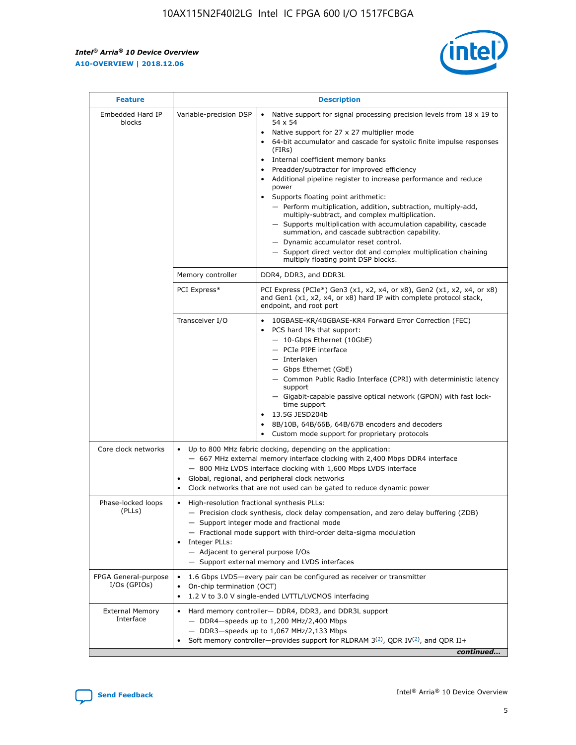| Feature | | Description |
|---|---|---|
| Embedded Hard IP blocks | Variable-precision DSP | • Native support for signal processing precision levels from 18 x 19 to 54 x 54<br>• Native support for 27 x 27 multiplier mode<br>• 64-bit accumulator and cascade for systolic finite impulse responses (FIRs)<br>• Internal coefficient memory banks<br>• Preadder/subtractor for improved efficiency<br>• Additional pipeline register to increase performance and reduce power<br>• Supports floating point arithmetic:<br>— Perform multiplication, addition, subtraction, multiply-add, multiply-subtract, and complex multiplication.<br>— Supports multiplication with accumulation capability, cascade summation, and cascade subtraction capability.<br>— Dynamic accumulator reset control.<br>— Support direct vector dot and complex multiplication chaining multiply floating point DSP blocks. |
| | Memory controller | DDR4, DDR3, and DDR3L |
| | PCI Express* | PCI Express (PCIe*) Gen3 (x1, x2, x4, or x8), Gen2 (x1, x2, x4, or x8) and Gen1 (x1, x2, x4, or x8) hard IP with complete protocol stack, endpoint, and root port |
| | Transceiver I/O | • 10GBASE-KR/40GBASE-KR4 Forward Error Correction (FEC)<br>• PCS hard IPs that support:<br>— 10-Gbps Ethernet (10GbE)<br>— PCIe PIPE interface<br>— Interlaken<br>— Gbps Ethernet (GbE)<br>— Common Public Radio Interface (CPRI) with deterministic latency support<br>— Gigabit-capable passive optical network (GPON) with fast lock-time support<br>• 13.5G JESD204b<br>• 8B/10B, 64B/66B, 64B/67B encoders and decoders<br>• Custom mode support for proprietary protocols |
| Core clock networks | | • Up to 800 MHz fabric clocking, depending on the application:<br>— 667 MHz external memory interface clocking with 2,400 Mbps DDR4 interface<br>— 800 MHz LVDS interface clocking with 1,600 Mbps LVDS interface<br>• Global, regional, and peripheral clock networks<br>• Clock networks that are not used can be gated to reduce dynamic power |
| Phase-locked loops (PLLs) | | • High-resolution fractional synthesis PLLs:<br>— Precision clock synthesis, clock delay compensation, and zero delay buffering (ZDB)<br>— Support integer mode and fractional mode<br>— Fractional mode support with third-order delta-sigma modulation<br>• Integer PLLs:<br>— Adjacent to general purpose I/Os<br>— Support external memory and LVDS interfaces |
| FPGA General-purpose I/Os (GPIOs) | | • 1.6 Gbps LVDS—every pair can be configured as receiver or transmitter<br>• On-chip termination (OCT)<br>• 1.2 V to 3.0 V single-ended LVTTL/LVCMOS interfacing |
| External Memory Interface | | • Hard memory controller— DDR4, DDR3, and DDR3L support<br>— DDR4—speeds up to 1,200 MHz/2,400 Mbps<br>— DDR3—speeds up to 1,067 MHz/2,133 Mbps<br>• Soft memory controller—provides support for RLDRAM 3[(2)], QDR IV[(2)], and QDR II+ |

*continued...*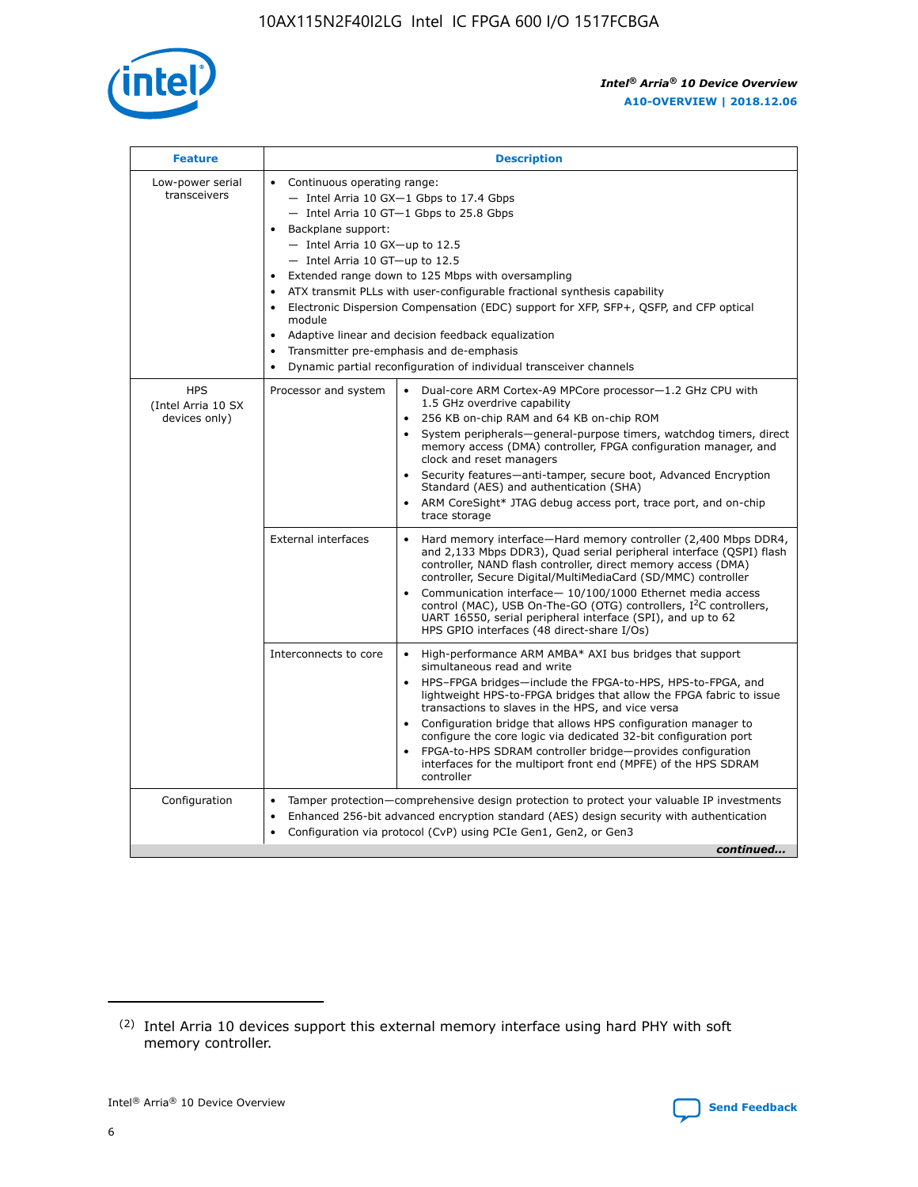| Feature | Description | |
|---|---|---|
| Low-power serial transceivers | • Continuous operating range:<br>— Intel Arria 10 GX—1 Gbps to 17.4 Gbps<br>— Intel Arria 10 GT—1 Gbps to 25.8 Gbps<br>• Backplane support:<br>— Intel Arria 10 GX—up to 12.5<br>— Intel Arria 10 GT—up to 12.5<br>• Extended range down to 125 Mbps with oversampling<br>• ATX transmit PLLs with user-configurable fractional synthesis capability<br>• Electronic Dispersion Compensation (EDC) support for XFP, SFP+, QSFP, and CFP optical module<br>• Adaptive linear and decision feedback equalization<br>• Transmitter pre-emphasis and de-emphasis<br>• Dynamic partial reconfiguration of individual transceiver channels | |
| HPS (Intel Arria 10 SX devices only) | Processor and system | • Dual-core ARM Cortex-A9 MPCore processor—1.2 GHz CPU with 1.5 GHz overdrive capability<br>• 256 KB on-chip RAM and 64 KB on-chip ROM<br>• System peripherals—general-purpose timers, watchdog timers, direct memory access (DMA) controller, FPGA configuration manager, and clock and reset managers<br>• Security features—anti-tamper, secure boot, Advanced Encryption Standard (AES) and authentication (SHA)<br>• ARM CoreSight* JTAG debug access port, trace port, and on-chip trace storage |
| | External interfaces | • Hard memory interface—Hard memory controller (2,400 Mbps DDR4, and 2,133 Mbps DDR3), Quad serial peripheral interface (QSPI) flash controller, NAND flash controller, direct memory access (DMA) controller, Secure Digital/MultiMediaCard (SD/MMC) controller<br>• Communication interface— 10/100/1000 Ethernet media access control (MAC), USB On-The-GO (OTG) controllers, I²C controllers, UART 16550, serial peripheral interface (SPI), and up to 62 HPS GPIO interfaces (48 direct-share I/Os) |
| | Interconnects to core | • High-performance ARM AMBA* AXI bus bridges that support simultaneous read and write<br>• HPS–FPGA bridges—include the FPGA-to-HPS, HPS-to-FPGA, and lightweight HPS-to-FPGA bridges that allow the FPGA fabric to issue transactions to slaves in the HPS, and vice versa<br>• Configuration bridge that allows HPS configuration manager to configure the core logic via dedicated 32-bit configuration port<br>• FPGA-to-HPS SDRAM controller bridge—provides configuration interfaces for the multiport front end (MPFE) of the HPS SDRAM controller |
| Configuration | • Tamper protection—comprehensive design protection to protect your valuable IP investments<br>• Enhanced 256-bit advanced encryption standard (AES) design security with authentication<br>• Configuration via protocol (CvP) using PCIe Gen1, Gen2, or Gen3 | |

*continued...*

(2) Intel Arria 10 devices support this external memory interface using hard PHY with soft memory controller.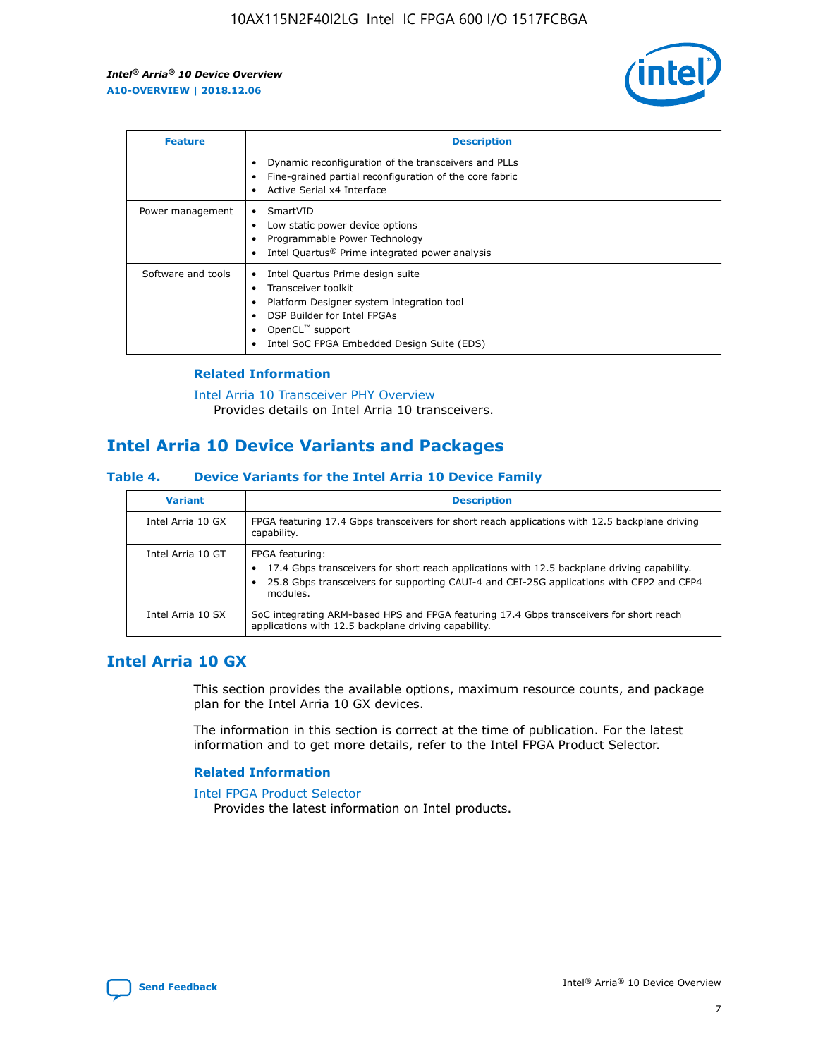| Feature | Description |
| --- | --- |
| | • Dynamic reconfiguration of the transceivers and PLLs<br>• Fine-grained partial reconfiguration of the core fabric<br>• Active Serial x4 Interface |
| Power management | • SmartVID<br>• Low static power device options<br>• Programmable Power Technology<br>• Intel Quartus® Prime integrated power analysis |
| Software and tools | • Intel Quartus Prime design suite<br>• Transceiver toolkit<br>• Platform Designer system integration tool<br>• DSP Builder for Intel FPGAs<br>• OpenCL™ support<br>• Intel SoC FPGA Embedded Design Suite (EDS) |

### Related Information

Intel Arria 10 Transceiver PHY Overview
Provides details on Intel Arria 10 transceivers.

## Intel Arria 10 Device Variants and Packages

### Table 4. Device Variants for the Intel Arria 10 Device Family

| Variant | Description |
| --- | --- |
| Intel Arria 10 GX | FPGA featuring 17.4 Gbps transceivers for short reach applications with 12.5 backplane driving capability. |
| Intel Arria 10 GT | FPGA featuring:<br>• 17.4 Gbps transceivers for short reach applications with 12.5 backplane driving capability.<br>• 25.8 Gbps transceivers for supporting CAUI-4 and CEI-25G applications with CFP2 and CFP4 modules. |
| Intel Arria 10 SX | SoC integrating ARM-based HPS and FPGA featuring 17.4 Gbps transceivers for short reach applications with 12.5 backplane driving capability. |

## Intel Arria 10 GX

This section provides the available options, maximum resource counts, and package plan for the Intel Arria 10 GX devices.

The information in this section is correct at the time of publication. For the latest information and to get more details, refer to the Intel FPGA Product Selector.

### Related Information

Intel FPGA Product Selector
Provides the latest information on Intel products.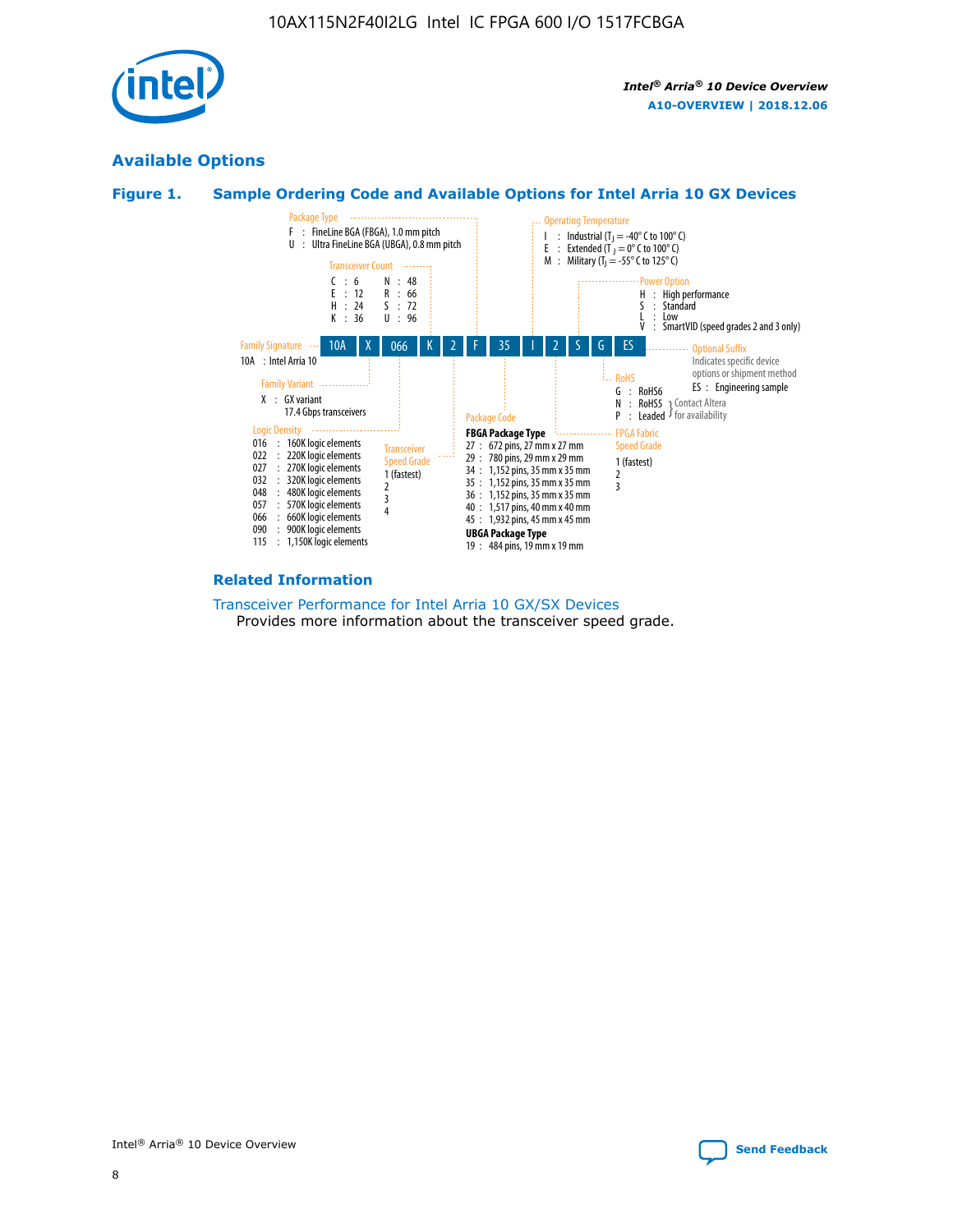## Available Options

### Figure 1. Sample Ordering Code and Available Options for Intel Arria 10 GX Devices

| 10A | X | 066 | K | 2 | F | 35 | I | 2 | S | G | ES |
|---|---|---|---|---|---|---|---|---|---|---|---|

**Family Signature**
10A : Intel Arria 10

**Family Variant**
X : GX variant
17.4 Gbps transceivers

**Logic Density**
016 : 160K logic elements
022 : 220K logic elements
027 : 270K logic elements
032 : 320K logic elements
048 : 480K logic elements
057 : 570K logic elements
066 : 660K logic elements
090 : 900K logic elements
115 : 1,150K logic elements

**Transceiver Count**
C : 6
E : 12
H : 24
K : 36
N : 48
R : 66
S : 72
U : 96

**Transceiver Speed Grade**
1 (fastest)
2
3
4

**Package Type**
F : FineLine BGA (FBGA), 1.0 mm pitch
U : Ultra FineLine BGA (UBGA), 0.8 mm pitch

**Package Code**

**FBGA Package Type**
27 : 672 pins, 27 mm x 27 mm
29 : 780 pins, 29 mm x 29 mm
34 : 1,152 pins, 35 mm x 35 mm
35 : 1,152 pins, 35 mm x 35 mm
36 : 1,152 pins, 35 mm x 35 mm
40 : 1,517 pins, 40 mm x 40 mm
45 : 1,932 pins, 45 mm x 45 mm

**UBGA Package Type**
19 : 484 pins, 19 mm x 19 mm

**Operating Temperature**
I : Industrial ($T_J$ = -40° C to 100° C)
E : Extended ($T_J$ = 0° C to 100° C)
M : Military ($T_J$ = -55° C to 125° C)

**FPGA Fabric Speed Grade**
1 (fastest)
2
3

**Power Option**
H : High performance
S : Standard
L : Low
V : SmartVID (speed grades 2 and 3 only)

**RoHS**
G : RoHS6
N : RoHS5 } Contact Altera for availability
P : Leaded } Contact Altera for availability

**Optional Suffix**
Indicates specific device options or shipment method
ES : Engineering sample

### Related Information

Transceiver Performance for Intel Arria 10 GX/SX Devices
Provides more information about the transceiver speed grade.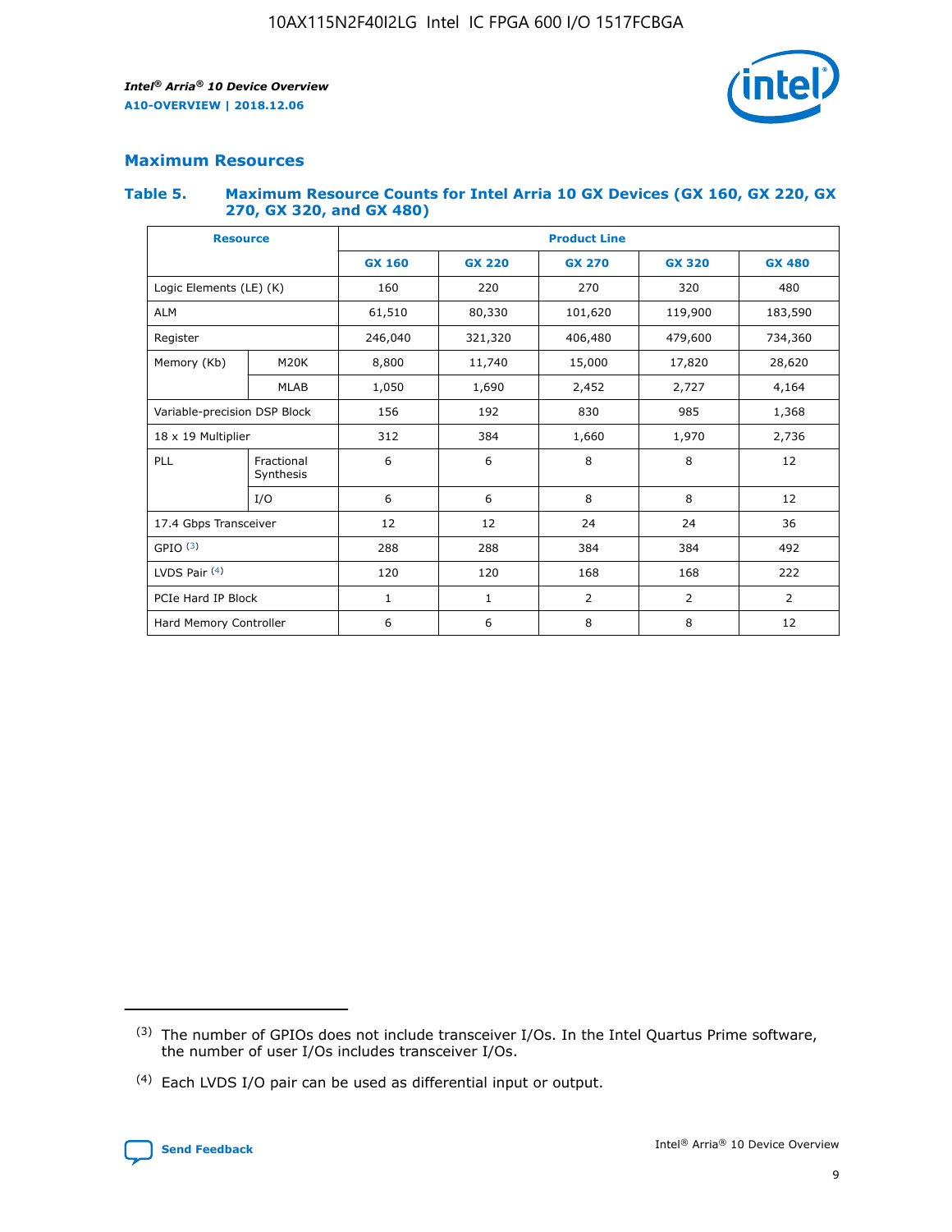## Maximum Resources

### Table 5. Maximum Resource Counts for Intel Arria 10 GX Devices (GX 160, GX 220, GX 270, GX 320, and GX 480)

| Resource | | Product Line | | | | |
|---|---|---|---|---|---|---|
| | | GX 160 | GX 220 | GX 270 | GX 320 | GX 480 |
| Logic Elements (LE) (K) | | 160 | 220 | 270 | 320 | 480 |
| ALM | | 61,510 | 80,330 | 101,620 | 119,900 | 183,590 |
| Register | | 246,040 | 321,320 | 406,480 | 479,600 | 734,360 |
| Memory (Kb) | M20K | 8,800 | 11,740 | 15,000 | 17,820 | 28,620 |
| | MLAB | 1,050 | 1,690 | 2,452 | 2,727 | 4,164 |
| Variable-precision DSP Block | | 156 | 192 | 830 | 985 | 1,368 |
| 18 x 19 Multiplier | | 312 | 384 | 1,660 | 1,970 | 2,736 |
| PLL | Fractional Synthesis | 6 | 6 | 8 | 8 | 12 |
| | I/O | 6 | 6 | 8 | 8 | 12 |
| 17.4 Gbps Transceiver | | 12 | 12 | 24 | 24 | 36 |
| GPIO [(3)] | | 288 | 288 | 384 | 384 | 492 |
| LVDS Pair [(4)] | | 120 | 120 | 168 | 168 | 222 |
| PCIe Hard IP Block | | 1 | 1 | 2 | 2 | 2 |
| Hard Memory Controller | | 6 | 6 | 8 | 8 | 12 |

(3) The number of GPIOs does not include transceiver I/Os. In the Intel Quartus Prime software, the number of user I/Os includes transceiver I/Os.

(4) Each LVDS I/O pair can be used as differential input or output.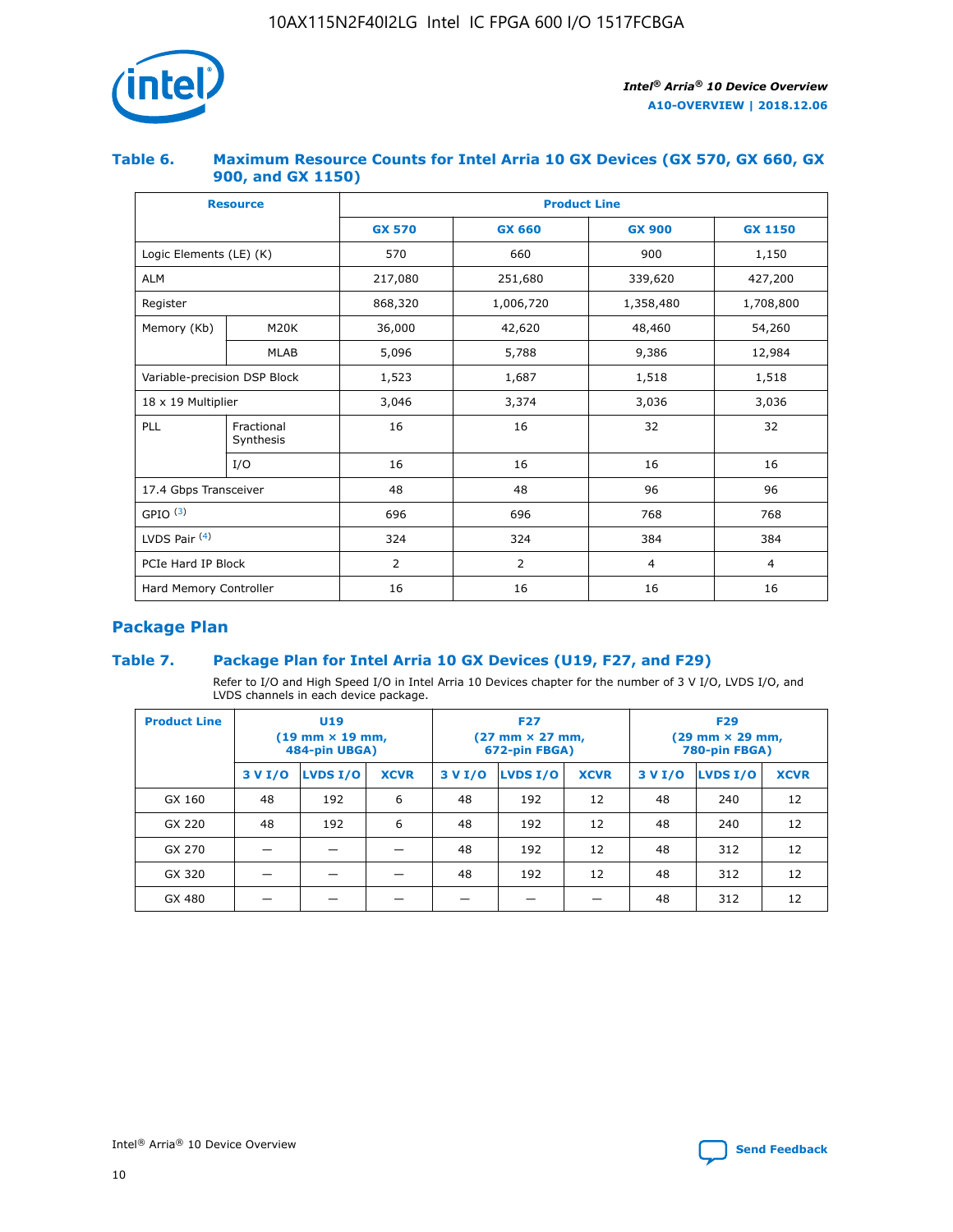### Table 6. Maximum Resource Counts for Intel Arria 10 GX Devices (GX 570, GX 660, GX 900, and GX 1150)

| Resource | | Product Line | | | |
|---|---|---|---|---|---|
| | | GX 570 | GX 660 | GX 900 | GX 1150 |
| Logic Elements (LE) (K) | | 570 | 660 | 900 | 1,150 |
| ALM | | 217,080 | 251,680 | 339,620 | 427,200 |
| Register | | 868,320 | 1,006,720 | 1,358,480 | 1,708,800 |
| Memory (Kb) | M20K | 36,000 | 42,620 | 48,460 | 54,260 |
| | MLAB | 5,096 | 5,788 | 9,386 | 12,984 |
| Variable-precision DSP Block | | 1,523 | 1,687 | 1,518 | 1,518 |
| 18 x 19 Multiplier | | 3,046 | 3,374 | 3,036 | 3,036 |
| PLL | Fractional Synthesis | 16 | 16 | 32 | 32 |
| | I/O | 16 | 16 | 16 | 16 |
| 17.4 Gbps Transceiver | | 48 | 48 | 96 | 96 |
| GPIO [(3)] | | 696 | 696 | 768 | 768 |
| LVDS Pair [(4)] | | 324 | 324 | 384 | 384 |
| PCIe Hard IP Block | | 2 | 2 | 4 | 4 |
| Hard Memory Controller | | 16 | 16 | 16 | 16 |

## Package Plan

### Table 7. Package Plan for Intel Arria 10 GX Devices (U19, F27, and F29)

Refer to I/O and High Speed I/O in Intel Arria 10 Devices chapter for the number of 3 V I/O, LVDS I/O, and LVDS channels in each device package.

| Product Line | U19 (19 mm × 19 mm, 484-pin UBGA) | | | F27 (27 mm × 27 mm, 672-pin FBGA) | | | F29 (29 mm × 29 mm, 780-pin FBGA) | | |
|---|---|---|---|---|---|---|---|---|---|
| | 3 V I/O | LVDS I/O | XCVR | 3 V I/O | LVDS I/O | XCVR | 3 V I/O | LVDS I/O | XCVR |
| GX 160 | 48 | 192 | 6 | 48 | 192 | 12 | 48 | 240 | 12 |
| GX 220 | 48 | 192 | 6 | 48 | 192 | 12 | 48 | 240 | 12 |
| GX 270 | — | — | — | 48 | 192 | 12 | 48 | 312 | 12 |
| GX 320 | — | — | — | 48 | 192 | 12 | 48 | 312 | 12 |
| GX 480 | — | — | — | — | — | — | 48 | 312 | 12 |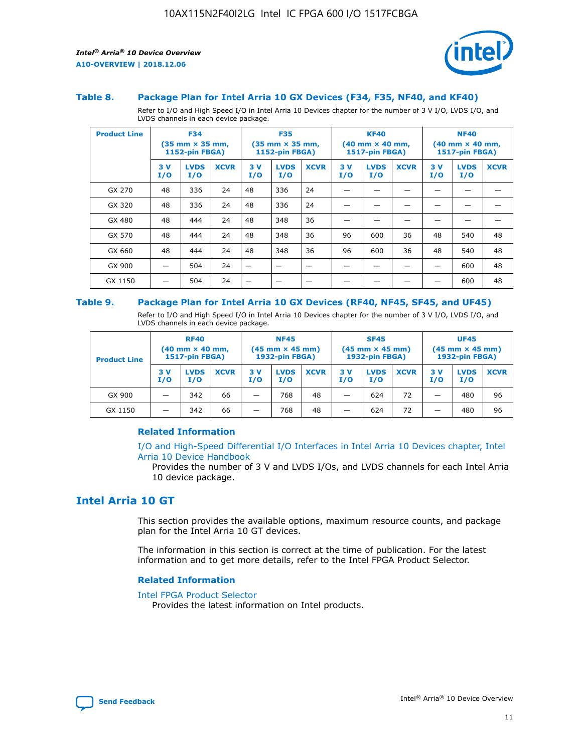### Table 8. Package Plan for Intel Arria 10 GX Devices (F34, F35, NF40, and KF40)

Refer to I/O and High Speed I/O in Intel Arria 10 Devices chapter for the number of 3 V I/O, LVDS I/O, and LVDS channels in each device package.

| Product Line | F34 (35 mm × 35 mm, 1152-pin FBGA) | | | F35 (35 mm × 35 mm, 1152-pin FBGA) | | | KF40 (40 mm × 40 mm, 1517-pin FBGA) | | | NF40 (40 mm × 40 mm, 1517-pin FBGA) | | |
|---|---|---|---|---|---|---|---|---|---|---|---|---|
| | 3 V I/O | LVDS I/O | XCVR | 3 V I/O | LVDS I/O | XCVR | 3 V I/O | LVDS I/O | XCVR | 3 V I/O | LVDS I/O | XCVR |
| GX 270 | 48 | 336 | 24 | 48 | 336 | 24 | — | — | — | — | — | — |
| GX 320 | 48 | 336 | 24 | 48 | 336 | 24 | — | — | — | — | — | — |
| GX 480 | 48 | 444 | 24 | 48 | 348 | 36 | — | — | — | — | — | — |
| GX 570 | 48 | 444 | 24 | 48 | 348 | 36 | 96 | 600 | 36 | 48 | 540 | 48 |
| GX 660 | 48 | 444 | 24 | 48 | 348 | 36 | 96 | 600 | 36 | 48 | 540 | 48 |
| GX 900 | — | 504 | 24 | — | — | — | — | — | — | — | 600 | 48 |
| GX 1150 | — | 504 | 24 | — | — | — | — | — | — | — | 600 | 48 |

### Table 9. Package Plan for Intel Arria 10 GX Devices (RF40, NF45, SF45, and UF45)

Refer to I/O and High Speed I/O in Intel Arria 10 Devices chapter for the number of 3 V I/O, LVDS I/O, and LVDS channels in each device package.

| Product Line | RF40 (40 mm × 40 mm, 1517-pin FBGA) | | | NF45 (45 mm × 45 mm) 1932-pin FBGA) | | | SF45 (45 mm × 45 mm) 1932-pin FBGA) | | | UF45 (45 mm × 45 mm) 1932-pin FBGA) | | |
|---|---|---|---|---|---|---|---|---|---|---|---|---|
| | 3 V I/O | LVDS I/O | XCVR | 3 V I/O | LVDS I/O | XCVR | 3 V I/O | LVDS I/O | XCVR | 3 V I/O | LVDS I/O | XCVR |
| GX 900 | — | 342 | 66 | — | 768 | 48 | — | 624 | 72 | — | 480 | 96 |
| GX 1150 | — | 342 | 66 | — | 768 | 48 | — | 624 | 72 | — | 480 | 96 |

#### Related Information

I/O and High-Speed Differential I/O Interfaces in Intel Arria 10 Devices chapter, Intel Arria 10 Device Handbook

Provides the number of 3 V and LVDS I/Os, and LVDS channels for each Intel Arria 10 device package.

## Intel Arria 10 GT

This section provides the available options, maximum resource counts, and package plan for the Intel Arria 10 GT devices.

The information in this section is correct at the time of publication. For the latest information and to get more details, refer to the Intel FPGA Product Selector.

#### Related Information

Intel FPGA Product Selector

Provides the latest information on Intel products.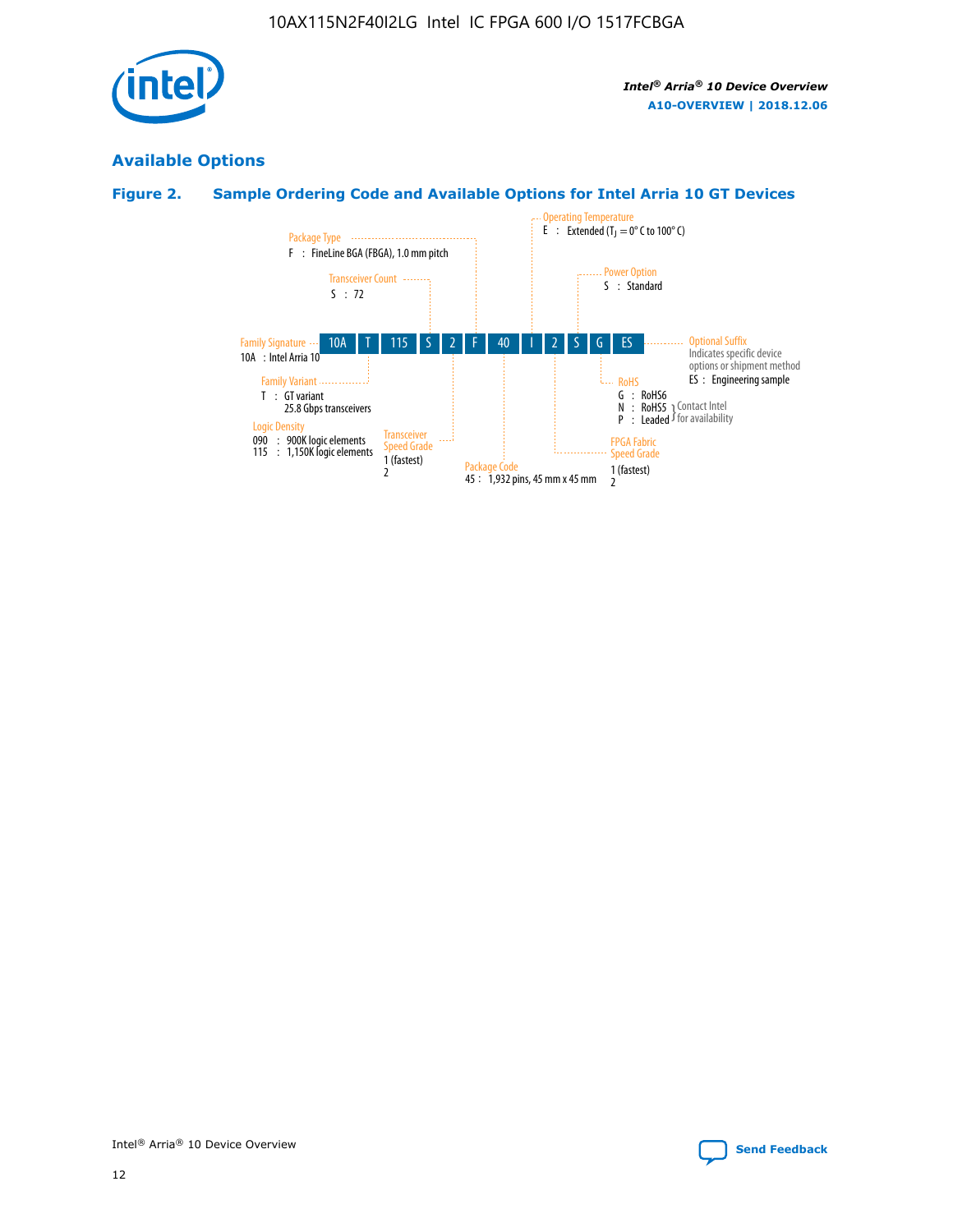## Available Options

### Figure 2. Sample Ordering Code and Available Options for Intel Arria 10 GT Devices

| 10A | T | 115 | S | 2 | F | 40 | I | 2 | S | G | ES |
|---|---|---|---|---|---|---|---|---|---|---|---|

**Family Signature**
10A : Intel Arria 10

**Family Variant**
T : GT variant
25.8 Gbps transceivers

**Logic Density**
090 : 900K logic elements
115 : 1,150K logic elements

**Transceiver Count**
S : 72

**Transceiver Speed Grade**
1 (fastest)
2

**Package Type**
F : FineLine BGA (FBGA), 1.0 mm pitch

**Package Code**
45 : 1,932 pins, 45 mm x 45 mm

**Operating Temperature**
E : Extended ($T_J$ = 0° C to 100° C)

**FPGA Fabric Speed Grade**
1 (fastest)
2

**Power Option**
S : Standard

**RoHS**
G : RoHS6
N : RoHS5 } Contact Intel for availability
P : Leaded } Contact Intel for availability

**Optional Suffix**
Indicates specific device options or shipment method
ES : Engineering sample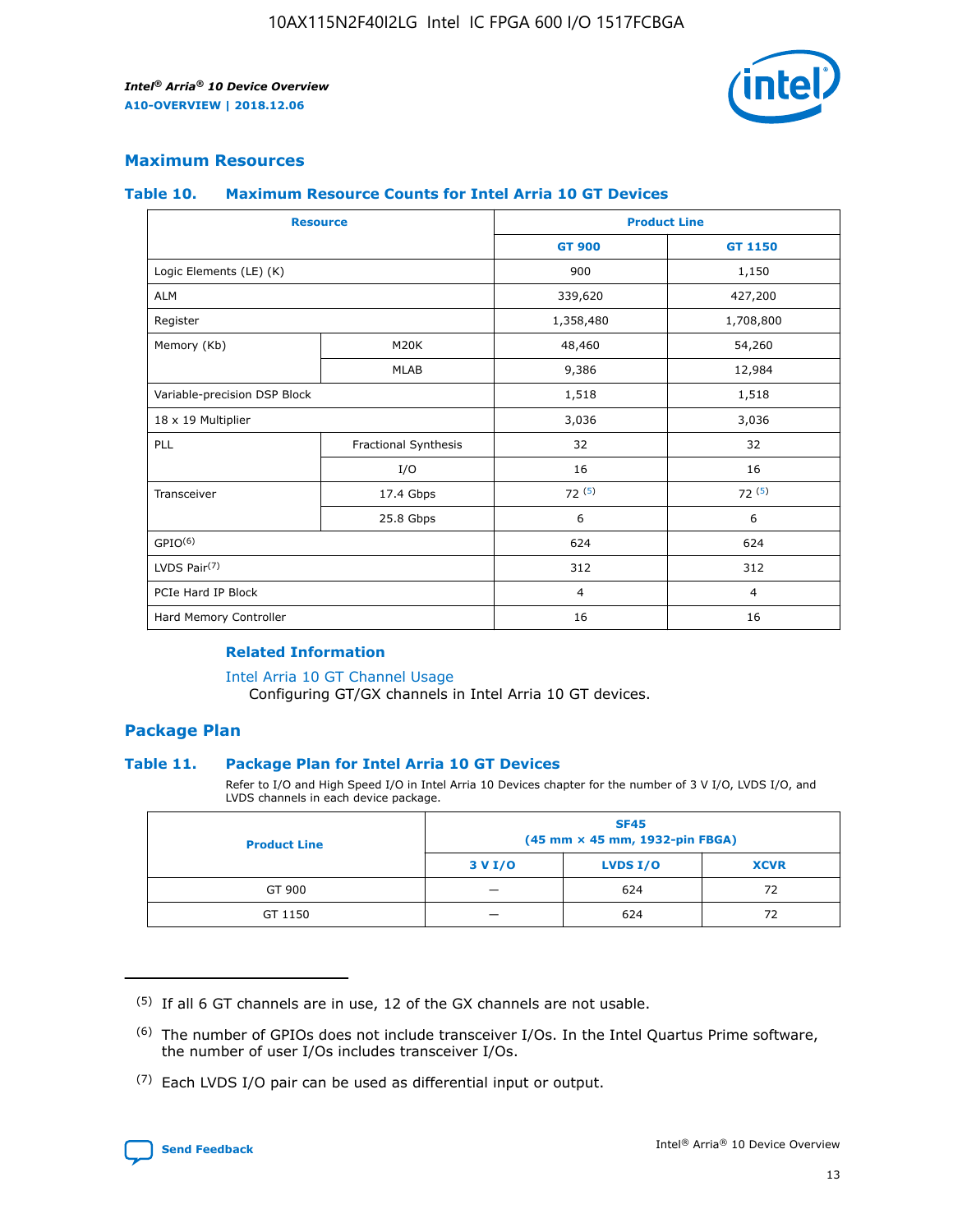## Maximum Resources

### Table 10. Maximum Resource Counts for Intel Arria 10 GT Devices

| Resource | | Product Line | |
|---|---|---|---|
| | | GT 900 | GT 1150 |
| Logic Elements (LE) (K) | | 900 | 1,150 |
| ALM | | 339,620 | 427,200 |
| Register | | 1,358,480 | 1,708,800 |
| Memory (Kb) | M20K | 48,460 | 54,260 |
| | MLAB | 9,386 | 12,984 |
| Variable-precision DSP Block | | 1,518 | 1,518 |
| 18 x 19 Multiplier | | 3,036 | 3,036 |
| PLL | Fractional Synthesis | 32 | 32 |
| | I/O | 16 | 16 |
| Transceiver | 17.4 Gbps | 72 (5) | 72 (5) |
| | 25.8 Gbps | 6 | 6 |
| GPIO(6) | | 624 | 624 |
| LVDS Pair(7) | | 312 | 312 |
| PCIe Hard IP Block | | 4 | 4 |
| Hard Memory Controller | | 16 | 16 |

#### Related Information

Intel Arria 10 GT Channel Usage
Configuring GT/GX channels in Intel Arria 10 GT devices.

## Package Plan

### Table 11. Package Plan for Intel Arria 10 GT Devices

Refer to I/O and High Speed I/O in Intel Arria 10 Devices chapter for the number of 3 V I/O, LVDS I/O, and LVDS channels in each device package.

| Product Line | SF45 (45 mm × 45 mm, 1932-pin FBGA) | | |
|---|---|---|---|
| | 3 V I/O | LVDS I/O | XCVR |
| GT 900 | — | 624 | 72 |
| GT 1150 | — | 624 | 72 |

(5) If all 6 GT channels are in use, 12 of the GX channels are not usable.

(6) The number of GPIOs does not include transceiver I/Os. In the Intel Quartus Prime software, the number of user I/Os includes transceiver I/Os.

(7) Each LVDS I/O pair can be used as differential input or output.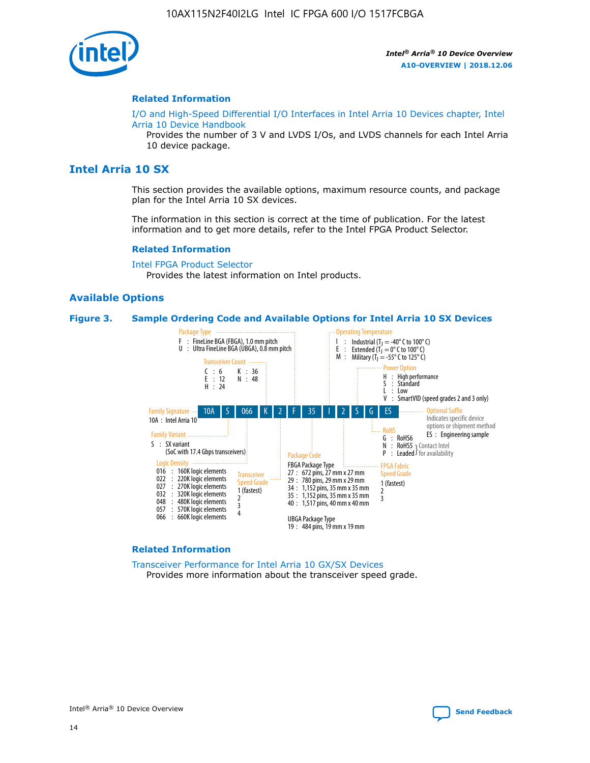### Related Information

I/O and High-Speed Differential I/O Interfaces in Intel Arria 10 Devices chapter, Intel Arria 10 Device Handbook

Provides the number of 3 V and LVDS I/Os, and LVDS channels for each Intel Arria 10 device package.

## Intel Arria 10 SX

This section provides the available options, maximum resource counts, and package plan for the Intel Arria 10 SX devices.

The information in this section is correct at the time of publication. For the latest information and to get more details, refer to the Intel FPGA Product Selector.

### Related Information

Intel FPGA Product Selector

Provides the latest information on Intel products.

### Available Options

**Figure 3. Sample Ordering Code and Available Options for Intel Arria 10 SX Devices**

Sample ordering code: 10A S 066 K 2 F 35 I 2 S G ES

- **Family Signature**
  - 10A : Intel Arria 10
- **Family Variant**
  - S : SX variant (SoC with 17.4 Gbps transceivers)
- **Logic Density**
  - 016 : 160K logic elements
  - 022 : 220K logic elements
  - 027 : 270K logic elements
  - 032 : 320K logic elements
  - 048 : 480K logic elements
  - 057 : 570K logic elements
  - 066 : 660K logic elements
- **Transceiver Count**
  - C : 6
  - E : 12
  - H : 24
  - K : 36
  - N : 48
- **Transceiver Speed Grade**
  - 1 (fastest)
  - 2
  - 3
  - 4
- **Package Type**
  - F : FineLine BGA (FBGA), 1.0 mm pitch
  - U : Ultra FineLine BGA (UBGA), 0.8 mm pitch
- **Package Code**
  - FBGA Package Type
    - 27 : 672 pins, 27 mm x 27 mm
    - 29 : 780 pins, 29 mm x 29 mm
    - 34 : 1,152 pins, 35 mm x 35 mm
    - 35 : 1,152 pins, 35 mm x 35 mm
    - 40 : 1,517 pins, 40 mm x 40 mm
  - UBGA Package Type
    - 19 : 484 pins, 19 mm x 19 mm
- **Operating Temperature**
  - I : Industrial ($T_J$ = -40° C to 100° C)
  - E : Extended ($T_J$ = 0° C to 100° C)
  - M : Military ($T_J$ = -55° C to 125° C)
- **FPGA Fabric Speed Grade**
  - 1 (fastest)
  - 2
  - 3
- **Power Option**
  - H : High performance
  - S : Standard
  - L : Low
  - V : SmartVID (speed grades 2 and 3 only)
- **RoHS**
  - G : RoHS6
  - N : RoHS5 (Contact Intel for availability)
  - P : Leaded (Contact Intel for availability)
- **Optional Suffix**
  - Indicates specific device options or shipment method
  - ES : Engineering sample

### Related Information

Transceiver Performance for Intel Arria 10 GX/SX Devices

Provides more information about the transceiver speed grade.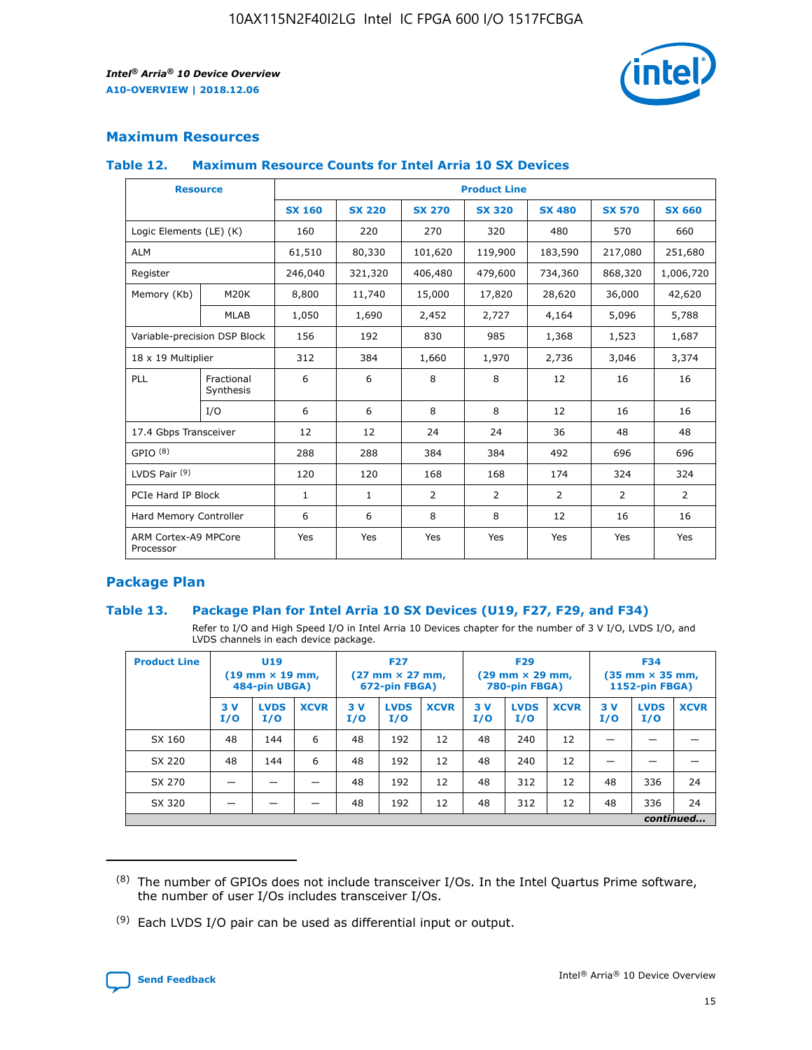## Maximum Resources

### Table 12. Maximum Resource Counts for Intel Arria 10 SX Devices

| Resource | | Product Line | | | | | | |
|---|---|---|---|---|---|---|---|---|
| | | SX 160 | SX 220 | SX 270 | SX 320 | SX 480 | SX 570 | SX 660 |
| Logic Elements (LE) (K) | | 160 | 220 | 270 | 320 | 480 | 570 | 660 |
| ALM | | 61,510 | 80,330 | 101,620 | 119,900 | 183,590 | 217,080 | 251,680 |
| Register | | 246,040 | 321,320 | 406,480 | 479,600 | 734,360 | 868,320 | 1,006,720 |
| Memory (Kb) | M20K | 8,800 | 11,740 | 15,000 | 17,820 | 28,620 | 36,000 | 42,620 |
| | MLAB | 1,050 | 1,690 | 2,452 | 2,727 | 4,164 | 5,096 | 5,788 |
| Variable-precision DSP Block | | 156 | 192 | 830 | 985 | 1,368 | 1,523 | 1,687 |
| 18 x 19 Multiplier | | 312 | 384 | 1,660 | 1,970 | 2,736 | 3,046 | 3,374 |
| PLL | Fractional Synthesis | 6 | 6 | 8 | 8 | 12 | 16 | 16 |
| | I/O | 6 | 6 | 8 | 8 | 12 | 16 | 16 |
| 17.4 Gbps Transceiver | | 12 | 12 | 24 | 24 | 36 | 48 | 48 |
| GPIO [(8)] | | 288 | 288 | 384 | 384 | 492 | 696 | 696 |
| LVDS Pair [(9)] | | 120 | 120 | 168 | 168 | 174 | 324 | 324 |
| PCIe Hard IP Block | | 1 | 1 | 2 | 2 | 2 | 2 | 2 |
| Hard Memory Controller | | 6 | 6 | 8 | 8 | 12 | 16 | 16 |
| ARM Cortex-A9 MPCore Processor | | Yes | Yes | Yes | Yes | Yes | Yes | Yes |

## Package Plan

### Table 13. Package Plan for Intel Arria 10 SX Devices (U19, F27, F29, and F34)

Refer to I/O and High Speed I/O in Intel Arria 10 Devices chapter for the number of 3 V I/O, LVDS I/O, and LVDS channels in each device package.

| Product Line | U19 (19 mm × 19 mm, 484-pin UBGA) | | | F27 (27 mm × 27 mm, 672-pin FBGA) | | | F29 (29 mm × 29 mm, 780-pin FBGA) | | | F34 (35 mm × 35 mm, 1152-pin FBGA) | | |
|---|---|---|---|---|---|---|---|---|---|---|---|---|
| | 3 V I/O | LVDS I/O | XCVR | 3 V I/O | LVDS I/O | XCVR | 3 V I/O | LVDS I/O | XCVR | 3 V I/O | LVDS I/O | XCVR |
| SX 160 | 48 | 144 | 6 | 48 | 192 | 12 | 48 | 240 | 12 | — | — | — |
| SX 220 | 48 | 144 | 6 | 48 | 192 | 12 | 48 | 240 | 12 | — | — | — |
| SX 270 | — | — | — | 48 | 192 | 12 | 48 | 312 | 12 | 48 | 336 | 24 |
| SX 320 | — | — | — | 48 | 192 | 12 | 48 | 312 | 12 | 48 | 336 | 24 |

*continued...*

(8) The number of GPIOs does not include transceiver I/Os. In the Intel Quartus Prime software, the number of user I/Os includes transceiver I/Os.

(9) Each LVDS I/O pair can be used as differential input or output.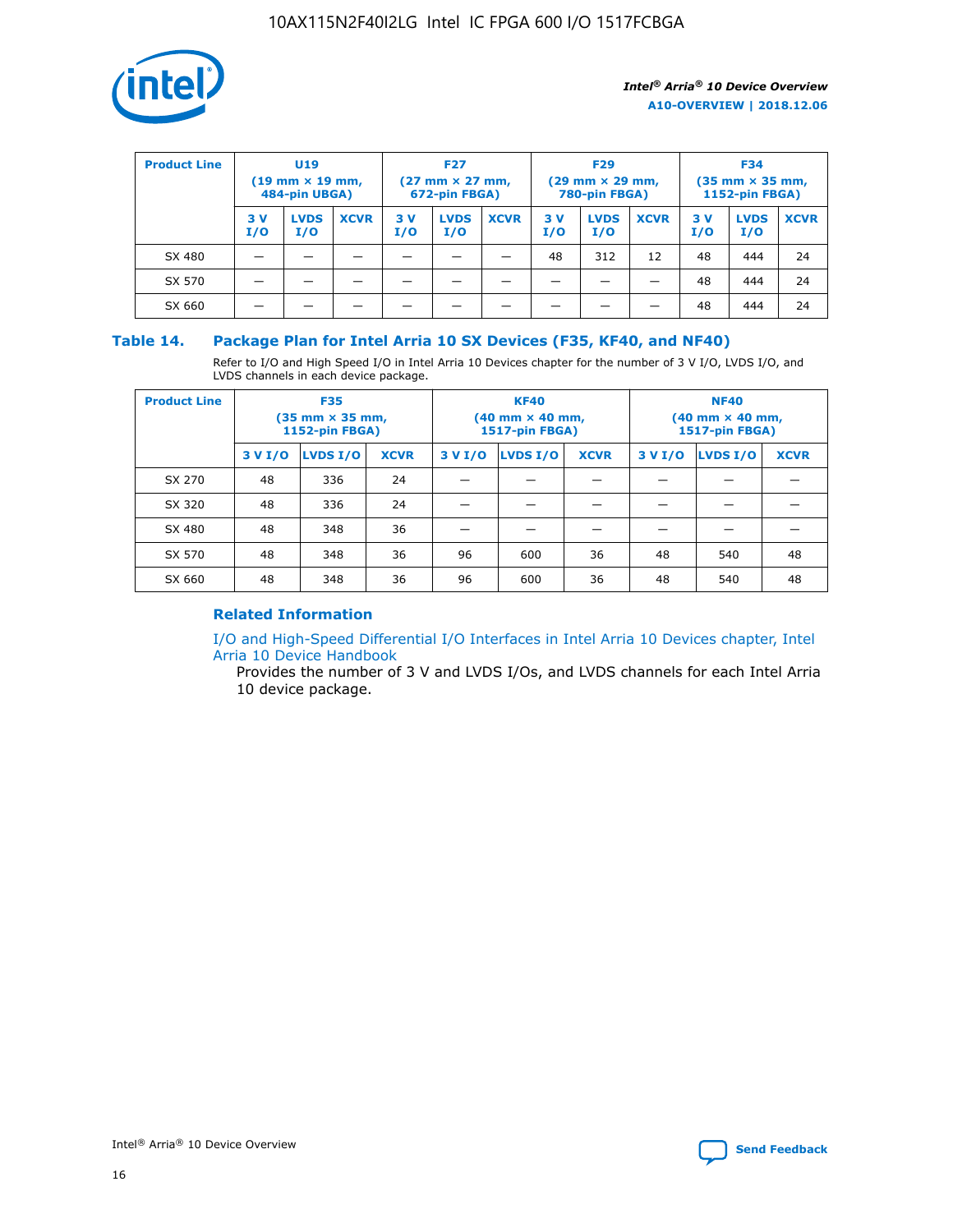| Product Line | U19 (19 mm × 19 mm, 484-pin UBGA) | | | F27 (27 mm × 27 mm, 672-pin FBGA) | | | F29 (29 mm × 29 mm, 780-pin FBGA) | | | F34 (35 mm × 35 mm, 1152-pin FBGA) | | |
|---|---|---|---|---|---|---|---|---|---|---|---|---|
| | 3 V I/O | LVDS I/O | XCVR | 3 V I/O | LVDS I/O | XCVR | 3 V I/O | LVDS I/O | XCVR | 3 V I/O | LVDS I/O | XCVR |
| SX 480 | — | — | — | — | — | — | 48 | 312 | 12 | 48 | 444 | 24 |
| SX 570 | — | — | — | — | — | — | — | — | — | 48 | 444 | 24 |
| SX 660 | — | — | — | — | — | — | — | — | — | 48 | 444 | 24 |

## Table 14. Package Plan for Intel Arria 10 SX Devices (F35, KF40, and NF40)

Refer to I/O and High Speed I/O in Intel Arria 10 Devices chapter for the number of 3 V I/O, LVDS I/O, and LVDS channels in each device package.

| Product Line | F35 (35 mm × 35 mm, 1152-pin FBGA) | | | KF40 (40 mm × 40 mm, 1517-pin FBGA) | | | NF40 (40 mm × 40 mm, 1517-pin FBGA) | | |
|---|---|---|---|---|---|---|---|---|---|
| | 3 V I/O | LVDS I/O | XCVR | 3 V I/O | LVDS I/O | XCVR | 3 V I/O | LVDS I/O | XCVR |
| SX 270 | 48 | 336 | 24 | — | — | — | — | — | — |
| SX 320 | 48 | 336 | 24 | — | — | — | — | — | — |
| SX 480 | 48 | 348 | 36 | — | — | — | — | — | — |
| SX 570 | 48 | 348 | 36 | 96 | 600 | 36 | 48 | 540 | 48 |
| SX 660 | 48 | 348 | 36 | 96 | 600 | 36 | 48 | 540 | 48 |

### Related Information

I/O and High-Speed Differential I/O Interfaces in Intel Arria 10 Devices chapter, Intel Arria 10 Device Handbook

Provides the number of 3 V and LVDS I/Os, and LVDS channels for each Intel Arria 10 device package.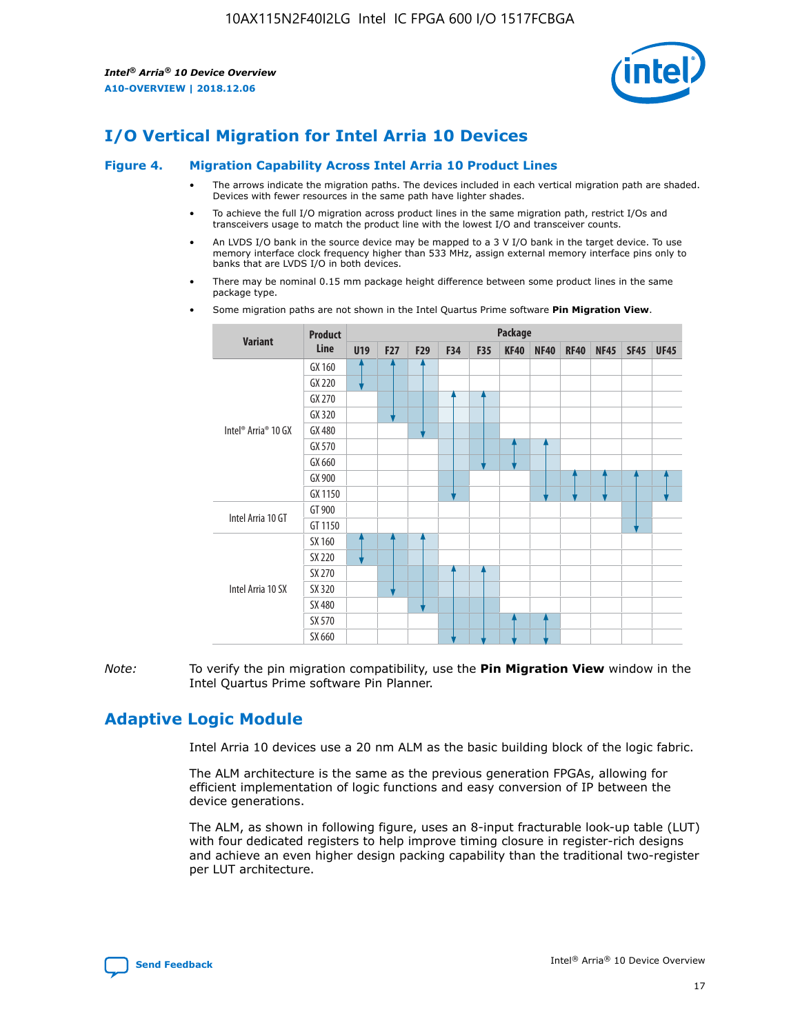# I/O Vertical Migration for Intel Arria 10 Devices

**Figure 4. Migration Capability Across Intel Arria 10 Product Lines**

- The arrows indicate the migration paths. The devices included in each vertical migration path are shaded. Devices with fewer resources in the same path have lighter shades.
- To achieve the full I/O migration across product lines in the same migration path, restrict I/Os and transceivers usage to match the product line with the lowest I/O and transceiver counts.
- An LVDS I/O bank in the source device may be mapped to a 3 V I/O bank in the target device. To use memory interface clock frequency higher than 533 MHz, assign external memory interface pins only to banks that are LVDS I/O in both devices.
- There may be nominal 0.15 mm package height difference between some product lines in the same package type.
- Some migration paths are not shown in the Intel Quartus Prime software **Pin Migration View**.

| Variant | Product Line | U19 | F27 | F29 | F34 | F35 | KF40 | NF40 | RF40 | NF45 | SF45 | UF45 |
|---|---|---|---|---|---|---|---|---|---|---|---|---|
| Intel® Arria® 10 GX | GX 160 | ✓ | ✓ | ✓ | | | | | | | | |
| | GX 220 | ✓ | ✓ | ✓ | | | | | | | | |
| | GX 270 | | ✓ | ✓ | ✓ | ✓ | | | | | | |
| | GX 320 | | ✓ | ✓ | ✓ | ✓ | | | | | | |
| | GX 480 | | | ✓ | ✓ | ✓ | | | | | | |
| | GX 570 | | | | ✓ | ✓ | ✓ | ✓ | | | | |
| | GX 660 | | | | ✓ | ✓ | ✓ | ✓ | | | | |
| | GX 900 | | | | ✓ | | | ✓ | ✓ | ✓ | ✓ | ✓ |
| | GX 1150 | | | | ✓ | | | ✓ | ✓ | ✓ | ✓ | ✓ |
| Intel Arria 10 GT | GT 900 | | | | | | | | | | ✓ | |
| | GT 1150 | | | | | | | | | | ✓ | |
| Intel Arria 10 SX | SX 160 | ✓ | ✓ | ✓ | | | | | | | | |
| | SX 220 | ✓ | ✓ | ✓ | | | | | | | | |
| | SX 270 | | ✓ | ✓ | ✓ | ✓ | | | | | | |
| | SX 320 | | ✓ | ✓ | ✓ | ✓ | | | | | | |
| | SX 480 | | | ✓ | ✓ | ✓ | | | | | | |
| | SX 570 | | | | ✓ | ✓ | ✓ | ✓ | | | | |
| | SX 660 | | | | ✓ | ✓ | ✓ | ✓ | | | | |

*Note:* To verify the pin migration compatibility, use the **Pin Migration View** window in the Intel Quartus Prime software Pin Planner.

# Adaptive Logic Module

Intel Arria 10 devices use a 20 nm ALM as the basic building block of the logic fabric.

The ALM architecture is the same as the previous generation FPGAs, allowing for efficient implementation of logic functions and easy conversion of IP between the device generations.

The ALM, as shown in following figure, uses an 8-input fracturable look-up table (LUT) with four dedicated registers to help improve timing closure in register-rich designs and achieve an even higher design packing capability than the traditional two-register per LUT architecture.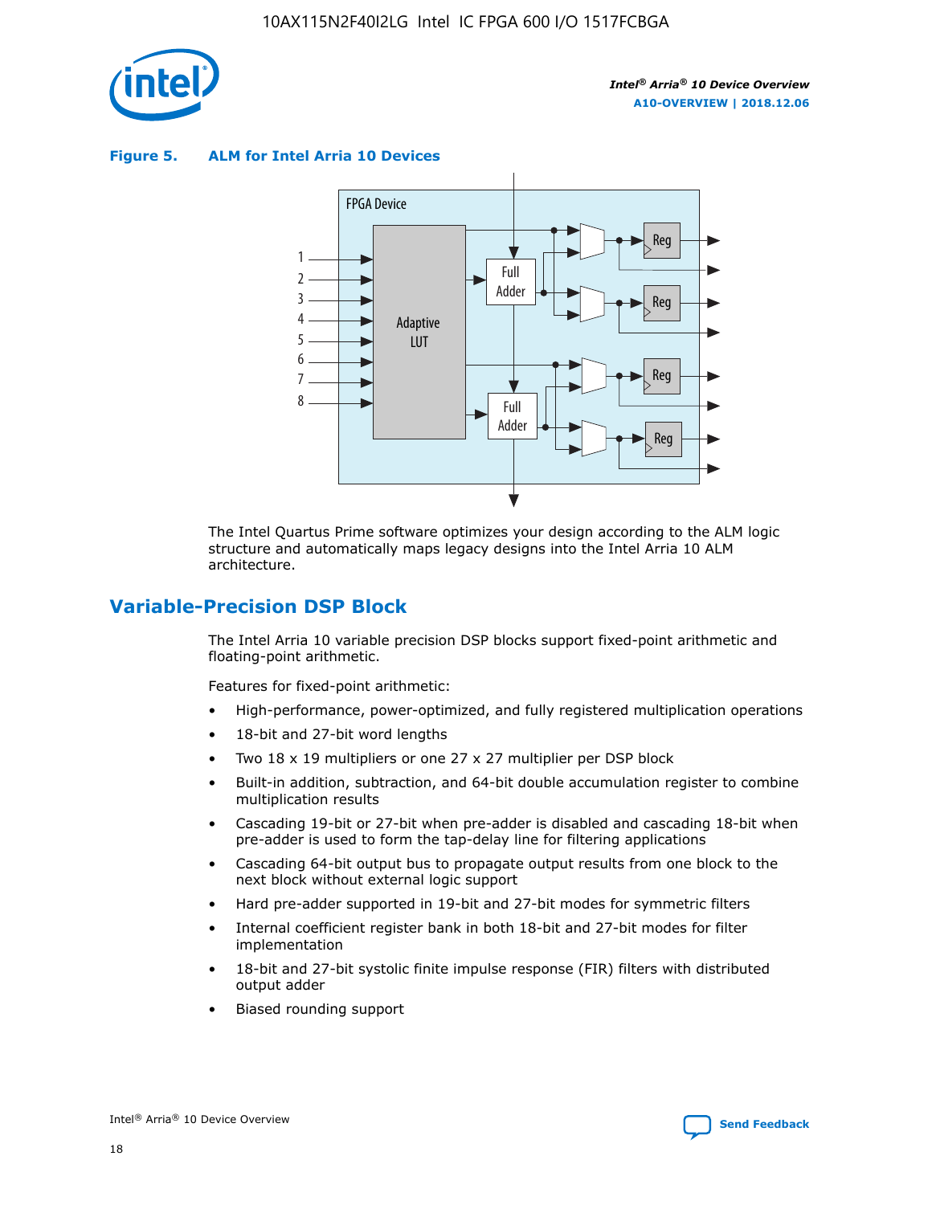**Figure 5. ALM for Intel Arria 10 Devices**

The Intel Quartus Prime software optimizes your design according to the ALM logic structure and automatically maps legacy designs into the Intel Arria 10 ALM architecture.

## Variable-Precision DSP Block

The Intel Arria 10 variable precision DSP blocks support fixed-point arithmetic and floating-point arithmetic.

Features for fixed-point arithmetic:

- High-performance, power-optimized, and fully registered multiplication operations
- 18-bit and 27-bit word lengths
- Two 18 x 19 multipliers or one 27 x 27 multiplier per DSP block
- Built-in addition, subtraction, and 64-bit double accumulation register to combine multiplication results
- Cascading 19-bit or 27-bit when pre-adder is disabled and cascading 18-bit when pre-adder is used to form the tap-delay line for filtering applications
- Cascading 64-bit output bus to propagate output results from one block to the next block without external logic support
- Hard pre-adder supported in 19-bit and 27-bit modes for symmetric filters
- Internal coefficient register bank in both 18-bit and 27-bit modes for filter implementation
- 18-bit and 27-bit systolic finite impulse response (FIR) filters with distributed output adder
- Biased rounding support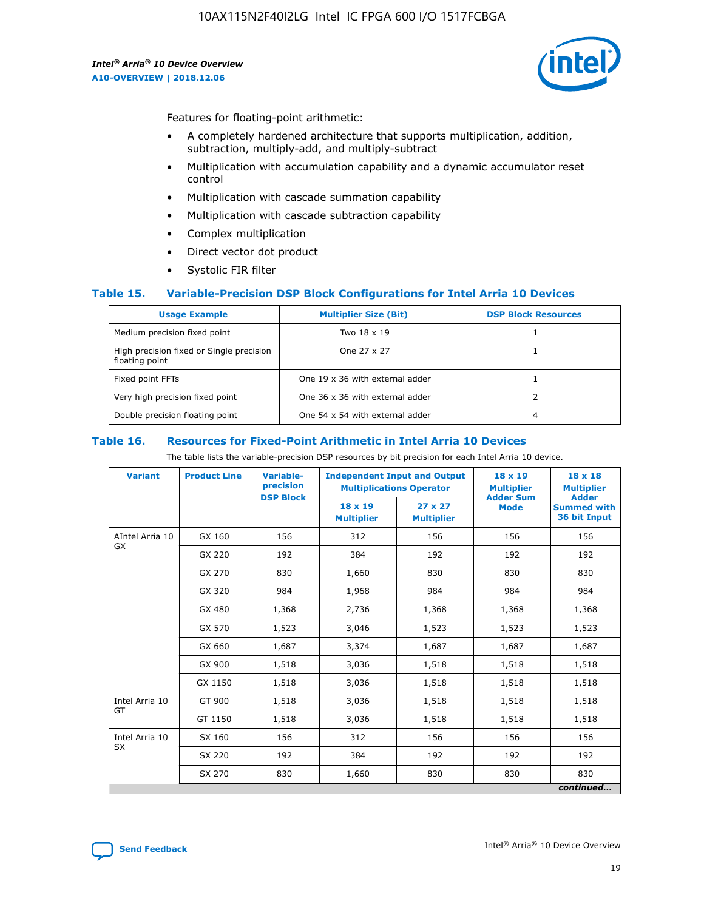Features for floating-point arithmetic:

- A completely hardened architecture that supports multiplication, addition, subtraction, multiply-add, and multiply-subtract
- Multiplication with accumulation capability and a dynamic accumulator reset control
- Multiplication with cascade summation capability
- Multiplication with cascade subtraction capability
- Complex multiplication
- Direct vector dot product
- Systolic FIR filter

### Table 15. Variable-Precision DSP Block Configurations for Intel Arria 10 Devices

| Usage Example | Multiplier Size (Bit) | DSP Block Resources |
|---|---|---|
| Medium precision fixed point | Two 18 x 19 | 1 |
| High precision fixed or Single precision floating point | One 27 x 27 | 1 |
| Fixed point FFTs | One 19 x 36 with external adder | 1 |
| Very high precision fixed point | One 36 x 36 with external adder | 2 |
| Double precision floating point | One 54 x 54 with external adder | 4 |

### Table 16. Resources for Fixed-Point Arithmetic in Intel Arria 10 Devices

The table lists the variable-precision DSP resources by bit precision for each Intel Arria 10 device.

| Variant | Product Line | Variable-precision DSP Block | Independent Input and Output Multiplications Operator | | 18 x 19 Multiplier Adder Sum Mode | 18 x 18 Multiplier Adder Summed with 36 bit Input |
|---|---|---|---|---|---|---|
| | | | 18 x 19 Multiplier | 27 x 27 Multiplier | | |
| AIntel Arria 10 GX | GX 160 | 156 | 312 | 156 | 156 | 156 |
| | GX 220 | 192 | 384 | 192 | 192 | 192 |
| | GX 270 | 830 | 1,660 | 830 | 830 | 830 |
| | GX 320 | 984 | 1,968 | 984 | 984 | 984 |
| | GX 480 | 1,368 | 2,736 | 1,368 | 1,368 | 1,368 |
| | GX 570 | 1,523 | 3,046 | 1,523 | 1,523 | 1,523 |
| | GX 660 | 1,687 | 3,374 | 1,687 | 1,687 | 1,687 |
| | GX 900 | 1,518 | 3,036 | 1,518 | 1,518 | 1,518 |
| | GX 1150 | 1,518 | 3,036 | 1,518 | 1,518 | 1,518 |
| Intel Arria 10 GT | GT 900 | 1,518 | 3,036 | 1,518 | 1,518 | 1,518 |
| | GT 1150 | 1,518 | 3,036 | 1,518 | 1,518 | 1,518 |
| Intel Arria 10 SX | SX 160 | 156 | 312 | 156 | 156 | 156 |
| | SX 220 | 192 | 384 | 192 | 192 | 192 |
| | SX 270 | 830 | 1,660 | 830 | 830 | 830 |

*continued...*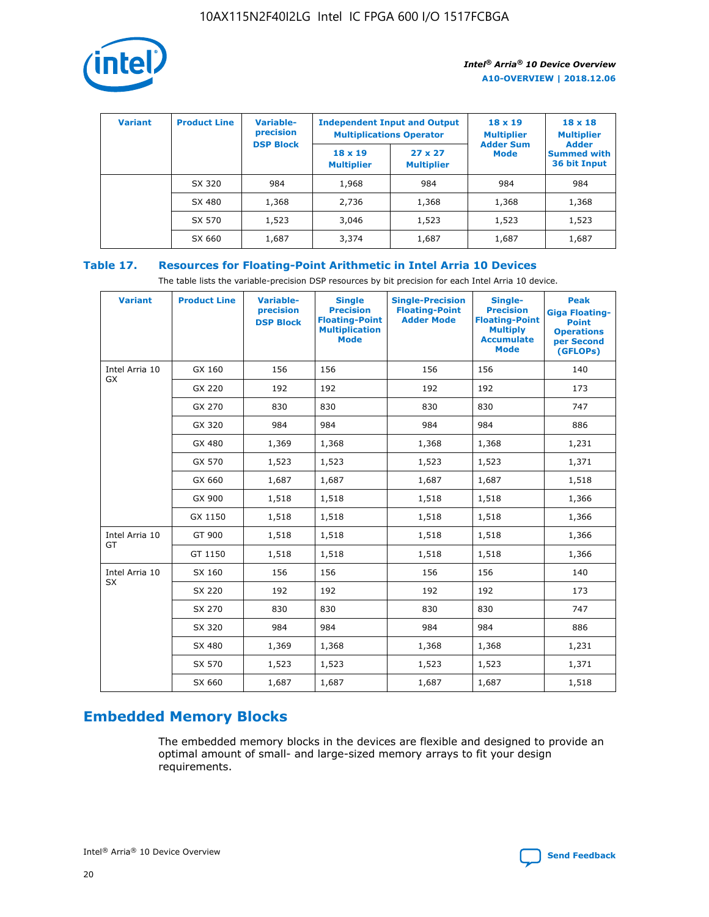| Variant | Product Line | Variable-precision DSP Block | Independent Input and Output Multiplications Operator | | 18 x 19 Multiplier Adder Sum Mode | 18 x 18 Multiplier Adder Summed with 36 bit Input |
|---|---|---|---|---|---|---|
| | | | 18 x 19 Multiplier | 27 x 27 Multiplier | | |
| | SX 320 | 984 | 1,968 | 984 | 984 | 984 |
| | SX 480 | 1,368 | 2,736 | 1,368 | 1,368 | 1,368 |
| | SX 570 | 1,523 | 3,046 | 1,523 | 1,523 | 1,523 |
| | SX 660 | 1,687 | 3,374 | 1,687 | 1,687 | 1,687 |

## Table 17. Resources for Floating-Point Arithmetic in Intel Arria 10 Devices

The table lists the variable-precision DSP resources by bit precision for each Intel Arria 10 device.

| Variant | Product Line | Variable-precision DSP Block | Single Precision Floating-Point Multiplication Mode | Single-Precision Floating-Point Adder Mode | Single-Precision Floating-Point Multiply Accumulate Mode | Peak Giga Floating-Point Operations per Second (GFLOPs) |
|---|---|---|---|---|---|---|
| Intel Arria 10 GX | GX 160 | 156 | 156 | 156 | 156 | 140 |
| | GX 220 | 192 | 192 | 192 | 192 | 173 |
| | GX 270 | 830 | 830 | 830 | 830 | 747 |
| | GX 320 | 984 | 984 | 984 | 984 | 886 |
| | GX 480 | 1,369 | 1,368 | 1,368 | 1,368 | 1,231 |
| | GX 570 | 1,523 | 1,523 | 1,523 | 1,523 | 1,371 |
| | GX 660 | 1,687 | 1,687 | 1,687 | 1,687 | 1,518 |
| | GX 900 | 1,518 | 1,518 | 1,518 | 1,518 | 1,366 |
| | GX 1150 | 1,518 | 1,518 | 1,518 | 1,518 | 1,366 |
| Intel Arria 10 GT | GT 900 | 1,518 | 1,518 | 1,518 | 1,518 | 1,366 |
| | GT 1150 | 1,518 | 1,518 | 1,518 | 1,518 | 1,366 |
| Intel Arria 10 SX | SX 160 | 156 | 156 | 156 | 156 | 140 |
| | SX 220 | 192 | 192 | 192 | 192 | 173 |
| | SX 270 | 830 | 830 | 830 | 830 | 747 |
| | SX 320 | 984 | 984 | 984 | 984 | 886 |
| | SX 480 | 1,369 | 1,368 | 1,368 | 1,368 | 1,231 |
| | SX 570 | 1,523 | 1,523 | 1,523 | 1,523 | 1,371 |
| | SX 660 | 1,687 | 1,687 | 1,687 | 1,687 | 1,518 |

## Embedded Memory Blocks

The embedded memory blocks in the devices are flexible and designed to provide an optimal amount of small- and large-sized memory arrays to fit your design requirements.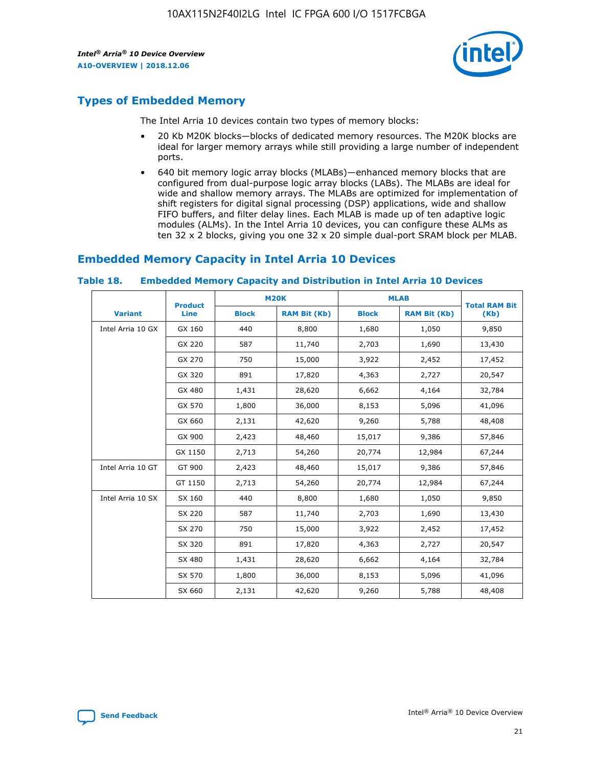## Types of Embedded Memory

The Intel Arria 10 devices contain two types of memory blocks:

- 20 Kb M20K blocks—blocks of dedicated memory resources. The M20K blocks are ideal for larger memory arrays while still providing a large number of independent ports.
- 640 bit memory logic array blocks (MLABs)—enhanced memory blocks that are configured from dual-purpose logic array blocks (LABs). The MLABs are ideal for wide and shallow memory arrays. The MLABs are optimized for implementation of shift registers for digital signal processing (DSP) applications, wide and shallow FIFO buffers, and filter delay lines. Each MLAB is made up of ten adaptive logic modules (ALMs). In the Intel Arria 10 devices, you can configure these ALMs as ten 32 x 2 blocks, giving you one 32 x 20 simple dual-port SRAM block per MLAB.

## Embedded Memory Capacity in Intel Arria 10 Devices

**Table 18. Embedded Memory Capacity and Distribution in Intel Arria 10 Devices**

| Variant | Product Line | M20K | | MLAB | | Total RAM Bit (Kb) |
|---|---|---|---|---|---|---|
| | | Block | RAM Bit (Kb) | Block | RAM Bit (Kb) | |
| Intel Arria 10 GX | GX 160 | 440 | 8,800 | 1,680 | 1,050 | 9,850 |
| | GX 220 | 587 | 11,740 | 2,703 | 1,690 | 13,430 |
| | GX 270 | 750 | 15,000 | 3,922 | 2,452 | 17,452 |
| | GX 320 | 891 | 17,820 | 4,363 | 2,727 | 20,547 |
| | GX 480 | 1,431 | 28,620 | 6,662 | 4,164 | 32,784 |
| | GX 570 | 1,800 | 36,000 | 8,153 | 5,096 | 41,096 |
| | GX 660 | 2,131 | 42,620 | 9,260 | 5,788 | 48,408 |
| | GX 900 | 2,423 | 48,460 | 15,017 | 9,386 | 57,846 |
| | GX 1150 | 2,713 | 54,260 | 20,774 | 12,984 | 67,244 |
| Intel Arria 10 GT | GT 900 | 2,423 | 48,460 | 15,017 | 9,386 | 57,846 |
| | GT 1150 | 2,713 | 54,260 | 20,774 | 12,984 | 67,244 |
| Intel Arria 10 SX | SX 160 | 440 | 8,800 | 1,680 | 1,050 | 9,850 |
| | SX 220 | 587 | 11,740 | 2,703 | 1,690 | 13,430 |
| | SX 270 | 750 | 15,000 | 3,922 | 2,452 | 17,452 |
| | SX 320 | 891 | 17,820 | 4,363 | 2,727 | 20,547 |
| | SX 480 | 1,431 | 28,620 | 6,662 | 4,164 | 32,784 |
| | SX 570 | 1,800 | 36,000 | 8,153 | 5,096 | 41,096 |
| | SX 660 | 2,131 | 42,620 | 9,260 | 5,788 | 48,408 |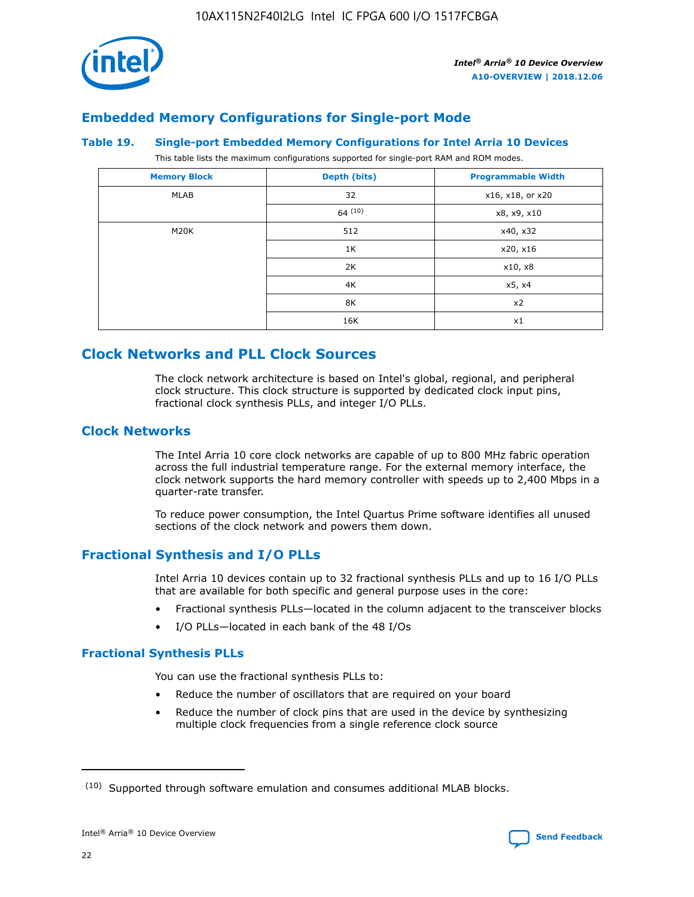## Embedded Memory Configurations for Single-port Mode

### Table 19. Single-port Embedded Memory Configurations for Intel Arria 10 Devices

This table lists the maximum configurations supported for single-port RAM and ROM modes.

| Memory Block | Depth (bits) | Programmable Width |
|---|---|---|
| MLAB | 32 | x16, x18, or x20 |
| | 64 [10] | x8, x9, x10 |
| M20K | 512 | x40, x32 |
| | 1K | x20, x16 |
| | 2K | x10, x8 |
| | 4K | x5, x4 |
| | 8K | x2 |
| | 16K | x1 |

## Clock Networks and PLL Clock Sources

The clock network architecture is based on Intel's global, regional, and peripheral clock structure. This clock structure is supported by dedicated clock input pins, fractional clock synthesis PLLs, and integer I/O PLLs.

## Clock Networks

The Intel Arria 10 core clock networks are capable of up to 800 MHz fabric operation across the full industrial temperature range. For the external memory interface, the clock network supports the hard memory controller with speeds up to 2,400 Mbps in a quarter-rate transfer.

To reduce power consumption, the Intel Quartus Prime software identifies all unused sections of the clock network and powers them down.

## Fractional Synthesis and I/O PLLs

Intel Arria 10 devices contain up to 32 fractional synthesis PLLs and up to 16 I/O PLLs that are available for both specific and general purpose uses in the core:

- Fractional synthesis PLLs—located in the column adjacent to the transceiver blocks
- I/O PLLs—located in each bank of the 48 I/Os

### Fractional Synthesis PLLs

You can use the fractional synthesis PLLs to:

- Reduce the number of oscillators that are required on your board
- Reduce the number of clock pins that are used in the device by synthesizing multiple clock frequencies from a single reference clock source

[10] Supported through software emulation and consumes additional MLAB blocks.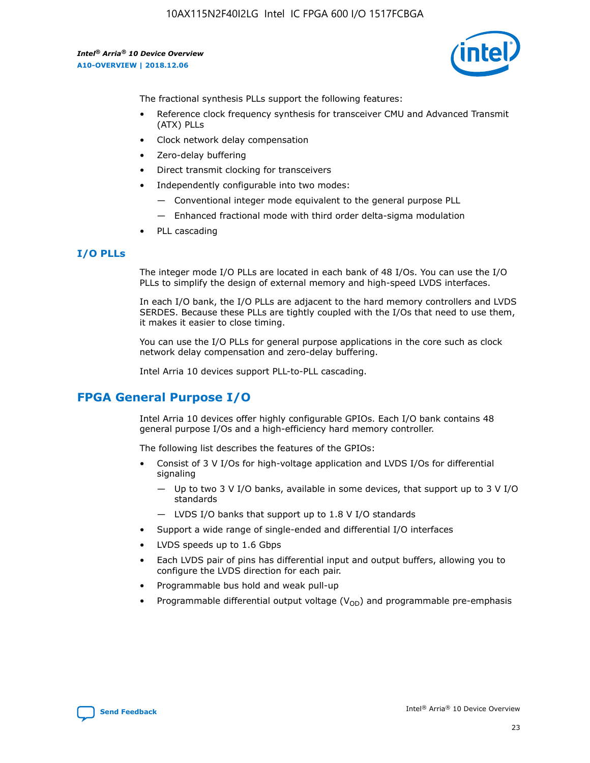The fractional synthesis PLLs support the following features:

- Reference clock frequency synthesis for transceiver CMU and Advanced Transmit (ATX) PLLs
- Clock network delay compensation
- Zero-delay buffering
- Direct transmit clocking for transceivers
- Independently configurable into two modes:
  - — Conventional integer mode equivalent to the general purpose PLL
  - — Enhanced fractional mode with third order delta-sigma modulation
- PLL cascading

## I/O PLLs

The integer mode I/O PLLs are located in each bank of 48 I/Os. You can use the I/O PLLs to simplify the design of external memory and high-speed LVDS interfaces.

In each I/O bank, the I/O PLLs are adjacent to the hard memory controllers and LVDS SERDES. Because these PLLs are tightly coupled with the I/Os that need to use them, it makes it easier to close timing.

You can use the I/O PLLs for general purpose applications in the core such as clock network delay compensation and zero-delay buffering.

Intel Arria 10 devices support PLL-to-PLL cascading.

# FPGA General Purpose I/O

Intel Arria 10 devices offer highly configurable GPIOs. Each I/O bank contains 48 general purpose I/Os and a high-efficiency hard memory controller.

The following list describes the features of the GPIOs:

- Consist of 3 V I/Os for high-voltage application and LVDS I/Os for differential signaling
  - — Up to two 3 V I/O banks, available in some devices, that support up to 3 V I/O standards
  - — LVDS I/O banks that support up to 1.8 V I/O standards
- Support a wide range of single-ended and differential I/O interfaces
- LVDS speeds up to 1.6 Gbps
- Each LVDS pair of pins has differential input and output buffers, allowing you to configure the LVDS direction for each pair.
- Programmable bus hold and weak pull-up
- Programmable differential output voltage ($V_{OD}$) and programmable pre-emphasis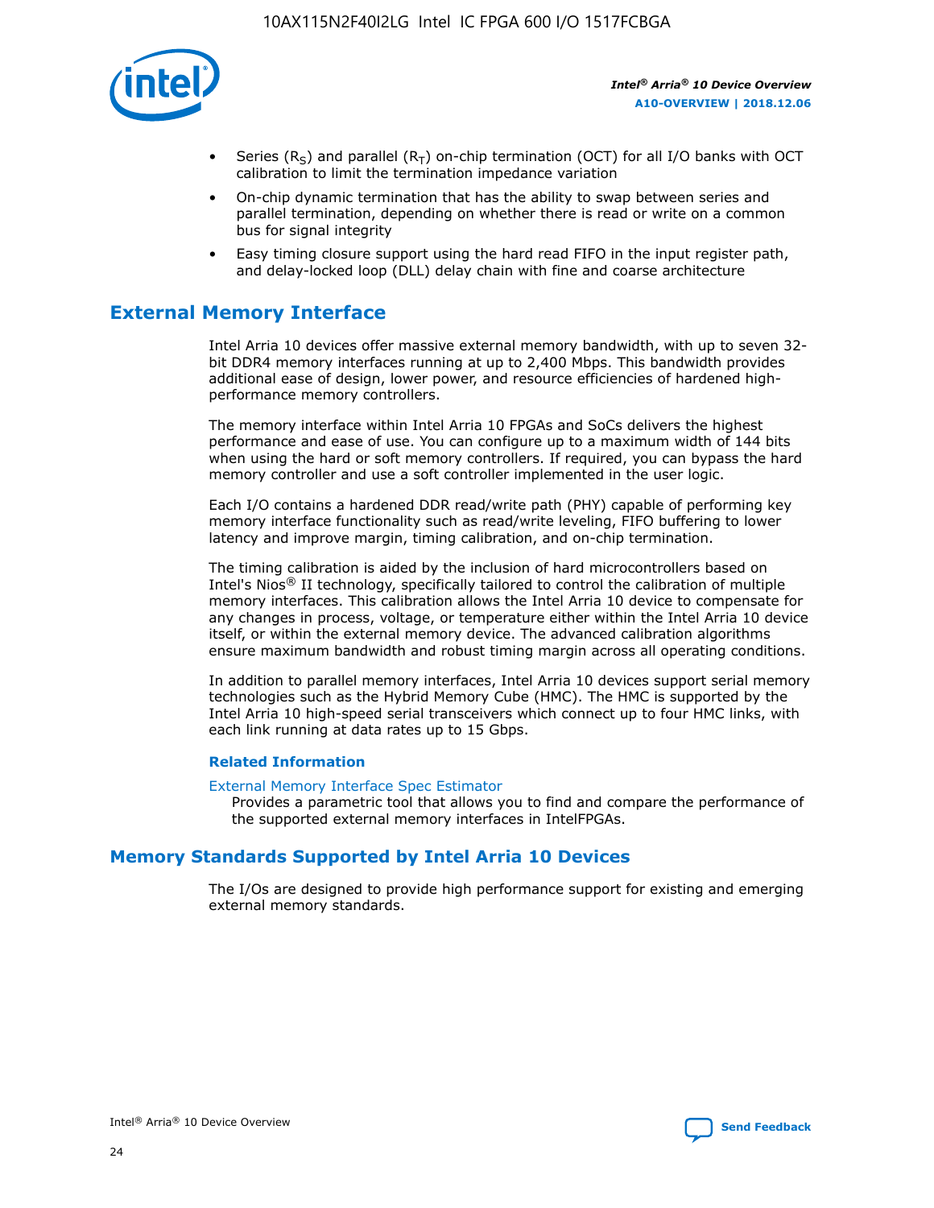- Series ($R_S$) and parallel ($R_T$) on-chip termination (OCT) for all I/O banks with OCT calibration to limit the termination impedance variation
- On-chip dynamic termination that has the ability to swap between series and parallel termination, depending on whether there is read or write on a common bus for signal integrity
- Easy timing closure support using the hard read FIFO in the input register path, and delay-locked loop (DLL) delay chain with fine and coarse architecture

## External Memory Interface

Intel Arria 10 devices offer massive external memory bandwidth, with up to seven 32-bit DDR4 memory interfaces running at up to 2,400 Mbps. This bandwidth provides additional ease of design, lower power, and resource efficiencies of hardened high-performance memory controllers.

The memory interface within Intel Arria 10 FPGAs and SoCs delivers the highest performance and ease of use. You can configure up to a maximum width of 144 bits when using the hard or soft memory controllers. If required, you can bypass the hard memory controller and use a soft controller implemented in the user logic.

Each I/O contains a hardened DDR read/write path (PHY) capable of performing key memory interface functionality such as read/write leveling, FIFO buffering to lower latency and improve margin, timing calibration, and on-chip termination.

The timing calibration is aided by the inclusion of hard microcontrollers based on Intel's Nios® II technology, specifically tailored to control the calibration of multiple memory interfaces. This calibration allows the Intel Arria 10 device to compensate for any changes in process, voltage, or temperature either within the Intel Arria 10 device itself, or within the external memory device. The advanced calibration algorithms ensure maximum bandwidth and robust timing margin across all operating conditions.

In addition to parallel memory interfaces, Intel Arria 10 devices support serial memory technologies such as the Hybrid Memory Cube (HMC). The HMC is supported by the Intel Arria 10 high-speed serial transceivers which connect up to four HMC links, with each link running at data rates up to 15 Gbps.

### Related Information

External Memory Interface Spec Estimator
Provides a parametric tool that allows you to find and compare the performance of the supported external memory interfaces in IntelFPGAs.

## Memory Standards Supported by Intel Arria 10 Devices

The I/Os are designed to provide high performance support for existing and emerging external memory standards.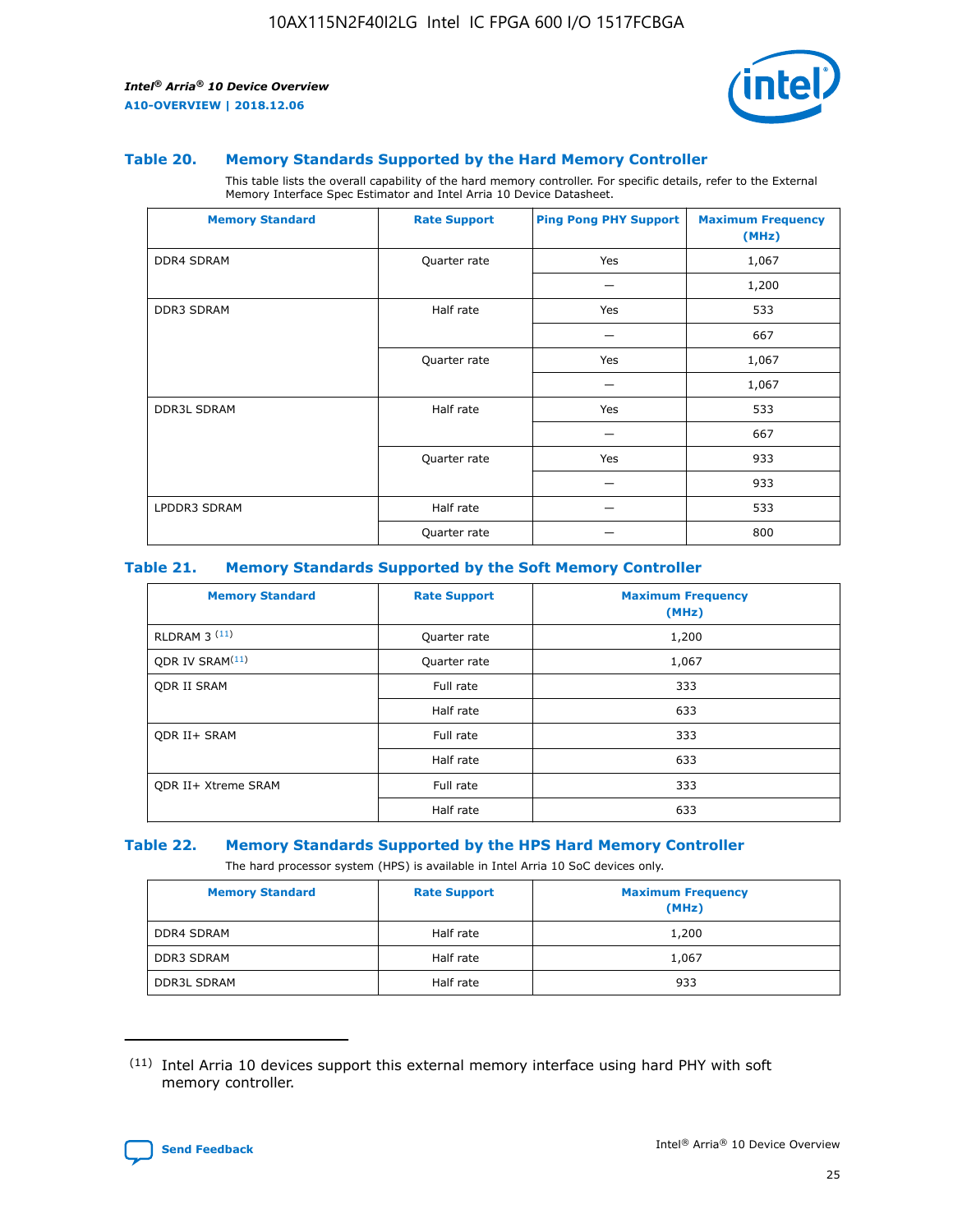### Table 20. Memory Standards Supported by the Hard Memory Controller

This table lists the overall capability of the hard memory controller. For specific details, refer to the External Memory Interface Spec Estimator and Intel Arria 10 Device Datasheet.

| Memory Standard | Rate Support | Ping Pong PHY Support | Maximum Frequency (MHz) |
|---|---|---|---|
| DDR4 SDRAM | Quarter rate | Yes | 1,067 |
| | | — | 1,200 |
| DDR3 SDRAM | Half rate | Yes | 533 |
| | | — | 667 |
| | Quarter rate | Yes | 1,067 |
| | | — | 1,067 |
| DDR3L SDRAM | Half rate | Yes | 533 |
| | | — | 667 |
| | Quarter rate | Yes | 933 |
| | | — | 933 |
| LPDDR3 SDRAM | Half rate | — | 533 |
| | Quarter rate | — | 800 |

### Table 21. Memory Standards Supported by the Soft Memory Controller

| Memory Standard | Rate Support | Maximum Frequency (MHz) |
|---|---|---|
| RLDRAM 3 (11) | Quarter rate | 1,200 |
| QDR IV SRAM(11) | Quarter rate | 1,067 |
| QDR II SRAM | Full rate | 333 |
| | Half rate | 633 |
| QDR II+ SRAM | Full rate | 333 |
| | Half rate | 633 |
| QDR II+ Xtreme SRAM | Full rate | 333 |
| | Half rate | 633 |

### Table 22. Memory Standards Supported by the HPS Hard Memory Controller

The hard processor system (HPS) is available in Intel Arria 10 SoC devices only.

| Memory Standard | Rate Support | Maximum Frequency (MHz) |
|---|---|---|
| DDR4 SDRAM | Half rate | 1,200 |
| DDR3 SDRAM | Half rate | 1,067 |
| DDR3L SDRAM | Half rate | 933 |

(11) Intel Arria 10 devices support this external memory interface using hard PHY with soft memory controller.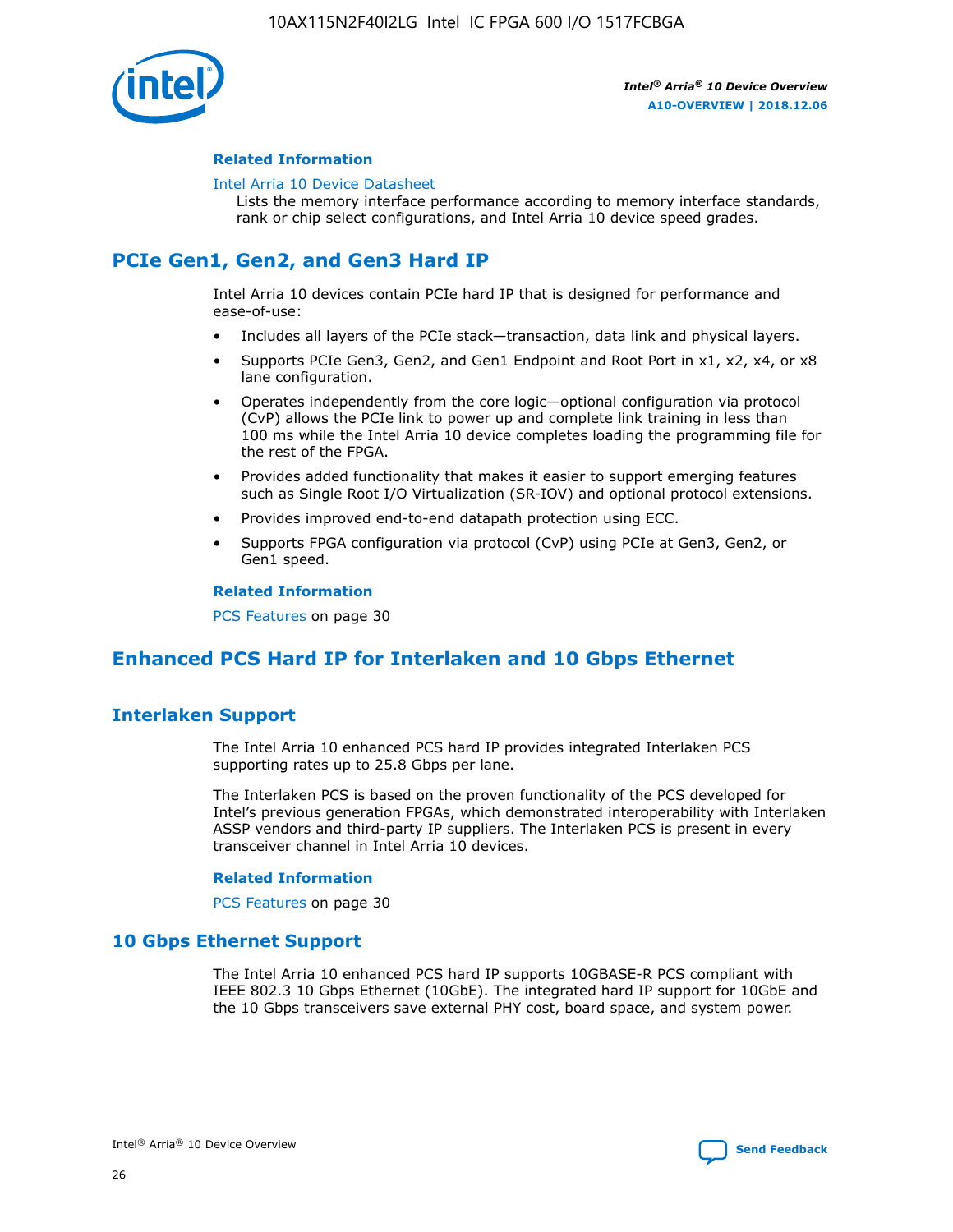**Related Information**

Intel Arria 10 Device Datasheet

Lists the memory interface performance according to memory interface standards, rank or chip select configurations, and Intel Arria 10 device speed grades.

## PCIe Gen1, Gen2, and Gen3 Hard IP

Intel Arria 10 devices contain PCIe hard IP that is designed for performance and ease-of-use:

- Includes all layers of the PCIe stack—transaction, data link and physical layers.
- Supports PCIe Gen3, Gen2, and Gen1 Endpoint and Root Port in x1, x2, x4, or x8 lane configuration.
- Operates independently from the core logic—optional configuration via protocol (CvP) allows the PCIe link to power up and complete link training in less than 100 ms while the Intel Arria 10 device completes loading the programming file for the rest of the FPGA.
- Provides added functionality that makes it easier to support emerging features such as Single Root I/O Virtualization (SR-IOV) and optional protocol extensions.
- Provides improved end-to-end datapath protection using ECC.
- Supports FPGA configuration via protocol (CvP) using PCIe at Gen3, Gen2, or Gen1 speed.

**Related Information**

PCS Features on page 30

## Enhanced PCS Hard IP for Interlaken and 10 Gbps Ethernet

### Interlaken Support

The Intel Arria 10 enhanced PCS hard IP provides integrated Interlaken PCS supporting rates up to 25.8 Gbps per lane.

The Interlaken PCS is based on the proven functionality of the PCS developed for Intel's previous generation FPGAs, which demonstrated interoperability with Interlaken ASSP vendors and third-party IP suppliers. The Interlaken PCS is present in every transceiver channel in Intel Arria 10 devices.

**Related Information**

PCS Features on page 30

### 10 Gbps Ethernet Support

The Intel Arria 10 enhanced PCS hard IP supports 10GBASE-R PCS compliant with IEEE 802.3 10 Gbps Ethernet (10GbE). The integrated hard IP support for 10GbE and the 10 Gbps transceivers save external PHY cost, board space, and system power.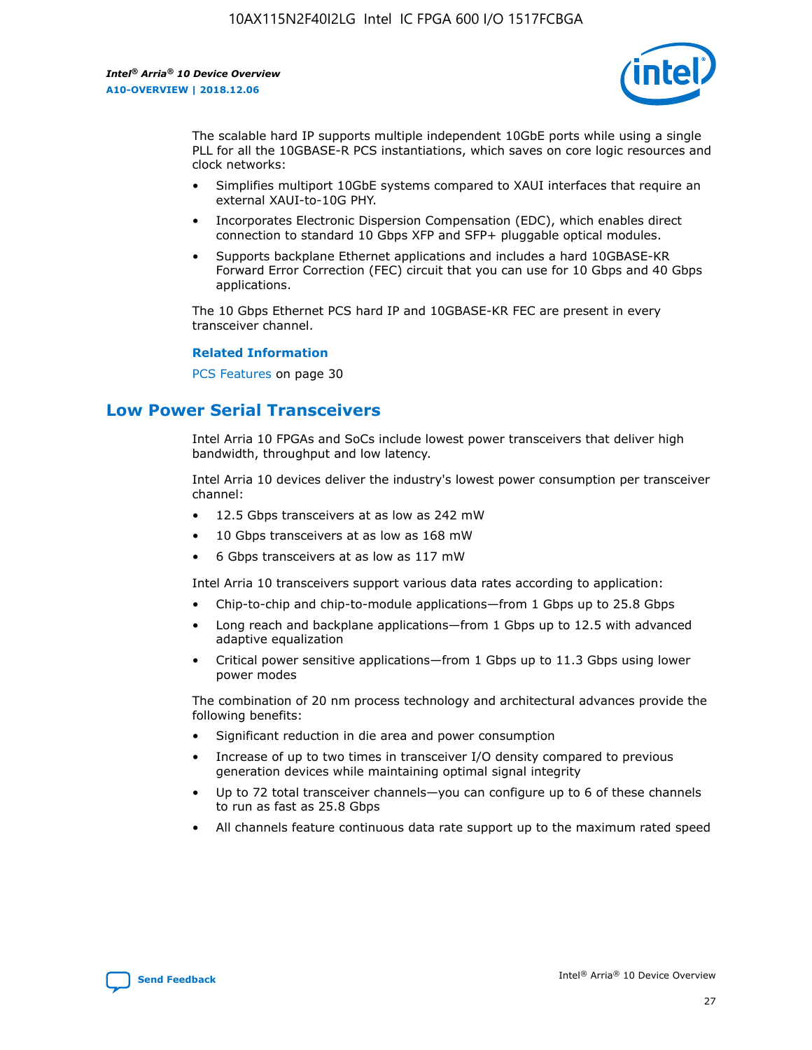The scalable hard IP supports multiple independent 10GbE ports while using a single PLL for all the 10GBASE-R PCS instantiations, which saves on core logic resources and clock networks:

- Simplifies multiport 10GbE systems compared to XAUI interfaces that require an external XAUI-to-10G PHY.
- Incorporates Electronic Dispersion Compensation (EDC), which enables direct connection to standard 10 Gbps XFP and SFP+ pluggable optical modules.
- Supports backplane Ethernet applications and includes a hard 10GBASE-KR Forward Error Correction (FEC) circuit that you can use for 10 Gbps and 40 Gbps applications.

The 10 Gbps Ethernet PCS hard IP and 10GBASE-KR FEC are present in every transceiver channel.

**Related Information**

PCS Features on page 30

## Low Power Serial Transceivers

Intel Arria 10 FPGAs and SoCs include lowest power transceivers that deliver high bandwidth, throughput and low latency.

Intel Arria 10 devices deliver the industry's lowest power consumption per transceiver channel:

- 12.5 Gbps transceivers at as low as 242 mW
- 10 Gbps transceivers at as low as 168 mW
- 6 Gbps transceivers at as low as 117 mW

Intel Arria 10 transceivers support various data rates according to application:

- Chip-to-chip and chip-to-module applications—from 1 Gbps up to 25.8 Gbps
- Long reach and backplane applications—from 1 Gbps up to 12.5 with advanced adaptive equalization
- Critical power sensitive applications—from 1 Gbps up to 11.3 Gbps using lower power modes

The combination of 20 nm process technology and architectural advances provide the following benefits:

- Significant reduction in die area and power consumption
- Increase of up to two times in transceiver I/O density compared to previous generation devices while maintaining optimal signal integrity
- Up to 72 total transceiver channels—you can configure up to 6 of these channels to run as fast as 25.8 Gbps
- All channels feature continuous data rate support up to the maximum rated speed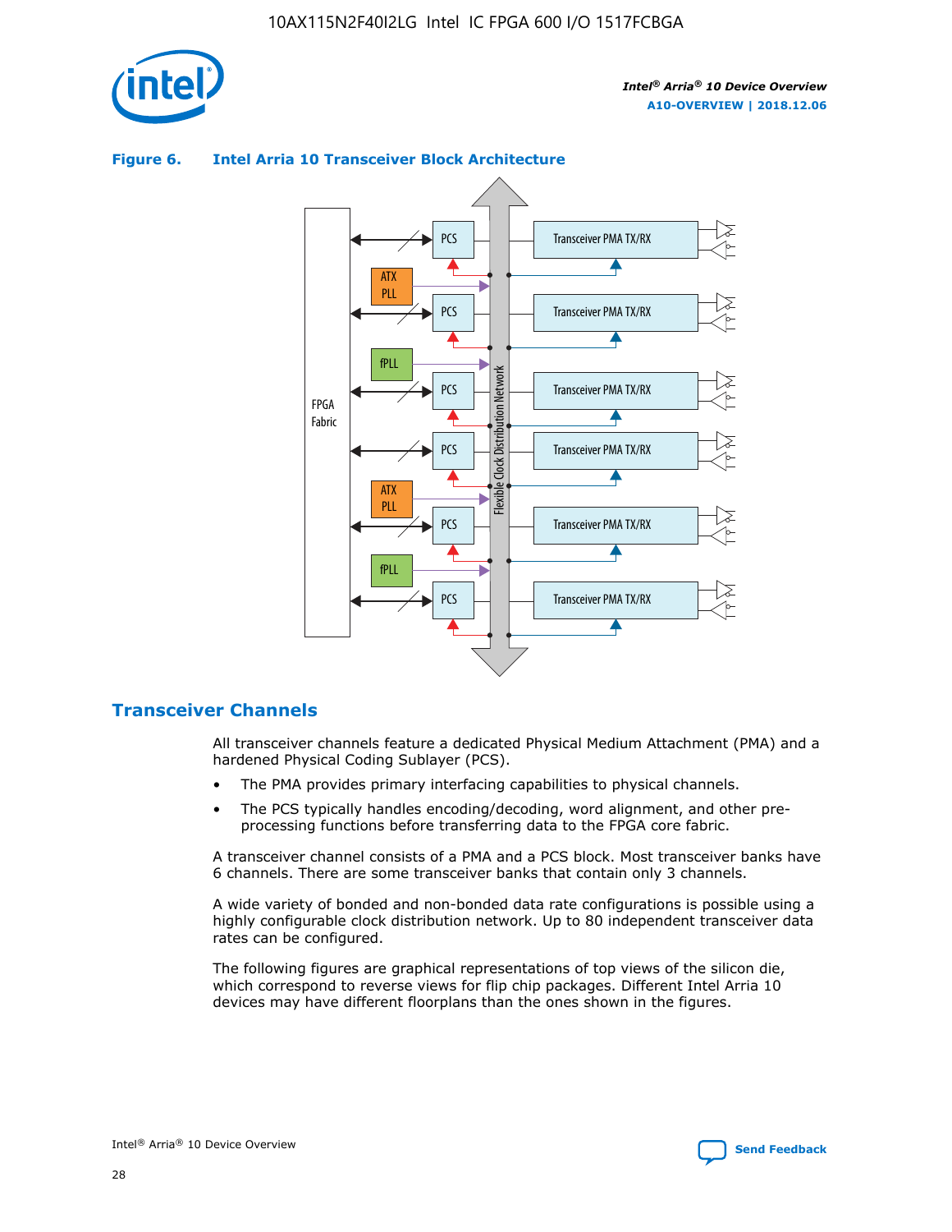**Figure 6. Intel Arria 10 Transceiver Block Architecture**

## Transceiver Channels

All transceiver channels feature a dedicated Physical Medium Attachment (PMA) and a hardened Physical Coding Sublayer (PCS).

- The PMA provides primary interfacing capabilities to physical channels.
- The PCS typically handles encoding/decoding, word alignment, and other pre-processing functions before transferring data to the FPGA core fabric.

A transceiver channel consists of a PMA and a PCS block. Most transceiver banks have 6 channels. There are some transceiver banks that contain only 3 channels.

A wide variety of bonded and non-bonded data rate configurations is possible using a highly configurable clock distribution network. Up to 80 independent transceiver data rates can be configured.

The following figures are graphical representations of top views of the silicon die, which correspond to reverse views for flip chip packages. Different Intel Arria 10 devices may have different floorplans than the ones shown in the figures.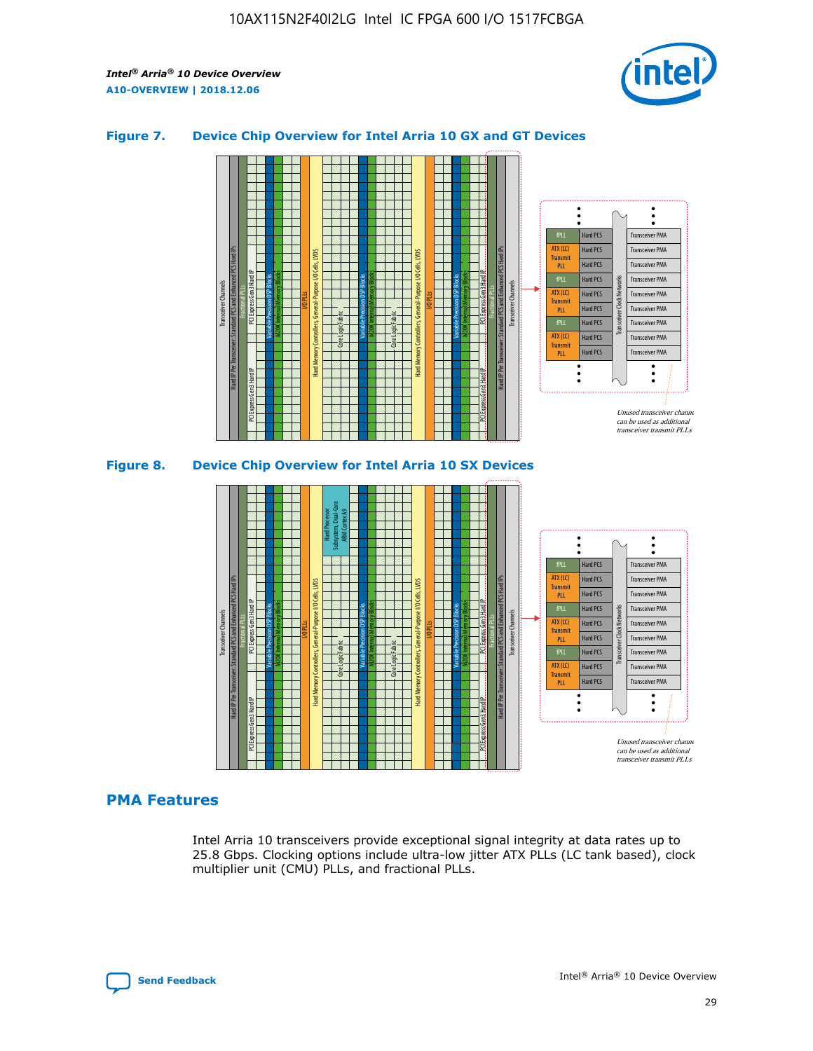**Figure 7. Device Chip Overview for Intel Arria 10 GX and GT Devices**

**Figure 8. Device Chip Overview for Intel Arria 10 SX Devices**

## PMA Features

Intel Arria 10 transceivers provide exceptional signal integrity at data rates up to 25.8 Gbps. Clocking options include ultra-low jitter ATX PLLs (LC tank based), clock multiplier unit (CMU) PLLs, and fractional PLLs.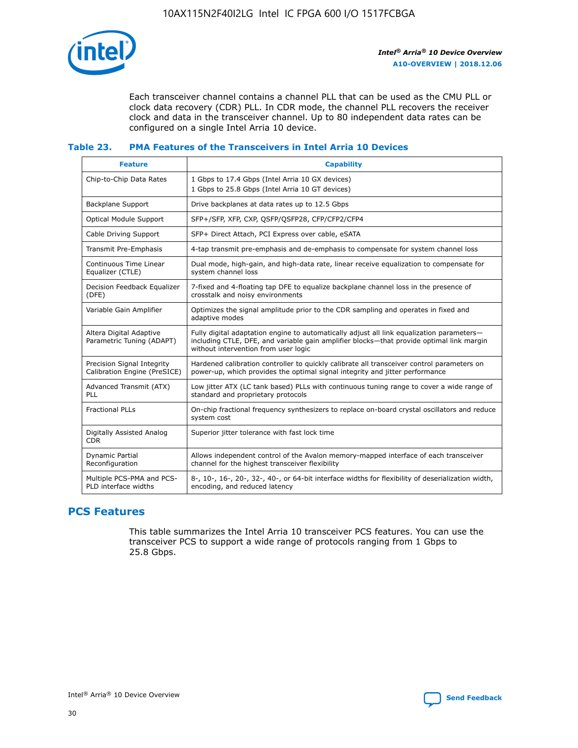Each transceiver channel contains a channel PLL that can be used as the CMU PLL or clock data recovery (CDR) PLL. In CDR mode, the channel PLL recovers the receiver clock and data in the transceiver channel. Up to 80 independent data rates can be configured on a single Intel Arria 10 device.

### Table 23. PMA Features of the Transceivers in Intel Arria 10 Devices

| Feature | Capability |
| --- | --- |
| Chip-to-Chip Data Rates | 1 Gbps to 17.4 Gbps (Intel Arria 10 GX devices)<br>1 Gbps to 25.8 Gbps (Intel Arria 10 GT devices) |
| Backplane Support | Drive backplanes at data rates up to 12.5 Gbps |
| Optical Module Support | SFP+/SFP, XFP, CXP, QSFP/QSFP28, CFP/CFP2/CFP4 |
| Cable Driving Support | SFP+ Direct Attach, PCI Express over cable, eSATA |
| Transmit Pre-Emphasis | 4-tap transmit pre-emphasis and de-emphasis to compensate for system channel loss |
| Continuous Time Linear Equalizer (CTLE) | Dual mode, high-gain, and high-data rate, linear receive equalization to compensate for system channel loss |
| Decision Feedback Equalizer (DFE) | 7-fixed and 4-floating tap DFE to equalize backplane channel loss in the presence of crosstalk and noisy environments |
| Variable Gain Amplifier | Optimizes the signal amplitude prior to the CDR sampling and operates in fixed and adaptive modes |
| Altera Digital Adaptive Parametric Tuning (ADAPT) | Fully digital adaptation engine to automatically adjust all link equalization parameters—including CTLE, DFE, and variable gain amplifier blocks—that provide optimal link margin without intervention from user logic |
| Precision Signal Integrity Calibration Engine (PreSICE) | Hardened calibration controller to quickly calibrate all transceiver control parameters on power-up, which provides the optimal signal integrity and jitter performance |
| Advanced Transmit (ATX) PLL | Low jitter ATX (LC tank based) PLLs with continuous tuning range to cover a wide range of standard and proprietary protocols |
| Fractional PLLs | On-chip fractional frequency synthesizers to replace on-board crystal oscillators and reduce system cost |
| Digitally Assisted Analog CDR | Superior jitter tolerance with fast lock time |
| Dynamic Partial Reconfiguration | Allows independent control of the Avalon memory-mapped interface of each transceiver channel for the highest transceiver flexibility |
| Multiple PCS-PMA and PCS-PLD interface widths | 8-, 10-, 16-, 20-, 32-, 40-, or 64-bit interface widths for flexibility of deserialization width, encoding, and reduced latency |

## PCS Features

This table summarizes the Intel Arria 10 transceiver PCS features. You can use the transceiver PCS to support a wide range of protocols ranging from 1 Gbps to 25.8 Gbps.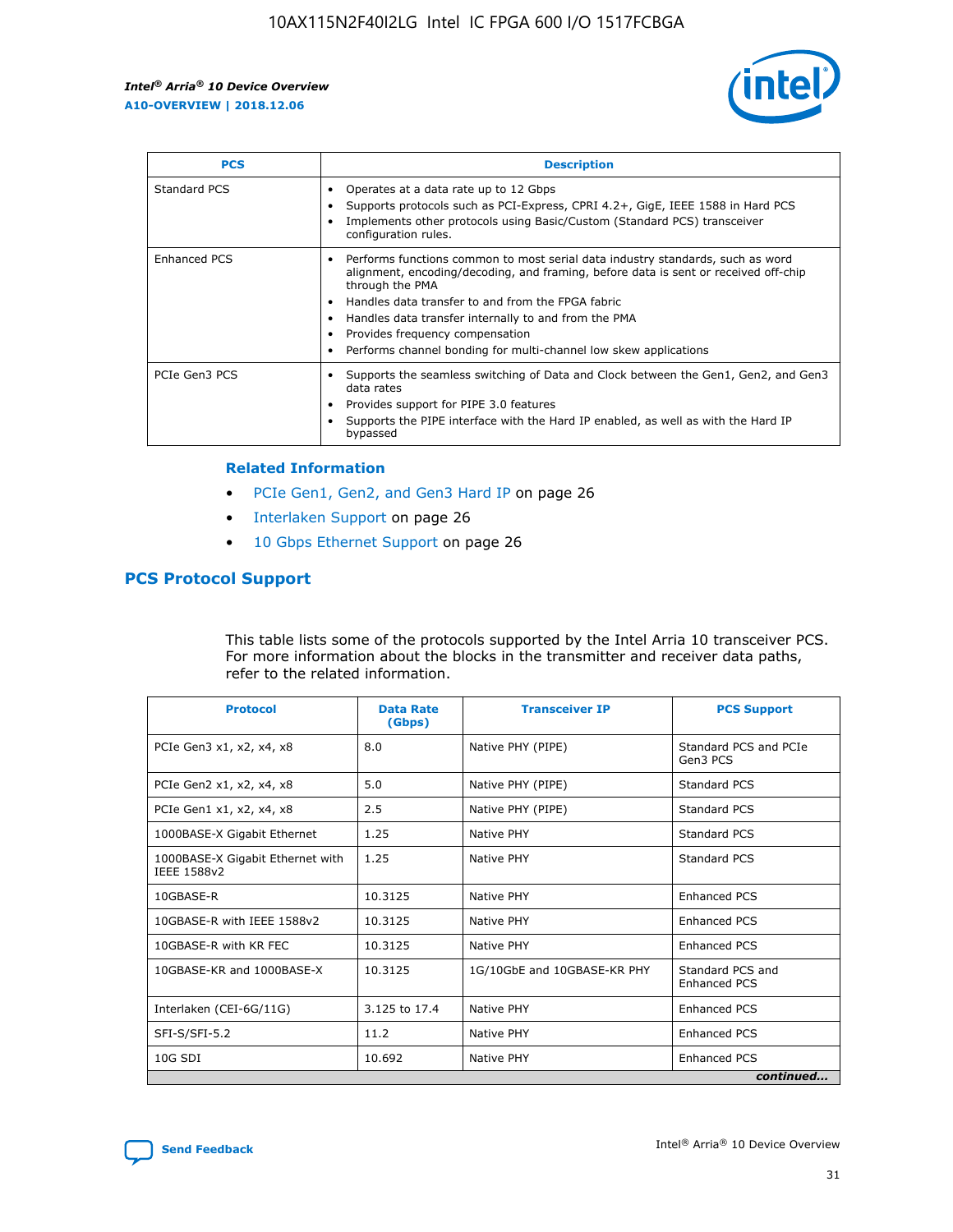| PCS | Description |
| --- | --- |
| Standard PCS | • Operates at a data rate up to 12 Gbps<br>• Supports protocols such as PCI-Express, CPRI 4.2+, GigE, IEEE 1588 in Hard PCS<br>• Implements other protocols using Basic/Custom (Standard PCS) transceiver configuration rules. |
| Enhanced PCS | • Performs functions common to most serial data industry standards, such as word alignment, encoding/decoding, and framing, before data is sent or received off-chip through the PMA<br>• Handles data transfer to and from the FPGA fabric<br>• Handles data transfer internally to and from the PMA<br>• Provides frequency compensation<br>• Performs channel bonding for multi-channel low skew applications |
| PCIe Gen3 PCS | • Supports the seamless switching of Data and Clock between the Gen1, Gen2, and Gen3 data rates<br>• Provides support for PIPE 3.0 features<br>• Supports the PIPE interface with the Hard IP enabled, as well as with the Hard IP bypassed |

### Related Information

- PCIe Gen1, Gen2, and Gen3 Hard IP on page 26
- Interlaken Support on page 26
- 10 Gbps Ethernet Support on page 26

## PCS Protocol Support

This table lists some of the protocols supported by the Intel Arria 10 transceiver PCS. For more information about the blocks in the transmitter and receiver data paths, refer to the related information.

| Protocol | Data Rate (Gbps) | Transceiver IP | PCS Support |
| --- | --- | --- | --- |
| PCIe Gen3 x1, x2, x4, x8 | 8.0 | Native PHY (PIPE) | Standard PCS and PCIe Gen3 PCS |
| PCIe Gen2 x1, x2, x4, x8 | 5.0 | Native PHY (PIPE) | Standard PCS |
| PCIe Gen1 x1, x2, x4, x8 | 2.5 | Native PHY (PIPE) | Standard PCS |
| 1000BASE-X Gigabit Ethernet | 1.25 | Native PHY | Standard PCS |
| 1000BASE-X Gigabit Ethernet with IEEE 1588v2 | 1.25 | Native PHY | Standard PCS |
| 10GBASE-R | 10.3125 | Native PHY | Enhanced PCS |
| 10GBASE-R with IEEE 1588v2 | 10.3125 | Native PHY | Enhanced PCS |
| 10GBASE-R with KR FEC | 10.3125 | Native PHY | Enhanced PCS |
| 10GBASE-KR and 1000BASE-X | 10.3125 | 1G/10GbE and 10GBASE-KR PHY | Standard PCS and Enhanced PCS |
| Interlaken (CEI-6G/11G) | 3.125 to 17.4 | Native PHY | Enhanced PCS |
| SFI-S/SFI-5.2 | 11.2 | Native PHY | Enhanced PCS |
| 10G SDI | 10.692 | Native PHY | Enhanced PCS |

*continued...*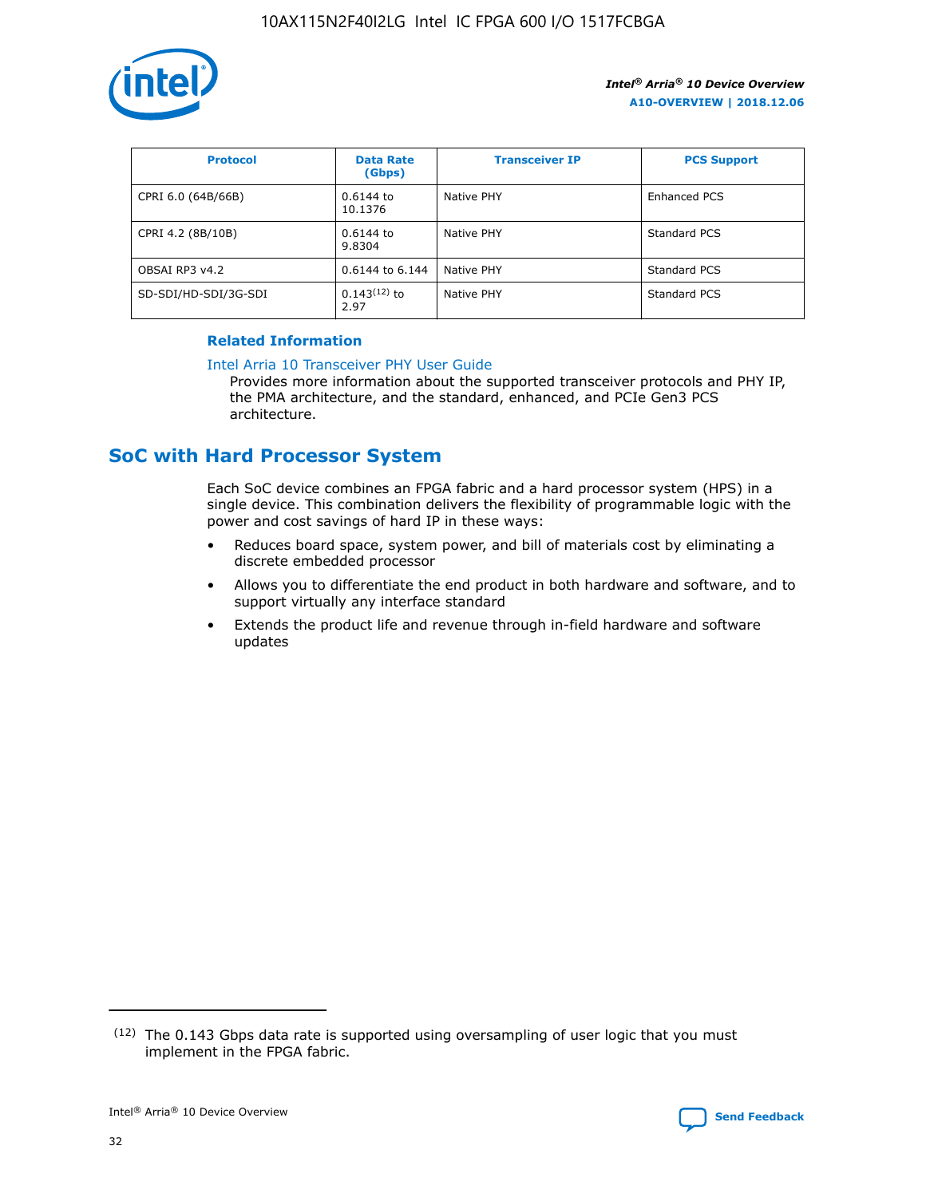| Protocol | Data Rate (Gbps) | Transceiver IP | PCS Support |
| --- | --- | --- | --- |
| CPRI 6.0 (64B/66B) | 0.6144 to 10.1376 | Native PHY | Enhanced PCS |
| CPRI 4.2 (8B/10B) | 0.6144 to 9.8304 | Native PHY | Standard PCS |
| OBSAI RP3 v4.2 | 0.6144 to 6.144 | Native PHY | Standard PCS |
| SD-SDI/HD-SDI/3G-SDI | 0.143[12] to 2.97 | Native PHY | Standard PCS |

**Related Information**

Intel Arria 10 Transceiver PHY User Guide
Provides more information about the supported transceiver protocols and PHY IP, the PMA architecture, and the standard, enhanced, and PCIe Gen3 PCS architecture.

## SoC with Hard Processor System

Each SoC device combines an FPGA fabric and a hard processor system (HPS) in a single device. This combination delivers the flexibility of programmable logic with the power and cost savings of hard IP in these ways:

- Reduces board space, system power, and bill of materials cost by eliminating a discrete embedded processor
- Allows you to differentiate the end product in both hardware and software, and to support virtually any interface standard
- Extends the product life and revenue through in-field hardware and software updates

(12) The 0.143 Gbps data rate is supported using oversampling of user logic that you must implement in the FPGA fabric.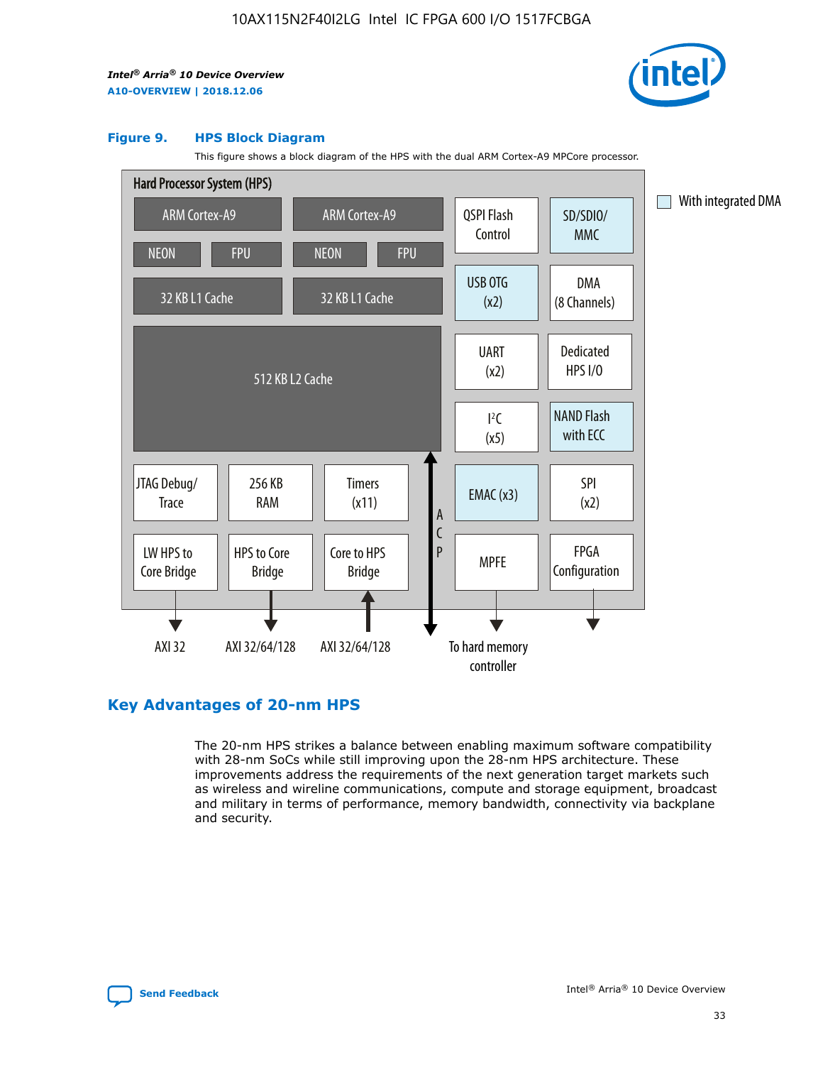**Figure 9. HPS Block Diagram**

This figure shows a block diagram of the HPS with the dual ARM Cortex-A9 MPCore processor.

Hard Processor System (HPS)

- ARM Cortex-A9 (NEON, FPU, 32 KB L1 Cache)
- ARM Cortex-A9 (NEON, FPU, 32 KB L1 Cache)
- 512 KB L2 Cache
- QSPI Flash Control
- SD/SDIO/MMC
- USB OTG (x2)
- DMA (8 Channels)
- UART (x2)
- Dedicated HPS I/O
- I²C (x5)
- NAND Flash with ECC
- EMAC (x3)
- SPI (x2)
- JTAG Debug/Trace
- 256 KB RAM
- Timers (x11)
- LW HPS to Core Bridge — AXI 32
- HPS to Core Bridge — AXI 32/64/128
- Core to HPS Bridge — AXI 32/64/128
- ACP
- MPFE — To hard memory controller
- FPGA Configuration

With integrated DMA: SD/SDIO/MMC, USB OTG (x2), NAND Flash with ECC, EMAC (x3)

## Key Advantages of 20-nm HPS

The 20-nm HPS strikes a balance between enabling maximum software compatibility with 28-nm SoCs while still improving upon the 28-nm HPS architecture. These improvements address the requirements of the next generation target markets such as wireless and wireline communications, compute and storage equipment, broadcast and military in terms of performance, memory bandwidth, connectivity via backplane and security.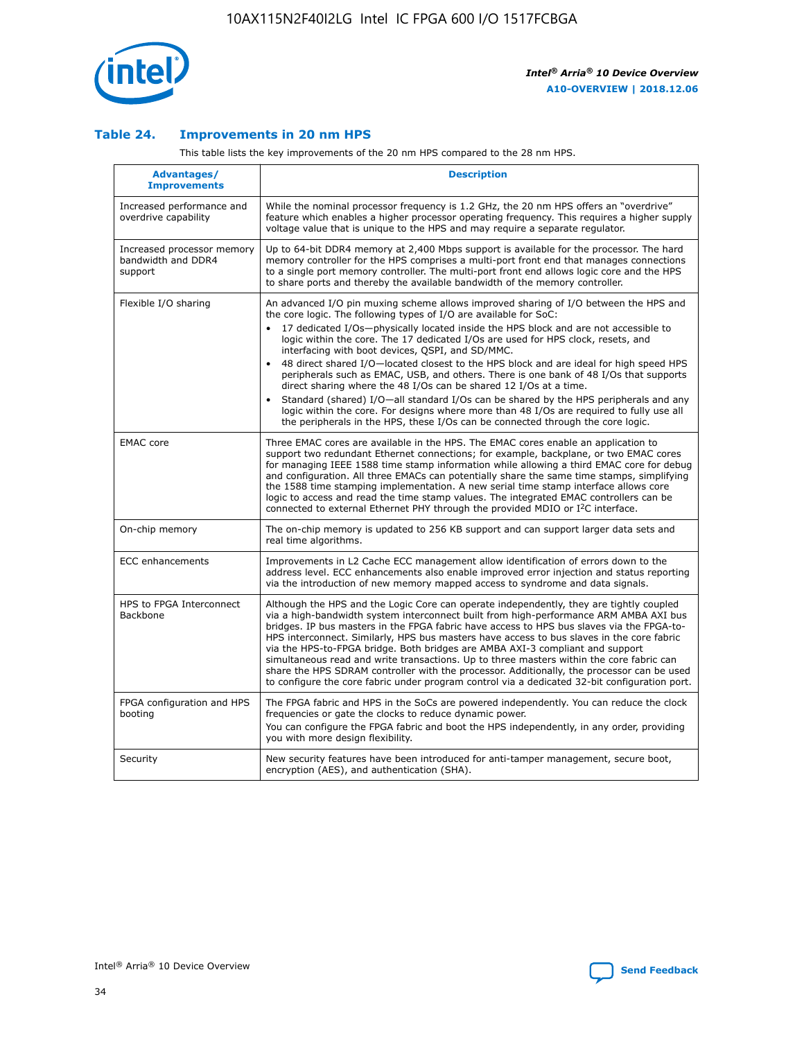### Table 24. Improvements in 20 nm HPS

This table lists the key improvements of the 20 nm HPS compared to the 28 nm HPS.

| Advantages/ Improvements | Description |
|---|---|
| Increased performance and overdrive capability | While the nominal processor frequency is 1.2 GHz, the 20 nm HPS offers an "overdrive" feature which enables a higher processor operating frequency. This requires a higher supply voltage value that is unique to the HPS and may require a separate regulator. |
| Increased processor memory bandwidth and DDR4 support | Up to 64-bit DDR4 memory at 2,400 Mbps support is available for the processor. The hard memory controller for the HPS comprises a multi-port front end that manages connections to a single port memory controller. The multi-port front end allows logic core and the HPS to share ports and thereby the available bandwidth of the memory controller. |
| Flexible I/O sharing | An advanced I/O pin muxing scheme allows improved sharing of I/O between the HPS and the core logic. The following types of I/O are available for SoC:<br>• 17 dedicated I/Os—physically located inside the HPS block and are not accessible to logic within the core. The 17 dedicated I/Os are used for HPS clock, resets, and interfacing with boot devices, QSPI, and SD/MMC.<br>• 48 direct shared I/O—located closest to the HPS block and are ideal for high speed HPS peripherals such as EMAC, USB, and others. There is one bank of 48 I/Os that supports direct sharing where the 48 I/Os can be shared 12 I/Os at a time.<br>• Standard (shared) I/O—all standard I/Os can be shared by the HPS peripherals and any logic within the core. For designs where more than 48 I/Os are required to fully use all the peripherals in the HPS, these I/Os can be connected through the core logic. |
| EMAC core | Three EMAC cores are available in the HPS. The EMAC cores enable an application to support two redundant Ethernet connections; for example, backplane, or two EMAC cores for managing IEEE 1588 time stamp information while allowing a third EMAC core for debug and configuration. All three EMACs can potentially share the same time stamps, simplifying the 1588 time stamping implementation. A new serial time stamp interface allows core logic to access and read the time stamp values. The integrated EMAC controllers can be connected to external Ethernet PHY through the provided MDIO or I²C interface. |
| On-chip memory | The on-chip memory is updated to 256 KB support and can support larger data sets and real time algorithms. |
| ECC enhancements | Improvements in L2 Cache ECC management allow identification of errors down to the address level. ECC enhancements also enable improved error injection and status reporting via the introduction of new memory mapped access to syndrome and data signals. |
| HPS to FPGA Interconnect Backbone | Although the HPS and the Logic Core can operate independently, they are tightly coupled via a high-bandwidth system interconnect built from high-performance ARM AMBA AXI bus bridges. IP bus masters in the FPGA fabric have access to HPS bus slaves via the FPGA-to-HPS interconnect. Similarly, HPS bus masters have access to bus slaves in the core fabric via the HPS-to-FPGA bridge. Both bridges are AMBA AXI-3 compliant and support simultaneous read and write transactions. Up to three masters within the core fabric can share the HPS SDRAM controller with the processor. Additionally, the processor can be used to configure the core fabric under program control via a dedicated 32-bit configuration port. |
| FPGA configuration and HPS booting | The FPGA fabric and HPS in the SoCs are powered independently. You can reduce the clock frequencies or gate the clocks to reduce dynamic power.<br>You can configure the FPGA fabric and boot the HPS independently, in any order, providing you with more design flexibility. |
| Security | New security features have been introduced for anti-tamper management, secure boot, encryption (AES), and authentication (SHA). |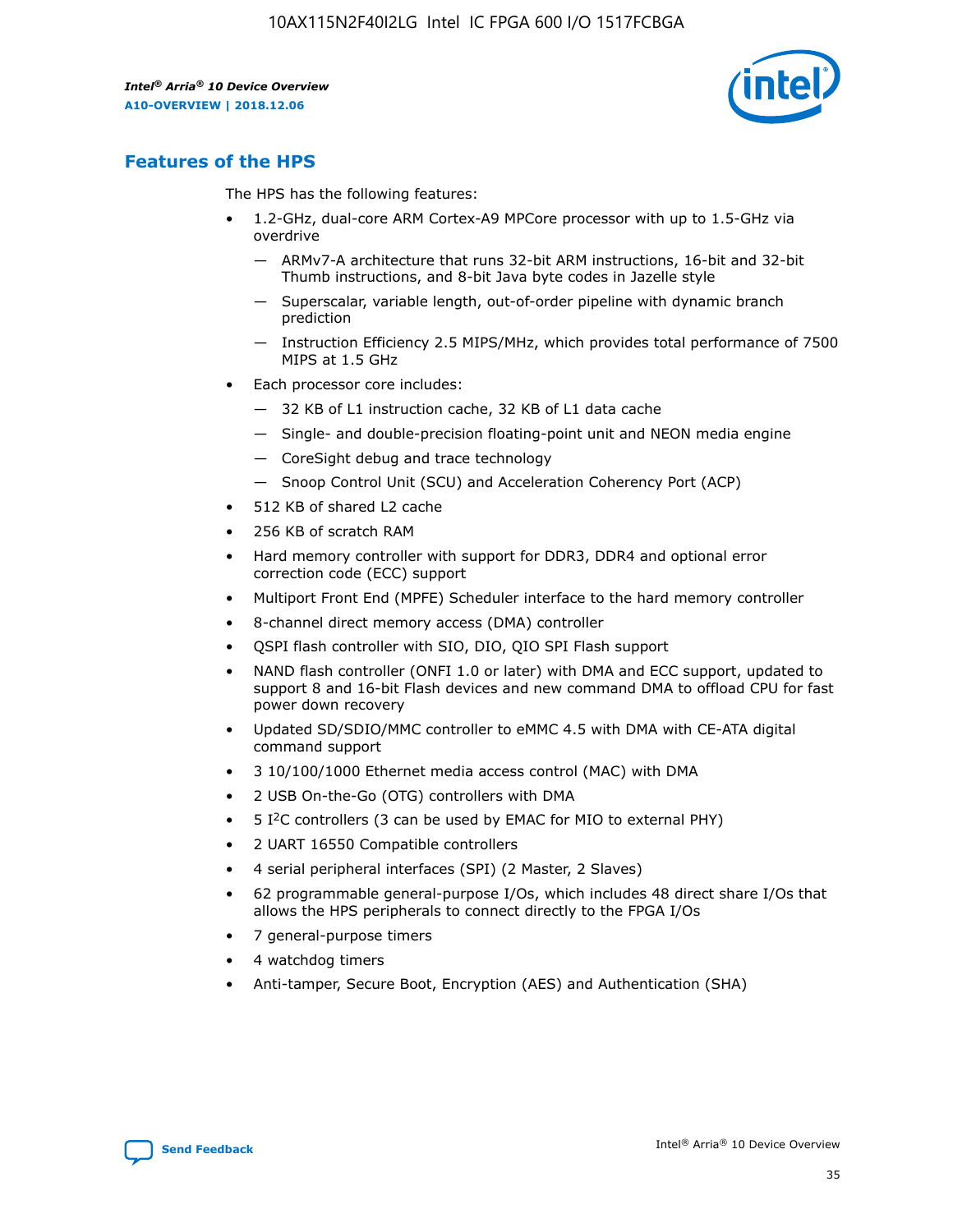## Features of the HPS

The HPS has the following features:

- 1.2-GHz, dual-core ARM Cortex-A9 MPCore processor with up to 1.5-GHz via overdrive
  - — ARMv7-A architecture that runs 32-bit ARM instructions, 16-bit and 32-bit Thumb instructions, and 8-bit Java byte codes in Jazelle style
  - — Superscalar, variable length, out-of-order pipeline with dynamic branch prediction
  - — Instruction Efficiency 2.5 MIPS/MHz, which provides total performance of 7500 MIPS at 1.5 GHz
- Each processor core includes:
  - — 32 KB of L1 instruction cache, 32 KB of L1 data cache
  - — Single- and double-precision floating-point unit and NEON media engine
  - — CoreSight debug and trace technology
  - — Snoop Control Unit (SCU) and Acceleration Coherency Port (ACP)
- 512 KB of shared L2 cache
- 256 KB of scratch RAM
- Hard memory controller with support for DDR3, DDR4 and optional error correction code (ECC) support
- Multiport Front End (MPFE) Scheduler interface to the hard memory controller
- 8-channel direct memory access (DMA) controller
- QSPI flash controller with SIO, DIO, QIO SPI Flash support
- NAND flash controller (ONFI 1.0 or later) with DMA and ECC support, updated to support 8 and 16-bit Flash devices and new command DMA to offload CPU for fast power down recovery
- Updated SD/SDIO/MMC controller to eMMC 4.5 with DMA with CE-ATA digital command support
- 3 10/100/1000 Ethernet media access control (MAC) with DMA
- 2 USB On-the-Go (OTG) controllers with DMA
- 5 I²C controllers (3 can be used by EMAC for MIO to external PHY)
- 2 UART 16550 Compatible controllers
- 4 serial peripheral interfaces (SPI) (2 Master, 2 Slaves)
- 62 programmable general-purpose I/Os, which includes 48 direct share I/Os that allows the HPS peripherals to connect directly to the FPGA I/Os
- 7 general-purpose timers
- 4 watchdog timers
- Anti-tamper, Secure Boot, Encryption (AES) and Authentication (SHA)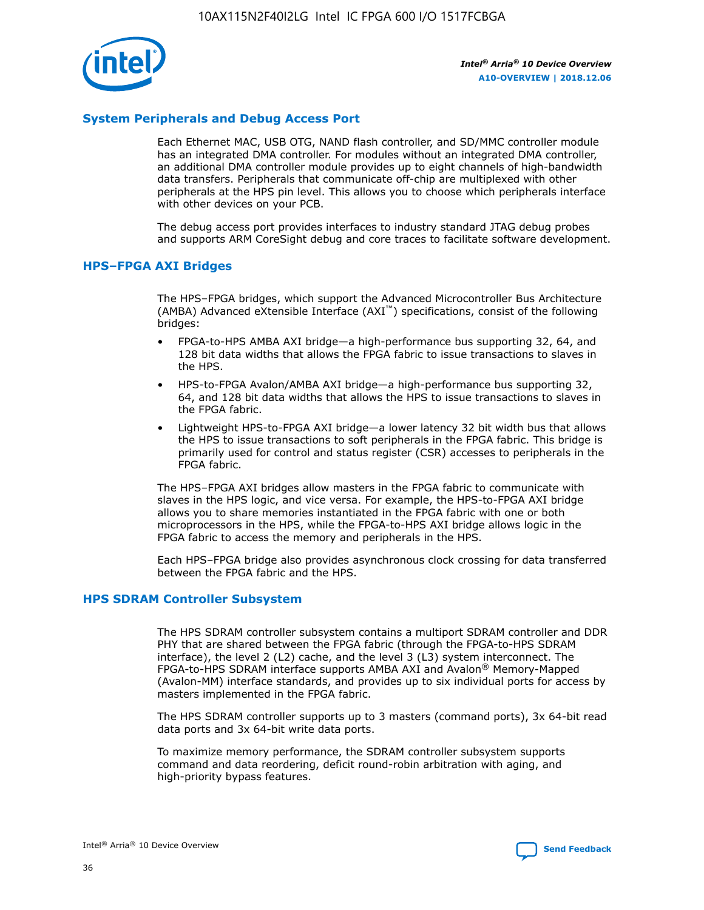## System Peripherals and Debug Access Port

Each Ethernet MAC, USB OTG, NAND flash controller, and SD/MMC controller module has an integrated DMA controller. For modules without an integrated DMA controller, an additional DMA controller module provides up to eight channels of high-bandwidth data transfers. Peripherals that communicate off-chip are multiplexed with other peripherals at the HPS pin level. This allows you to choose which peripherals interface with other devices on your PCB.

The debug access port provides interfaces to industry standard JTAG debug probes and supports ARM CoreSight debug and core traces to facilitate software development.

## HPS–FPGA AXI Bridges

The HPS–FPGA bridges, which support the Advanced Microcontroller Bus Architecture (AMBA) Advanced eXtensible Interface (AXI™) specifications, consist of the following bridges:

- FPGA-to-HPS AMBA AXI bridge—a high-performance bus supporting 32, 64, and 128 bit data widths that allows the FPGA fabric to issue transactions to slaves in the HPS.
- HPS-to-FPGA Avalon/AMBA AXI bridge—a high-performance bus supporting 32, 64, and 128 bit data widths that allows the HPS to issue transactions to slaves in the FPGA fabric.
- Lightweight HPS-to-FPGA AXI bridge—a lower latency 32 bit width bus that allows the HPS to issue transactions to soft peripherals in the FPGA fabric. This bridge is primarily used for control and status register (CSR) accesses to peripherals in the FPGA fabric.

The HPS–FPGA AXI bridges allow masters in the FPGA fabric to communicate with slaves in the HPS logic, and vice versa. For example, the HPS-to-FPGA AXI bridge allows you to share memories instantiated in the FPGA fabric with one or both microprocessors in the HPS, while the FPGA-to-HPS AXI bridge allows logic in the FPGA fabric to access the memory and peripherals in the HPS.

Each HPS–FPGA bridge also provides asynchronous clock crossing for data transferred between the FPGA fabric and the HPS.

## HPS SDRAM Controller Subsystem

The HPS SDRAM controller subsystem contains a multiport SDRAM controller and DDR PHY that are shared between the FPGA fabric (through the FPGA-to-HPS SDRAM interface), the level 2 (L2) cache, and the level 3 (L3) system interconnect. The FPGA-to-HPS SDRAM interface supports AMBA AXI and Avalon® Memory-Mapped (Avalon-MM) interface standards, and provides up to six individual ports for access by masters implemented in the FPGA fabric.

The HPS SDRAM controller supports up to 3 masters (command ports), 3x 64-bit read data ports and 3x 64-bit write data ports.

To maximize memory performance, the SDRAM controller subsystem supports command and data reordering, deficit round-robin arbitration with aging, and high-priority bypass features.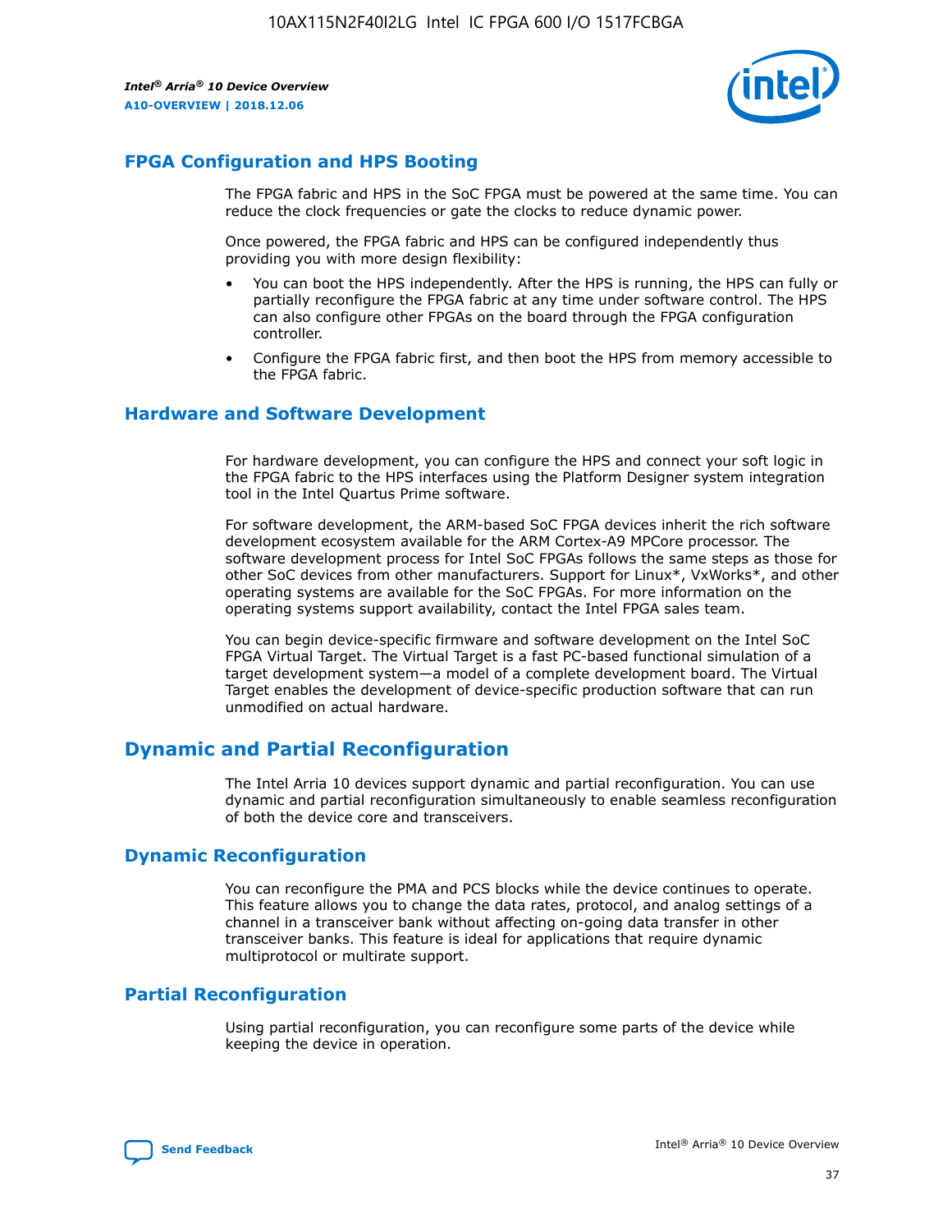## FPGA Configuration and HPS Booting

The FPGA fabric and HPS in the SoC FPGA must be powered at the same time. You can reduce the clock frequencies or gate the clocks to reduce dynamic power.

Once powered, the FPGA fabric and HPS can be configured independently thus providing you with more design flexibility:

- You can boot the HPS independently. After the HPS is running, the HPS can fully or partially reconfigure the FPGA fabric at any time under software control. The HPS can also configure other FPGAs on the board through the FPGA configuration controller.
- Configure the FPGA fabric first, and then boot the HPS from memory accessible to the FPGA fabric.

## Hardware and Software Development

For hardware development, you can configure the HPS and connect your soft logic in the FPGA fabric to the HPS interfaces using the Platform Designer system integration tool in the Intel Quartus Prime software.

For software development, the ARM-based SoC FPGA devices inherit the rich software development ecosystem available for the ARM Cortex-A9 MPCore processor. The software development process for Intel SoC FPGAs follows the same steps as those for other SoC devices from other manufacturers. Support for Linux*, VxWorks*, and other operating systems are available for the SoC FPGAs. For more information on the operating systems support availability, contact the Intel FPGA sales team.

You can begin device-specific firmware and software development on the Intel SoC FPGA Virtual Target. The Virtual Target is a fast PC-based functional simulation of a target development system—a model of a complete development board. The Virtual Target enables the development of device-specific production software that can run unmodified on actual hardware.

# Dynamic and Partial Reconfiguration

The Intel Arria 10 devices support dynamic and partial reconfiguration. You can use dynamic and partial reconfiguration simultaneously to enable seamless reconfiguration of both the device core and transceivers.

## Dynamic Reconfiguration

You can reconfigure the PMA and PCS blocks while the device continues to operate. This feature allows you to change the data rates, protocol, and analog settings of a channel in a transceiver bank without affecting on-going data transfer in other transceiver banks. This feature is ideal for applications that require dynamic multiprotocol or multirate support.

## Partial Reconfiguration

Using partial reconfiguration, you can reconfigure some parts of the device while keeping the device in operation.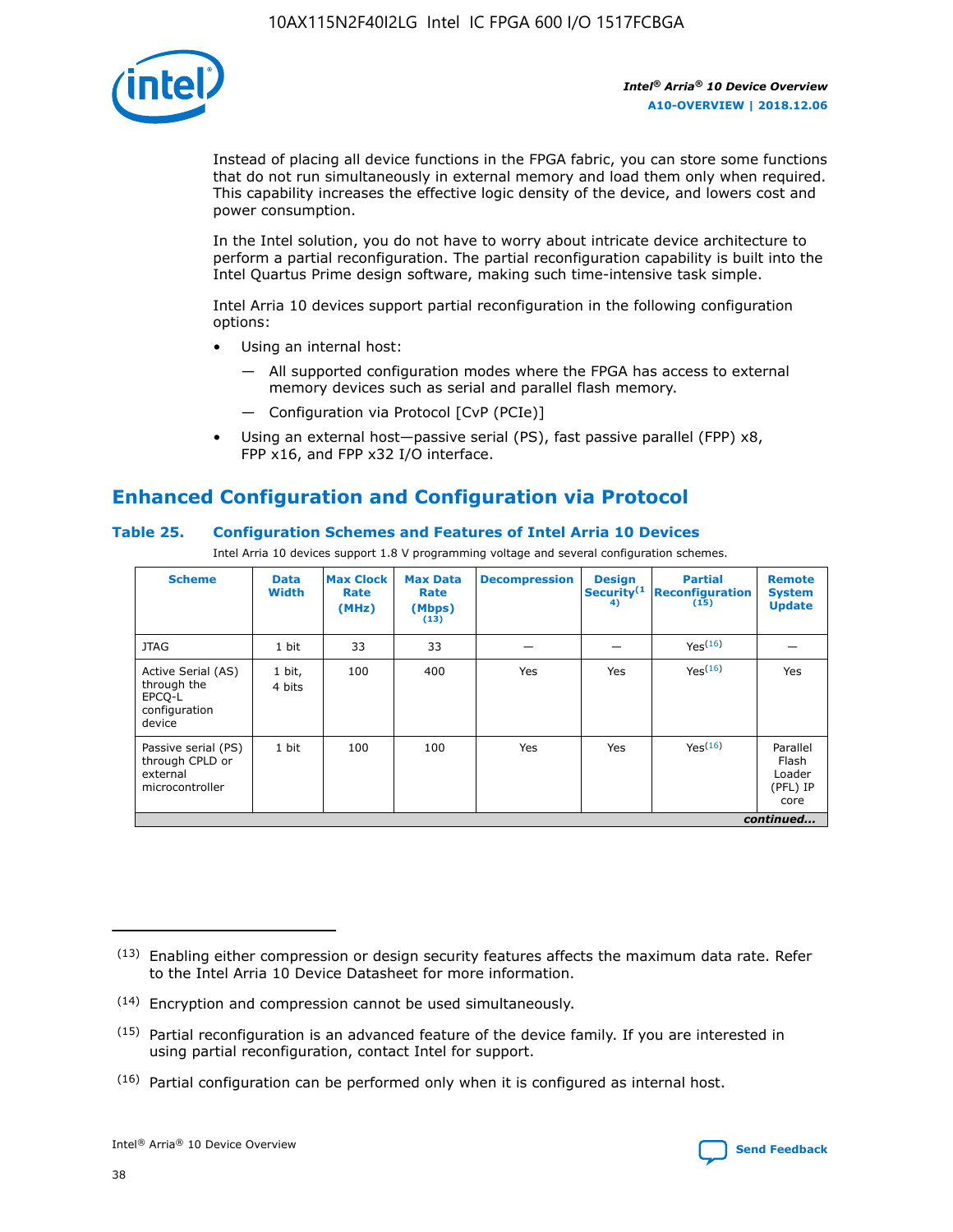Instead of placing all device functions in the FPGA fabric, you can store some functions that do not run simultaneously in external memory and load them only when required. This capability increases the effective logic density of the device, and lowers cost and power consumption.

In the Intel solution, you do not have to worry about intricate device architecture to perform a partial reconfiguration. The partial reconfiguration capability is built into the Intel Quartus Prime design software, making such time-intensive task simple.

Intel Arria 10 devices support partial reconfiguration in the following configuration options:

- Using an internal host:
  - All supported configuration modes where the FPGA has access to external memory devices such as serial and parallel flash memory.
  - Configuration via Protocol [CvP (PCIe)]
- Using an external host—passive serial (PS), fast passive parallel (FPP) x8, FPP x16, and FPP x32 I/O interface.

## Enhanced Configuration and Configuration via Protocol

### Table 25. Configuration Schemes and Features of Intel Arria 10 Devices

Intel Arria 10 devices support 1.8 V programming voltage and several configuration schemes.

| Scheme | Data Width | Max Clock Rate (MHz) | Max Data Rate (Mbps) (13) | Decompression | Design Security (14) | Partial Reconfiguration (15) | Remote System Update |
|---|---|---|---|---|---|---|---|
| JTAG | 1 bit | 33 | 33 | — | — | Yes(16) | — |
| Active Serial (AS) through the EPCQ-L configuration device | 1 bit, 4 bits | 100 | 400 | Yes | Yes | Yes(16) | Yes |
| Passive serial (PS) through CPLD or external microcontroller | 1 bit | 100 | 100 | Yes | Yes | Yes(16) | Parallel Flash Loader (PFL) IP core |

*continued...*

(13) Enabling either compression or design security features affects the maximum data rate. Refer to the Intel Arria 10 Device Datasheet for more information.

(14) Encryption and compression cannot be used simultaneously.

(15) Partial reconfiguration is an advanced feature of the device family. If you are interested in using partial reconfiguration, contact Intel for support.

(16) Partial configuration can be performed only when it is configured as internal host.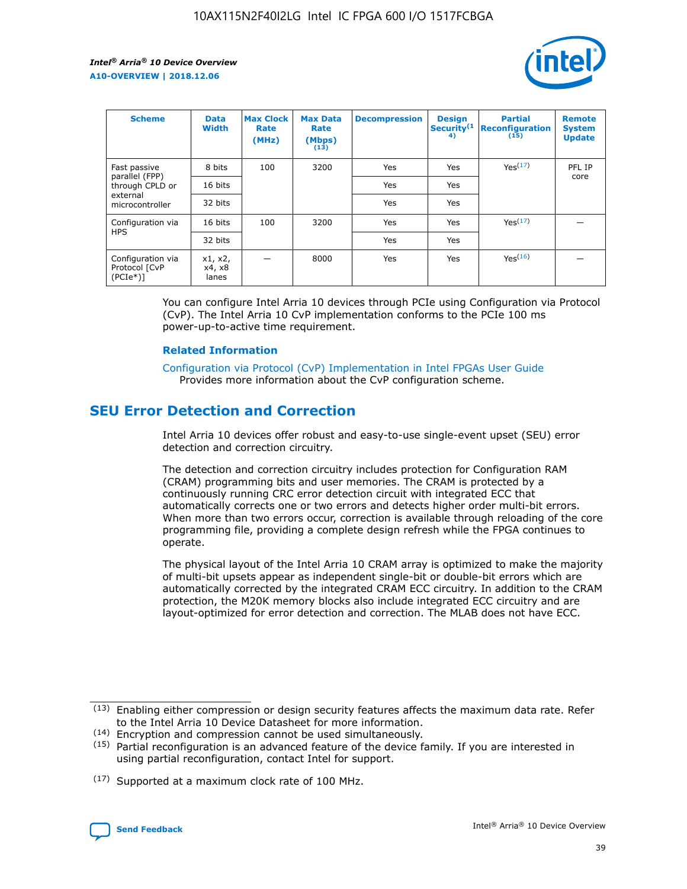| Scheme | Data Width | Max Clock Rate (MHz) | Max Data Rate (Mbps) (13) | Decompression | Design Security (14) | Partial Reconfiguration (15) | Remote System Update |
| --- | --- | --- | --- | --- | --- | --- | --- |
| Fast passive parallel (FPP) through CPLD or external microcontroller | 8 bits | 100 | 3200 | Yes | Yes | Yes (17) | PFL IP core |
| | 16 bits | | | Yes | Yes | | |
| | 32 bits | | | Yes | Yes | | |
| Configuration via HPS | 16 bits | 100 | 3200 | Yes | Yes | Yes (17) | — |
| | 32 bits | | | Yes | Yes | | |
| Configuration via Protocol [CvP (PCIe*)] | x1, x2, x4, x8 lanes | — | 8000 | Yes | Yes | Yes (16) | — |

You can configure Intel Arria 10 devices through PCIe using Configuration via Protocol (CvP). The Intel Arria 10 CvP implementation conforms to the PCIe 100 ms power-up-to-active time requirement.

### Related Information

Configuration via Protocol (CvP) Implementation in Intel FPGAs User Guide
Provides more information about the CvP configuration scheme.

## SEU Error Detection and Correction

Intel Arria 10 devices offer robust and easy-to-use single-event upset (SEU) error detection and correction circuitry.

The detection and correction circuitry includes protection for Configuration RAM (CRAM) programming bits and user memories. The CRAM is protected by a continuously running CRC error detection circuit with integrated ECC that automatically corrects one or two errors and detects higher order multi-bit errors. When more than two errors occur, correction is available through reloading of the core programming file, providing a complete design refresh while the FPGA continues to operate.

The physical layout of the Intel Arria 10 CRAM array is optimized to make the majority of multi-bit upsets appear as independent single-bit or double-bit errors which are automatically corrected by the integrated CRAM ECC circuitry. In addition to the CRAM protection, the M20K memory blocks also include integrated ECC circuitry and are layout-optimized for error detection and correction. The MLAB does not have ECC.

(13) Enabling either compression or design security features affects the maximum data rate. Refer to the Intel Arria 10 Device Datasheet for more information.

(14) Encryption and compression cannot be used simultaneously.

(15) Partial reconfiguration is an advanced feature of the device family. If you are interested in using partial reconfiguration, contact Intel for support.

(17) Supported at a maximum clock rate of 100 MHz.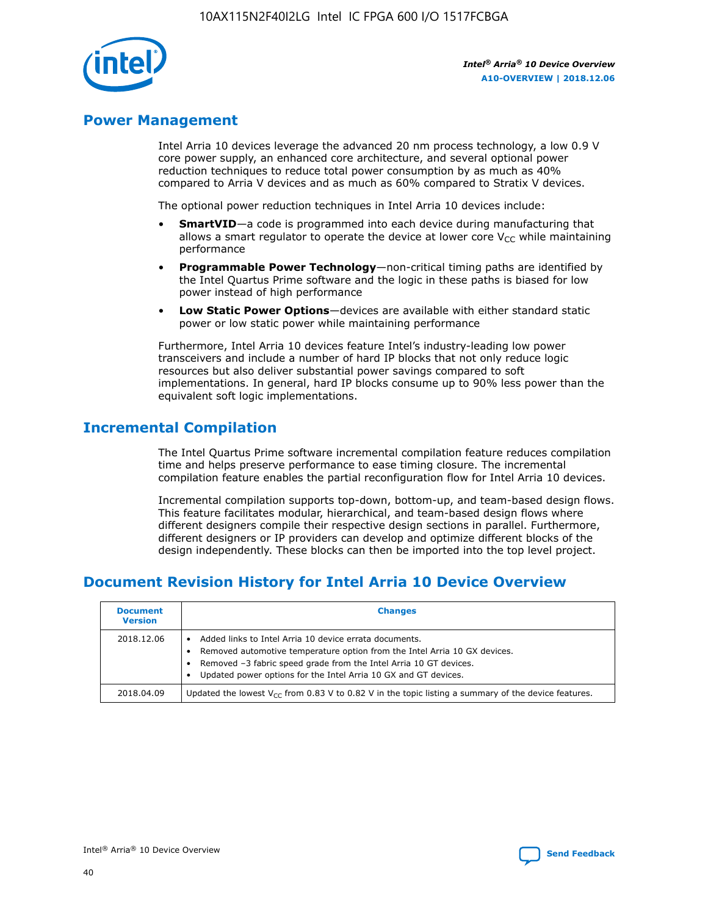## Power Management

Intel Arria 10 devices leverage the advanced 20 nm process technology, a low 0.9 V core power supply, an enhanced core architecture, and several optional power reduction techniques to reduce total power consumption by as much as 40% compared to Arria V devices and as much as 60% compared to Stratix V devices.

The optional power reduction techniques in Intel Arria 10 devices include:

- **SmartVID**—a code is programmed into each device during manufacturing that allows a smart regulator to operate the device at lower core $V_{CC}$ while maintaining performance
- **Programmable Power Technology**—non-critical timing paths are identified by the Intel Quartus Prime software and the logic in these paths is biased for low power instead of high performance
- **Low Static Power Options**—devices are available with either standard static power or low static power while maintaining performance

Furthermore, Intel Arria 10 devices feature Intel's industry-leading low power transceivers and include a number of hard IP blocks that not only reduce logic resources but also deliver substantial power savings compared to soft implementations. In general, hard IP blocks consume up to 90% less power than the equivalent soft logic implementations.

## Incremental Compilation

The Intel Quartus Prime software incremental compilation feature reduces compilation time and helps preserve performance to ease timing closure. The incremental compilation feature enables the partial reconfiguration flow for Intel Arria 10 devices.

Incremental compilation supports top-down, bottom-up, and team-based design flows. This feature facilitates modular, hierarchical, and team-based design flows where different designers compile their respective design sections in parallel. Furthermore, different designers or IP providers can develop and optimize different blocks of the design independently. These blocks can then be imported into the top level project.

## Document Revision History for Intel Arria 10 Device Overview

| Document Version | Changes |
|---|---|
| 2018.12.06 | • Added links to Intel Arria 10 device errata documents.<br>• Removed automotive temperature option from the Intel Arria 10 GX devices.<br>• Removed –3 fabric speed grade from the Intel Arria 10 GT devices.<br>• Updated power options for the Intel Arria 10 GX and GT devices. |
| 2018.04.09 | Updated the lowest $V_{CC}$ from 0.83 V to 0.82 V in the topic listing a summary of the device features. |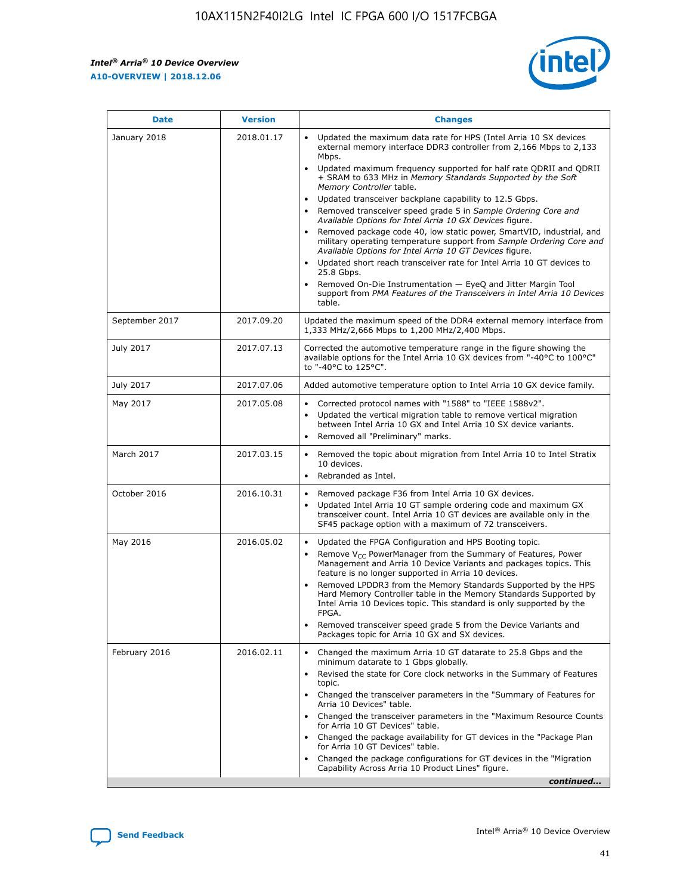| Date | Version | Changes |
| --- | --- | --- |
| January 2018 | 2018.01.17 | • Updated the maximum data rate for HPS (Intel Arria 10 SX devices external memory interface DDR3 controller from 2,166 Mbps to 2,133 Mbps.<br>• Updated maximum frequency supported for half rate QDRII and QDRII + SRAM to 633 MHz in *Memory Standards Supported by the Soft Memory Controller* table.<br>• Updated transceiver backplane capability to 12.5 Gbps.<br>• Removed transceiver speed grade 5 in *Sample Ordering Core and Available Options for Intel Arria 10 GX Devices* figure.<br>• Removed package code 40, low static power, SmartVID, industrial, and military operating temperature support from *Sample Ordering Core and Available Options for Intel Arria 10 GT Devices* figure.<br>• Updated short reach transceiver rate for Intel Arria 10 GT devices to 25.8 Gbps.<br>• Removed On-Die Instrumentation — EyeQ and Jitter Margin Tool support from *PMA Features of the Transceivers in Intel Arria 10 Devices* table. |
| September 2017 | 2017.09.20 | Updated the maximum speed of the DDR4 external memory interface from 1,333 MHz/2,666 Mbps to 1,200 MHz/2,400 Mbps. |
| July 2017 | 2017.07.13 | Corrected the automotive temperature range in the figure showing the available options for the Intel Arria 10 GX devices from "-40°C to 100°C" to "-40°C to 125°C". |
| July 2017 | 2017.07.06 | Added automotive temperature option to Intel Arria 10 GX device family. |
| May 2017 | 2017.05.08 | • Corrected protocol names with "1588" to "IEEE 1588v2".<br>• Updated the vertical migration table to remove vertical migration between Intel Arria 10 GX and Intel Arria 10 SX device variants.<br>• Removed all "Preliminary" marks. |
| March 2017 | 2017.03.15 | • Removed the topic about migration from Intel Arria 10 to Intel Stratix 10 devices.<br>• Rebranded as Intel. |
| October 2016 | 2016.10.31 | • Removed package F36 from Intel Arria 10 GX devices.<br>• Updated Intel Arria 10 GT sample ordering code and maximum GX transceiver count. Intel Arria 10 GT devices are available only in the SF45 package option with a maximum of 72 transceivers. |
| May 2016 | 2016.05.02 | • Updated the FPGA Configuration and HPS Booting topic.<br>• Remove $V_{CC}$ PowerManager from the Summary of Features, Power Management and Arria 10 Device Variants and packages topics. This feature is no longer supported in Arria 10 devices.<br>• Removed LPDDR3 from the Memory Standards Supported by the HPS Hard Memory Controller table in the Memory Standards Supported by Intel Arria 10 Devices topic. This standard is only supported by the FPGA.<br>• Removed transceiver speed grade 5 from the Device Variants and Packages topic for Arria 10 GX and SX devices. |
| February 2016 | 2016.02.11 | • Changed the maximum Arria 10 GT datarate to 25.8 Gbps and the minimum datarate to 1 Gbps globally.<br>• Revised the state for Core clock networks in the Summary of Features topic.<br>• Changed the transceiver parameters in the "Summary of Features for Arria 10 Devices" table.<br>• Changed the transceiver parameters in the "Maximum Resource Counts for Arria 10 GT Devices" table.<br>• Changed the package availability for GT devices in the "Package Plan for Arria 10 GT Devices" table.<br>• Changed the package configurations for GT devices in the "Migration Capability Across Arria 10 Product Lines" figure. |

*continued...*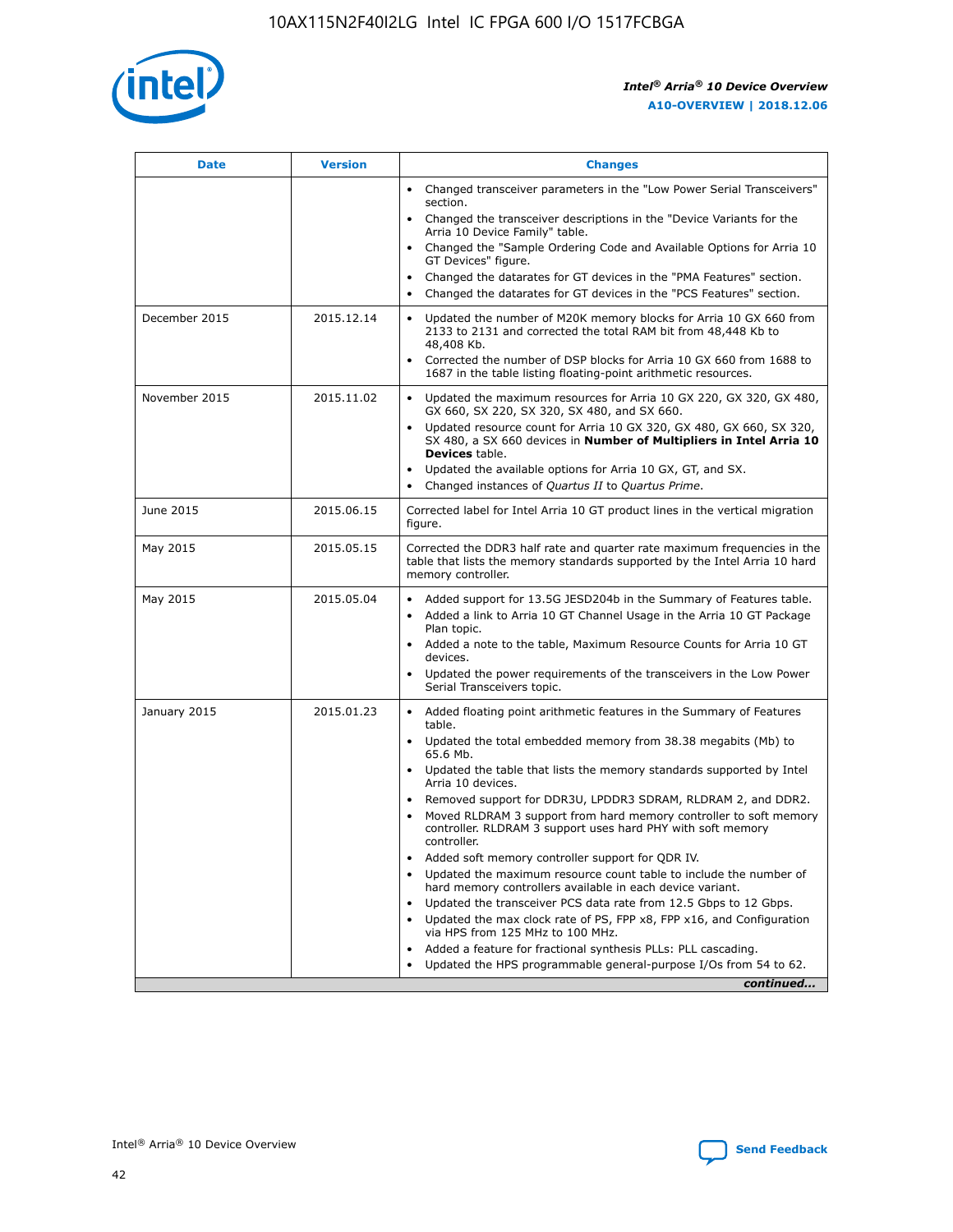| Date | Version | Changes |
| --- | --- | --- |
| | | • Changed transceiver parameters in the "Low Power Serial Transceivers" section.<br>• Changed the transceiver descriptions in the "Device Variants for the Arria 10 Device Family" table.<br>• Changed the "Sample Ordering Code and Available Options for Arria 10 GT Devices" figure.<br>• Changed the datarates for GT devices in the "PMA Features" section.<br>• Changed the datarates for GT devices in the "PCS Features" section. |
| December 2015 | 2015.12.14 | • Updated the number of M20K memory blocks for Arria 10 GX 660 from 2133 to 2131 and corrected the total RAM bit from 48,448 Kb to 48,408 Kb.<br>• Corrected the number of DSP blocks for Arria 10 GX 660 from 1688 to 1687 in the table listing floating-point arithmetic resources. |
| November 2015 | 2015.11.02 | • Updated the maximum resources for Arria 10 GX 220, GX 320, GX 480, GX 660, SX 220, SX 320, SX 480, and SX 660.<br>• Updated resource count for Arria 10 GX 320, GX 480, GX 660, SX 320, SX 480, a SX 660 devices in **Number of Multipliers in Intel Arria 10 Devices** table.<br>• Updated the available options for Arria 10 GX, GT, and SX.<br>• Changed instances of *Quartus II* to *Quartus Prime*. |
| June 2015 | 2015.06.15 | Corrected label for Intel Arria 10 GT product lines in the vertical migration figure. |
| May 2015 | 2015.05.15 | Corrected the DDR3 half rate and quarter rate maximum frequencies in the table that lists the memory standards supported by the Intel Arria 10 hard memory controller. |
| May 2015 | 2015.05.04 | • Added support for 13.5G JESD204b in the Summary of Features table.<br>• Added a link to Arria 10 GT Channel Usage in the Arria 10 GT Package Plan topic.<br>• Added a note to the table, Maximum Resource Counts for Arria 10 GT devices.<br>• Updated the power requirements of the transceivers in the Low Power Serial Transceivers topic. |
| January 2015 | 2015.01.23 | • Added floating point arithmetic features in the Summary of Features table.<br>• Updated the total embedded memory from 38.38 megabits (Mb) to 65.6 Mb.<br>• Updated the table that lists the memory standards supported by Intel Arria 10 devices.<br>• Removed support for DDR3U, LPDDR3 SDRAM, RLDRAM 2, and DDR2.<br>• Moved RLDRAM 3 support from hard memory controller to soft memory controller. RLDRAM 3 support uses hard PHY with soft memory controller.<br>• Added soft memory controller support for QDR IV.<br>• Updated the maximum resource count table to include the number of hard memory controllers available in each device variant.<br>• Updated the transceiver PCS data rate from 12.5 Gbps to 12 Gbps.<br>• Updated the max clock rate of PS, FPP x8, FPP x16, and Configuration via HPS from 125 MHz to 100 MHz.<br>• Added a feature for fractional synthesis PLLs: PLL cascading.<br>• Updated the HPS programmable general-purpose I/Os from 54 to 62. |

*continued...*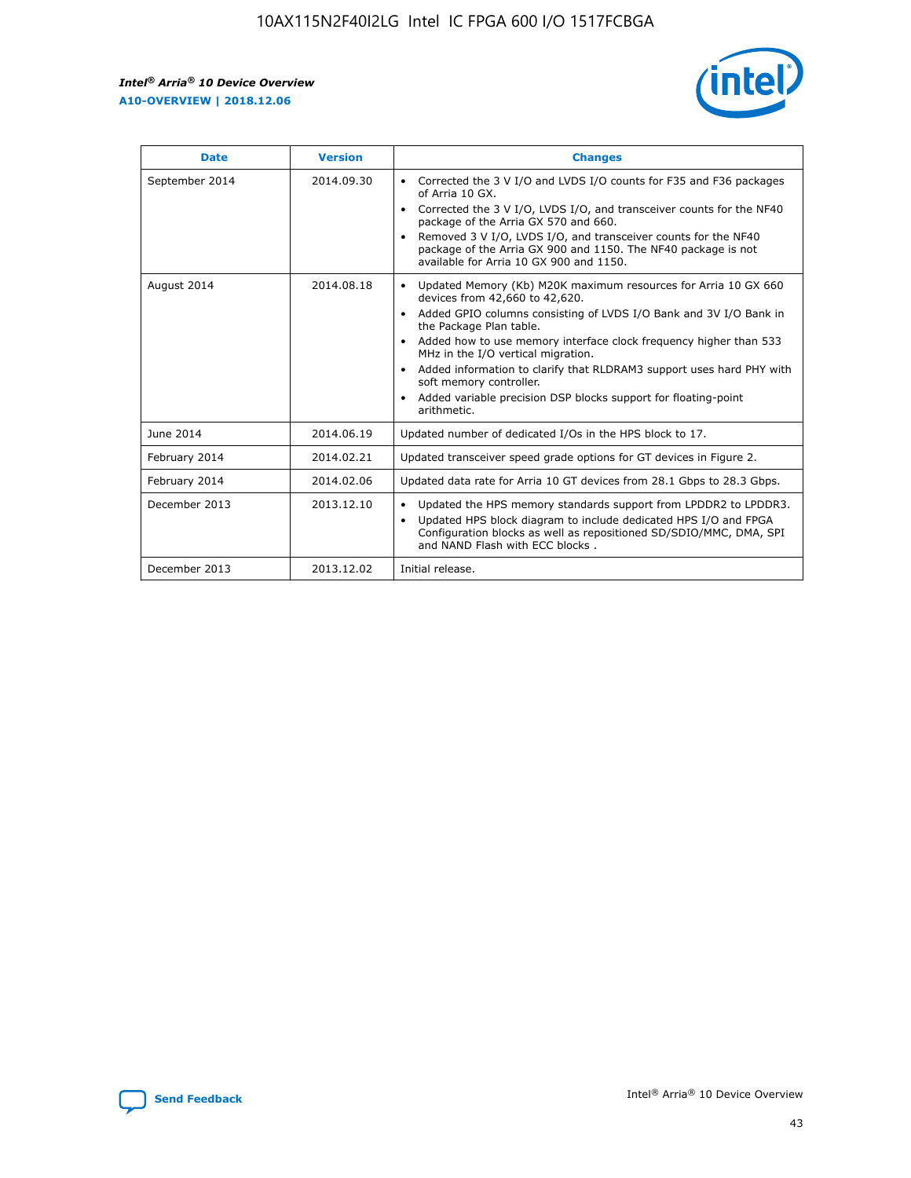| Date | Version | Changes |
| --- | --- | --- |
| September 2014 | 2014.09.30 | • Corrected the 3 V I/O and LVDS I/O counts for F35 and F36 packages of Arria 10 GX.<br>• Corrected the 3 V I/O, LVDS I/O, and transceiver counts for the NF40 package of the Arria GX 570 and 660.<br>• Removed 3 V I/O, LVDS I/O, and transceiver counts for the NF40 package of the Arria GX 900 and 1150. The NF40 package is not available for Arria 10 GX 900 and 1150. |
| August 2014 | 2014.08.18 | • Updated Memory (Kb) M20K maximum resources for Arria 10 GX 660 devices from 42,660 to 42,620.<br>• Added GPIO columns consisting of LVDS I/O Bank and 3V I/O Bank in the Package Plan table.<br>• Added how to use memory interface clock frequency higher than 533 MHz in the I/O vertical migration.<br>• Added information to clarify that RLDRAM3 support uses hard PHY with soft memory controller.<br>• Added variable precision DSP blocks support for floating-point arithmetic. |
| June 2014 | 2014.06.19 | Updated number of dedicated I/Os in the HPS block to 17. |
| February 2014 | 2014.02.21 | Updated transceiver speed grade options for GT devices in Figure 2. |
| February 2014 | 2014.02.06 | Updated data rate for Arria 10 GT devices from 28.1 Gbps to 28.3 Gbps. |
| December 2013 | 2013.12.10 | • Updated the HPS memory standards support from LPDDR2 to LPDDR3.<br>• Updated HPS block diagram to include dedicated HPS I/O and FPGA Configuration blocks as well as repositioned SD/SDIO/MMC, DMA, SPI and NAND Flash with ECC blocks . |
| December 2013 | 2013.12.02 | Initial release. |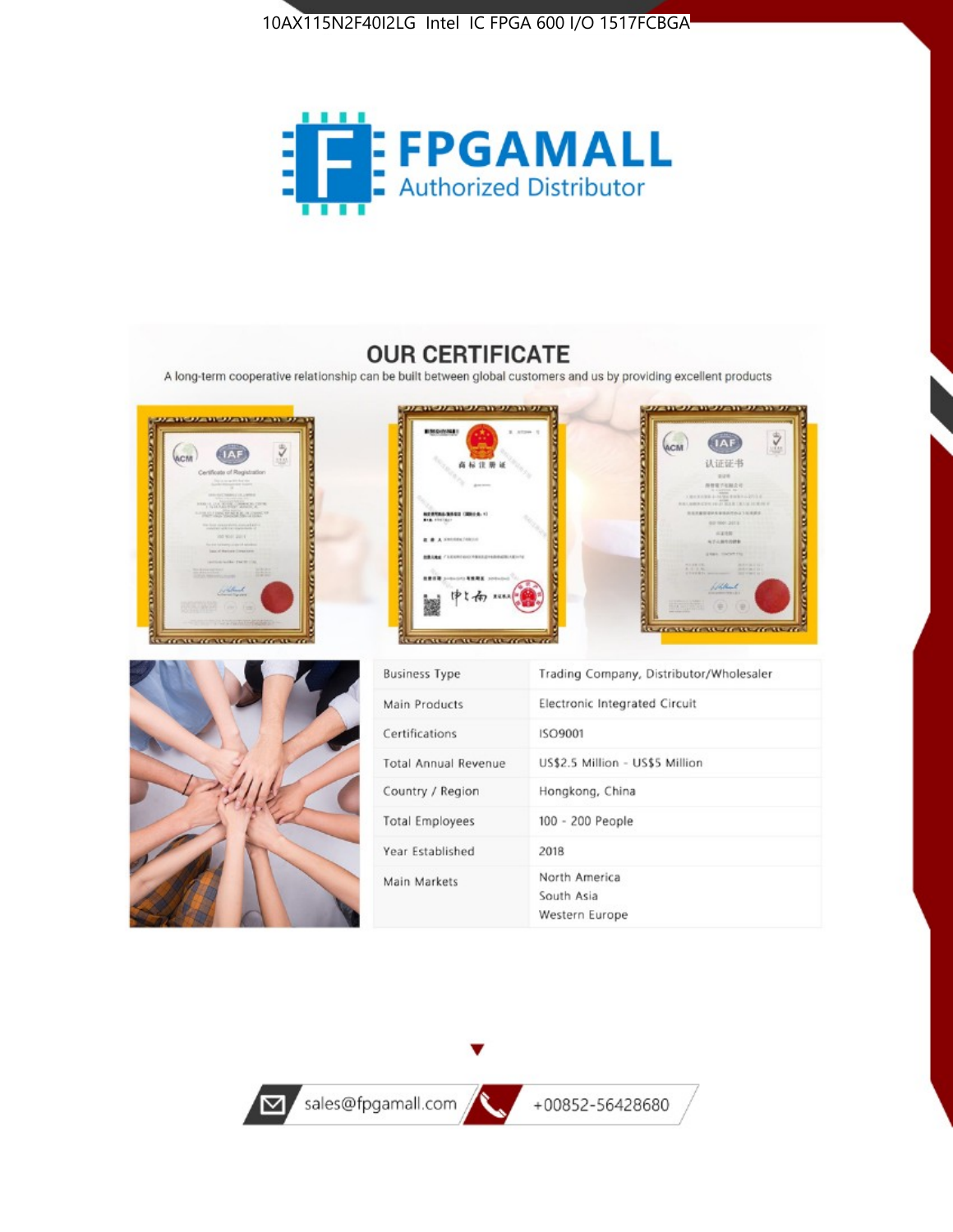FPGAMALL
Authorized Distributor

## OUR CERTIFICATE

A long-term cooperative relationship can be built between global customers and us by providing excellent products

| | |
|---|---|
| Business Type | Trading Company, Distributor/Wholesaler |
| Main Products | Electronic Integrated Circuit |
| Certifications | ISO9001 |
| Total Annual Revenue | US$2.5 Million - US$5 Million |
| Country / Region | Hongkong, China |
| Total Employees | 100 - 200 People |
| Year Established | 2018 |
| Main Markets | North America<br>South Asia<br>Western Europe |

sales@fpgamall.com

+00852-56428680